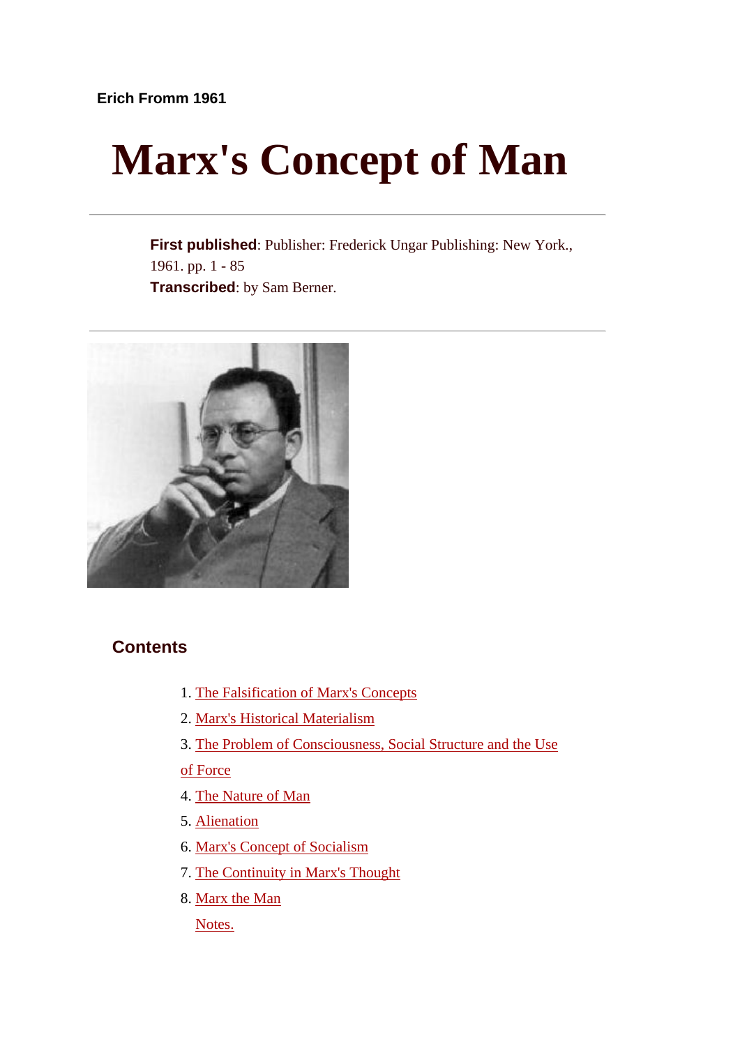**Erich Fromm 1961**

# Marx's Concept of Man

---

**First published**: Publisher: Frederick Ungar Publishing: New York., 1961. pp. 1 - 85
**Transcribed**: by Sam Berner.

---

## Contents

1. The Falsification of Marx's Concepts
2. Marx's Historical Materialism
3. The Problem of Consciousness, Social Structure and the Use of Force
4. The Nature of Man
5. Alienation
6. Marx's Concept of Socialism
7. The Continuity in Marx's Thought
8. Marx the Man

Notes.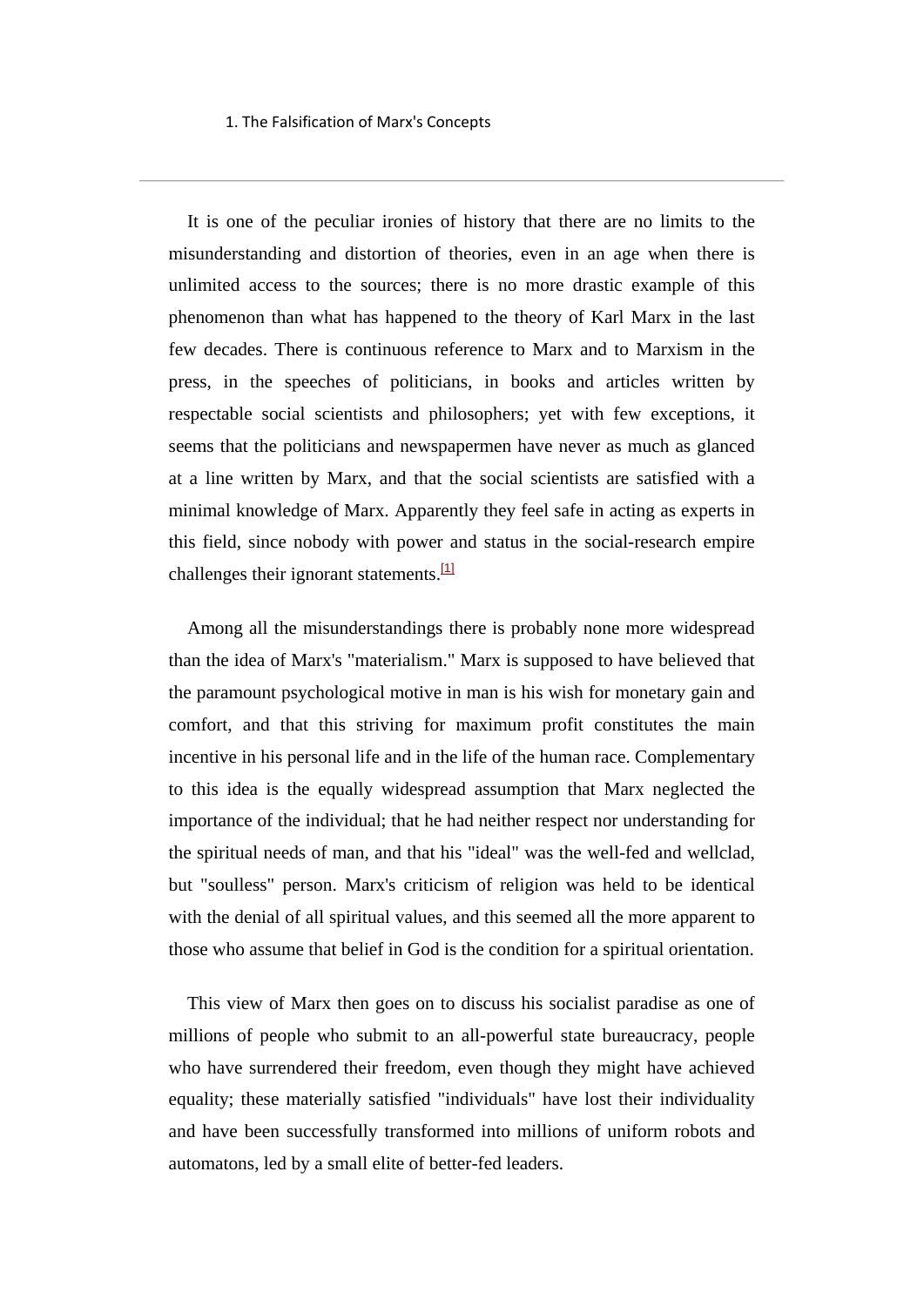# 1. The Falsification of Marx's Concepts

It is one of the peculiar ironies of history that there are no limits to the misunderstanding and distortion of theories, even in an age when there is unlimited access to the sources; there is no more drastic example of this phenomenon than what has happened to the theory of Karl Marx in the last few decades. There is continuous reference to Marx and to Marxism in the press, in the speeches of politicians, in books and articles written by respectable social scientists and philosophers; yet with few exceptions, it seems that the politicians and newspapermen have never as much as glanced at a line written by Marx, and that the social scientists are satisfied with a minimal knowledge of Marx. Apparently they feel safe in acting as experts in this field, since nobody with power and status in the social-research empire challenges their ignorant statements.[1]

Among all the misunderstandings there is probably none more widespread than the idea of Marx's "materialism." Marx is supposed to have believed that the paramount psychological motive in man is his wish for monetary gain and comfort, and that this striving for maximum profit constitutes the main incentive in his personal life and in the life of the human race. Complementary to this idea is the equally widespread assumption that Marx neglected the importance of the individual; that he had neither respect nor understanding for the spiritual needs of man, and that his "ideal" was the well-fed and wellclad, but "soulless" person. Marx's criticism of religion was held to be identical with the denial of all spiritual values, and this seemed all the more apparent to those who assume that belief in God is the condition for a spiritual orientation.

This view of Marx then goes on to discuss his socialist paradise as one of millions of people who submit to an all-powerful state bureaucracy, people who have surrendered their freedom, even though they might have achieved equality; these materially satisfied "individuals" have lost their individuality and have been successfully transformed into millions of uniform robots and automatons, led by a small elite of better-fed leaders.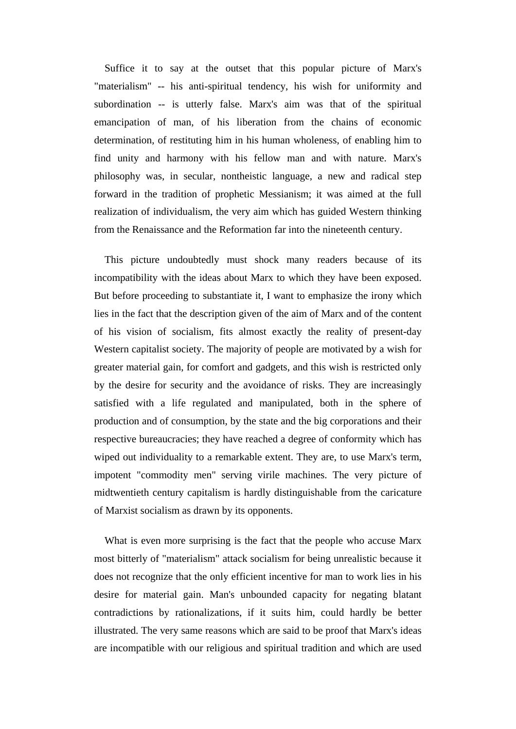Suffice it to say at the outset that this popular picture of Marx's "materialism" -- his anti-spiritual tendency, his wish for uniformity and subordination -- is utterly false. Marx's aim was that of the spiritual emancipation of man, of his liberation from the chains of economic determination, of restituting him in his human wholeness, of enabling him to find unity and harmony with his fellow man and with nature. Marx's philosophy was, in secular, nontheistic language, a new and radical step forward in the tradition of prophetic Messianism; it was aimed at the full realization of individualism, the very aim which has guided Western thinking from the Renaissance and the Reformation far into the nineteenth century.

This picture undoubtedly must shock many readers because of its incompatibility with the ideas about Marx to which they have been exposed. But before proceeding to substantiate it, I want to emphasize the irony which lies in the fact that the description given of the aim of Marx and of the content of his vision of socialism, fits almost exactly the reality of present-day Western capitalist society. The majority of people are motivated by a wish for greater material gain, for comfort and gadgets, and this wish is restricted only by the desire for security and the avoidance of risks. They are increasingly satisfied with a life regulated and manipulated, both in the sphere of production and of consumption, by the state and the big corporations and their respective bureaucracies; they have reached a degree of conformity which has wiped out individuality to a remarkable extent. They are, to use Marx's term, impotent "commodity men" serving virile machines. The very picture of midtwentieth century capitalism is hardly distinguishable from the caricature of Marxist socialism as drawn by its opponents.

What is even more surprising is the fact that the people who accuse Marx most bitterly of "materialism" attack socialism for being unrealistic because it does not recognize that the only efficient incentive for man to work lies in his desire for material gain. Man's unbounded capacity for negating blatant contradictions by rationalizations, if it suits him, could hardly be better illustrated. The very same reasons which are said to be proof that Marx's ideas are incompatible with our religious and spiritual tradition and which are used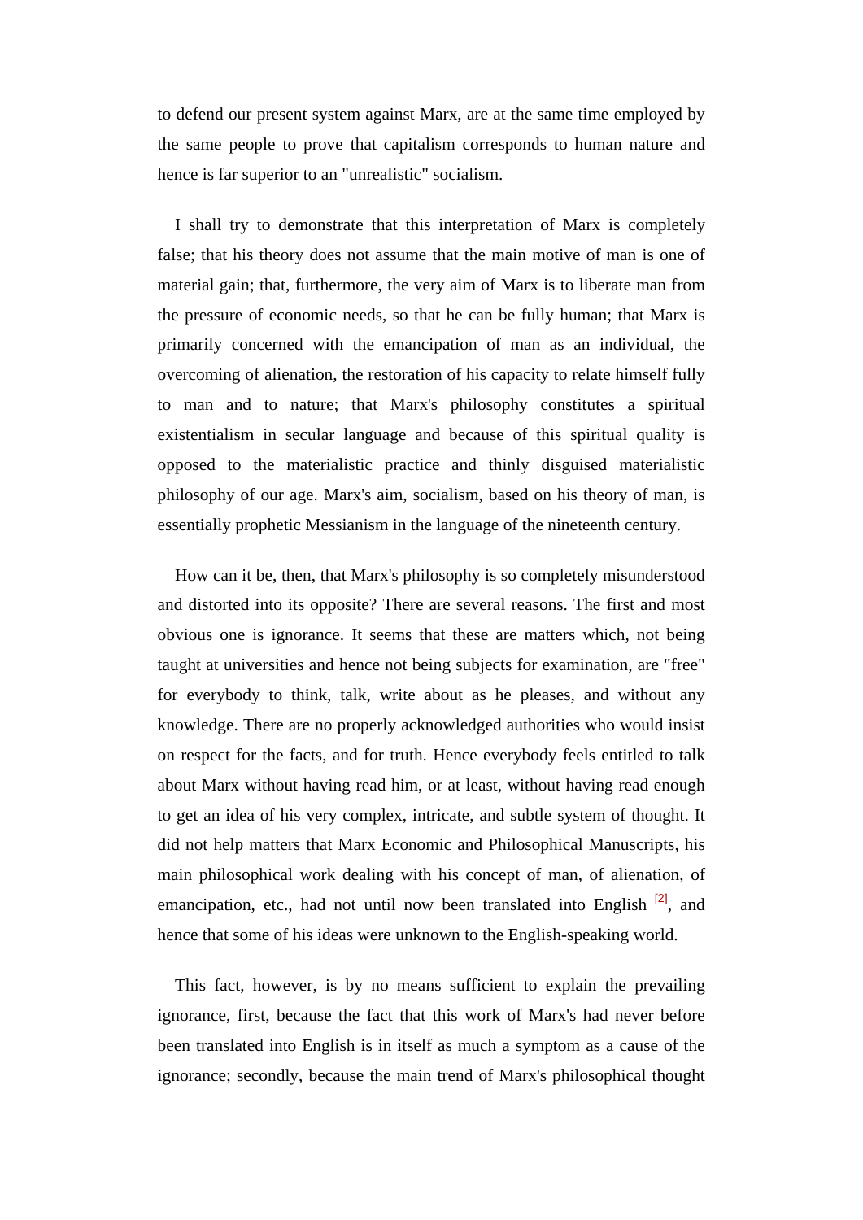to defend our present system against Marx, are at the same time employed by the same people to prove that capitalism corresponds to human nature and hence is far superior to an "unrealistic" socialism.

I shall try to demonstrate that this interpretation of Marx is completely false; that his theory does not assume that the main motive of man is one of material gain; that, furthermore, the very aim of Marx is to liberate man from the pressure of economic needs, so that he can be fully human; that Marx is primarily concerned with the emancipation of man as an individual, the overcoming of alienation, the restoration of his capacity to relate himself fully to man and to nature; that Marx's philosophy constitutes a spiritual existentialism in secular language and because of this spiritual quality is opposed to the materialistic practice and thinly disguised materialistic philosophy of our age. Marx's aim, socialism, based on his theory of man, is essentially prophetic Messianism in the language of the nineteenth century.

How can it be, then, that Marx's philosophy is so completely misunderstood and distorted into its opposite? There are several reasons. The first and most obvious one is ignorance. It seems that these are matters which, not being taught at universities and hence not being subjects for examination, are "free" for everybody to think, talk, write about as he pleases, and without any knowledge. There are no properly acknowledged authorities who would insist on respect for the facts, and for truth. Hence everybody feels entitled to talk about Marx without having read him, or at least, without having read enough to get an idea of his very complex, intricate, and subtle system of thought. It did not help matters that Marx Economic and Philosophical Manuscripts, his main philosophical work dealing with his concept of man, of alienation, of emancipation, etc., had not until now been translated into English [2], and hence that some of his ideas were unknown to the English-speaking world.

This fact, however, is by no means sufficient to explain the prevailing ignorance, first, because the fact that this work of Marx's had never before been translated into English is in itself as much a symptom as a cause of the ignorance; secondly, because the main trend of Marx's philosophical thought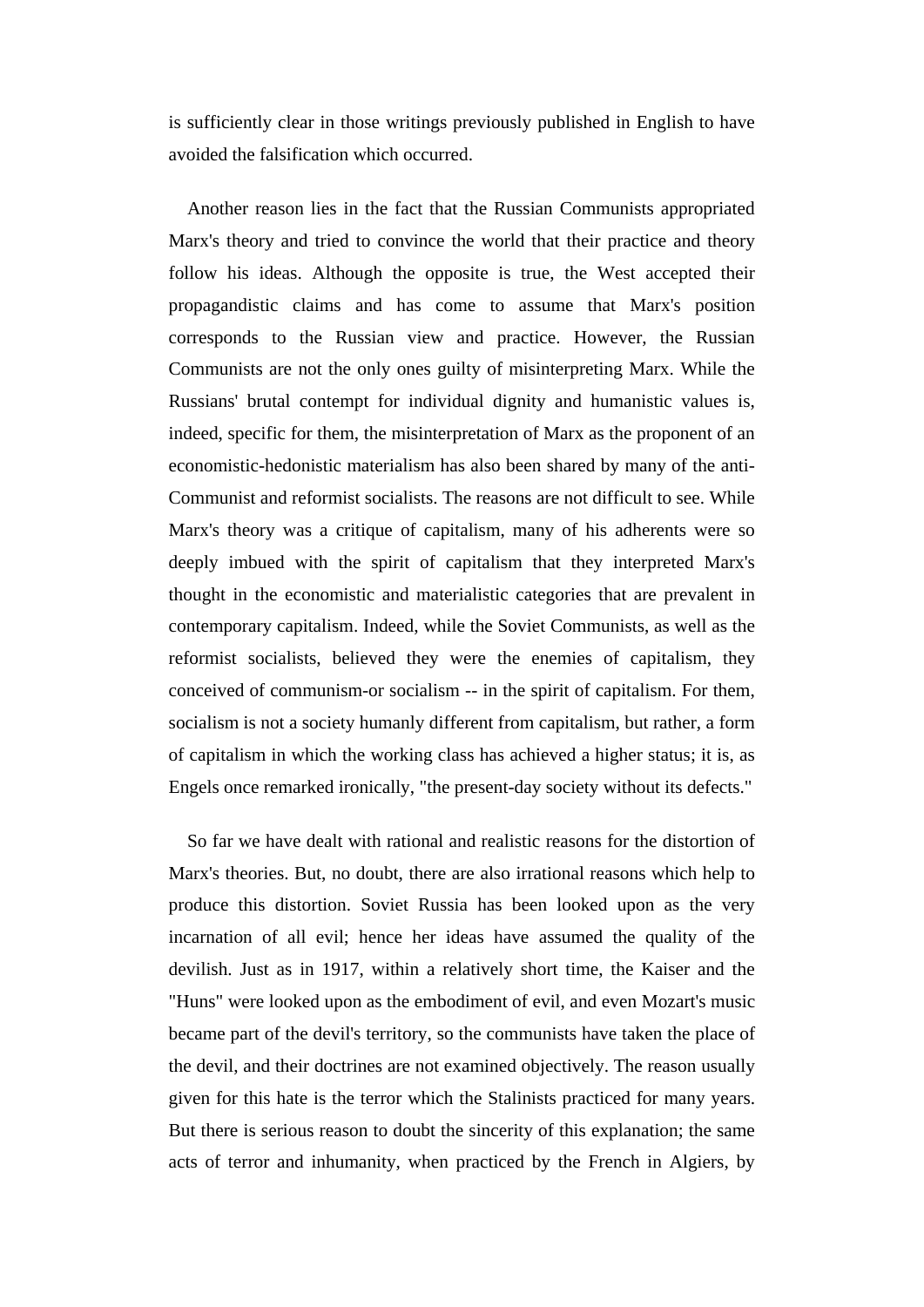is sufficiently clear in those writings previously published in English to have avoided the falsification which occurred.

Another reason lies in the fact that the Russian Communists appropriated Marx's theory and tried to convince the world that their practice and theory follow his ideas. Although the opposite is true, the West accepted their propagandistic claims and has come to assume that Marx's position corresponds to the Russian view and practice. However, the Russian Communists are not the only ones guilty of misinterpreting Marx. While the Russians' brutal contempt for individual dignity and humanistic values is, indeed, specific for them, the misinterpretation of Marx as the proponent of an economistic-hedonistic materialism has also been shared by many of the anti-Communist and reformist socialists. The reasons are not difficult to see. While Marx's theory was a critique of capitalism, many of his adherents were so deeply imbued with the spirit of capitalism that they interpreted Marx's thought in the economistic and materialistic categories that are prevalent in contemporary capitalism. Indeed, while the Soviet Communists, as well as the reformist socialists, believed they were the enemies of capitalism, they conceived of communism-or socialism -- in the spirit of capitalism. For them, socialism is not a society humanly different from capitalism, but rather, a form of capitalism in which the working class has achieved a higher status; it is, as Engels once remarked ironically, "the present-day society without its defects."

So far we have dealt with rational and realistic reasons for the distortion of Marx's theories. But, no doubt, there are also irrational reasons which help to produce this distortion. Soviet Russia has been looked upon as the very incarnation of all evil; hence her ideas have assumed the quality of the devilish. Just as in 1917, within a relatively short time, the Kaiser and the "Huns" were looked upon as the embodiment of evil, and even Mozart's music became part of the devil's territory, so the communists have taken the place of the devil, and their doctrines are not examined objectively. The reason usually given for this hate is the terror which the Stalinists practiced for many years. But there is serious reason to doubt the sincerity of this explanation; the same acts of terror and inhumanity, when practiced by the French in Algiers, by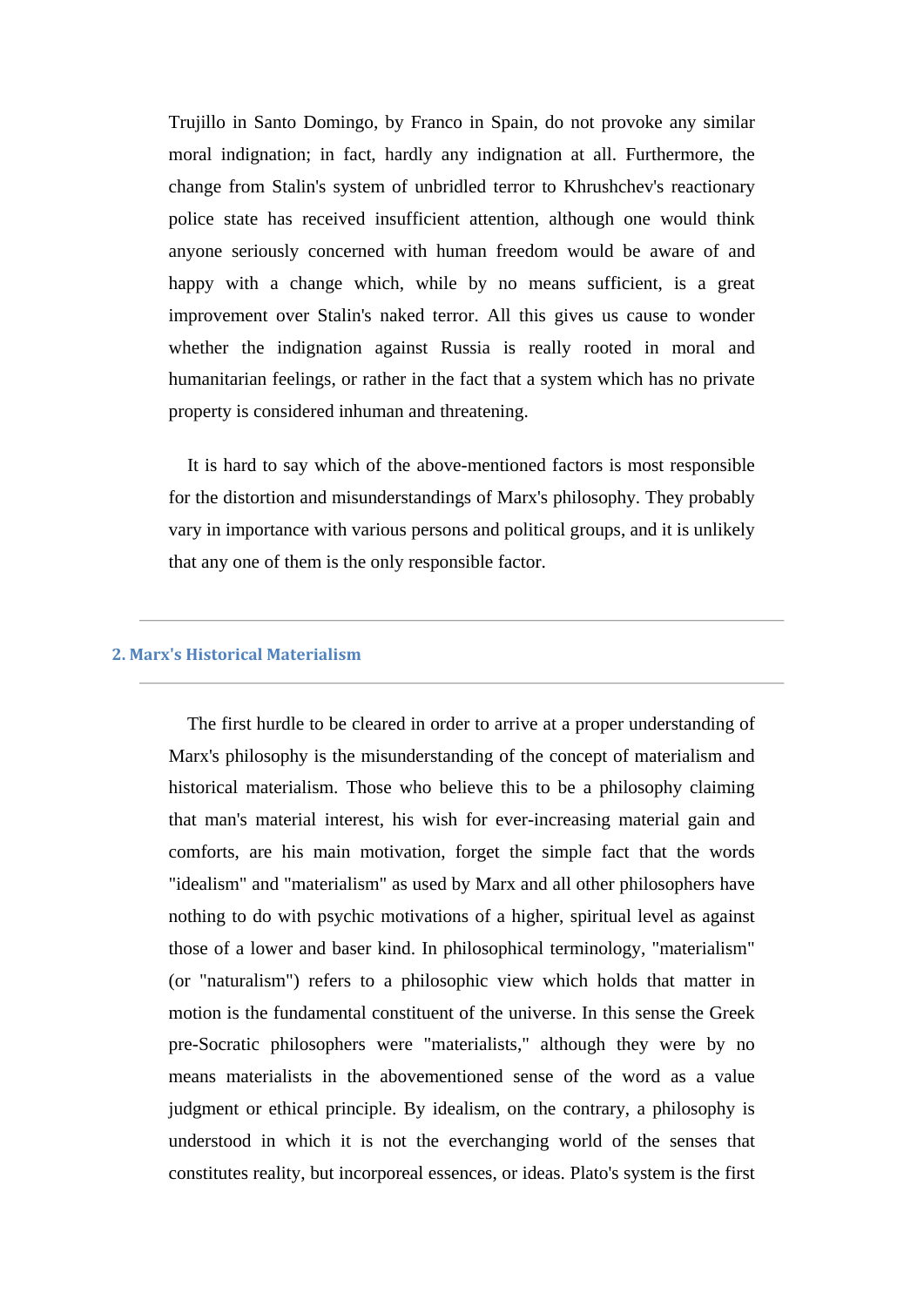Trujillo in Santo Domingo, by Franco in Spain, do not provoke any similar moral indignation; in fact, hardly any indignation at all. Furthermore, the change from Stalin's system of unbridled terror to Khrushchev's reactionary police state has received insufficient attention, although one would think anyone seriously concerned with human freedom would be aware of and happy with a change which, while by no means sufficient, is a great improvement over Stalin's naked terror. All this gives us cause to wonder whether the indignation against Russia is really rooted in moral and humanitarian feelings, or rather in the fact that a system which has no private property is considered inhuman and threatening.

It is hard to say which of the above-mentioned factors is most responsible for the distortion and misunderstandings of Marx's philosophy. They probably vary in importance with various persons and political groups, and it is unlikely that any one of them is the only responsible factor.

---

## 2. Marx's Historical Materialism

---

The first hurdle to be cleared in order to arrive at a proper understanding of Marx's philosophy is the misunderstanding of the concept of materialism and historical materialism. Those who believe this to be a philosophy claiming that man's material interest, his wish for ever-increasing material gain and comforts, are his main motivation, forget the simple fact that the words "idealism" and "materialism" as used by Marx and all other philosophers have nothing to do with psychic motivations of a higher, spiritual level as against those of a lower and baser kind. In philosophical terminology, "materialism" (or "naturalism") refers to a philosophic view which holds that matter in motion is the fundamental constituent of the universe. In this sense the Greek pre-Socratic philosophers were "materialists," although they were by no means materialists in the abovementioned sense of the word as a value judgment or ethical principle. By idealism, on the contrary, a philosophy is understood in which it is not the everchanging world of the senses that constitutes reality, but incorporeal essences, or ideas. Plato's system is the first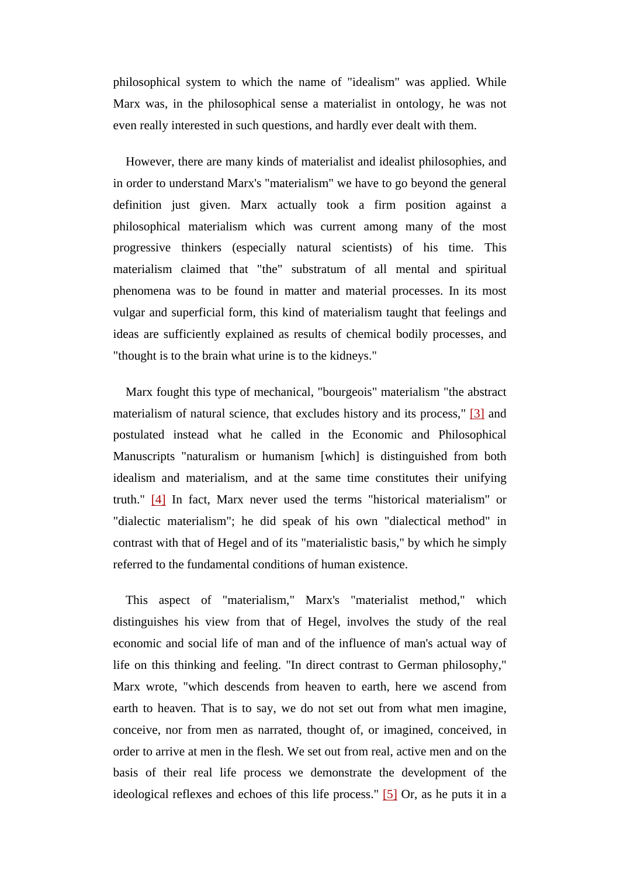philosophical system to which the name of "idealism" was applied. While Marx was, in the philosophical sense a materialist in ontology, he was not even really interested in such questions, and hardly ever dealt with them.

However, there are many kinds of materialist and idealist philosophies, and in order to understand Marx's "materialism" we have to go beyond the general definition just given. Marx actually took a firm position against a philosophical materialism which was current among many of the most progressive thinkers (especially natural scientists) of his time. This materialism claimed that "the" substratum of all mental and spiritual phenomena was to be found in matter and material processes. In its most vulgar and superficial form, this kind of materialism taught that feelings and ideas are sufficiently explained as results of chemical bodily processes, and "thought is to the brain what urine is to the kidneys."

Marx fought this type of mechanical, "bourgeois" materialism "the abstract materialism of natural science, that excludes history and its process," [3] and postulated instead what he called in the Economic and Philosophical Manuscripts "naturalism or humanism [which] is distinguished from both idealism and materialism, and at the same time constitutes their unifying truth." [4] In fact, Marx never used the terms "historical materialism" or "dialectic materialism"; he did speak of his own "dialectical method" in contrast with that of Hegel and of its "materialistic basis," by which he simply referred to the fundamental conditions of human existence.

This aspect of "materialism," Marx's "materialist method," which distinguishes his view from that of Hegel, involves the study of the real economic and social life of man and of the influence of man's actual way of life on this thinking and feeling. "In direct contrast to German philosophy," Marx wrote, "which descends from heaven to earth, here we ascend from earth to heaven. That is to say, we do not set out from what men imagine, conceive, nor from men as narrated, thought of, or imagined, conceived, in order to arrive at men in the flesh. We set out from real, active men and on the basis of their real life process we demonstrate the development of the ideological reflexes and echoes of this life process." [5] Or, as he puts it in a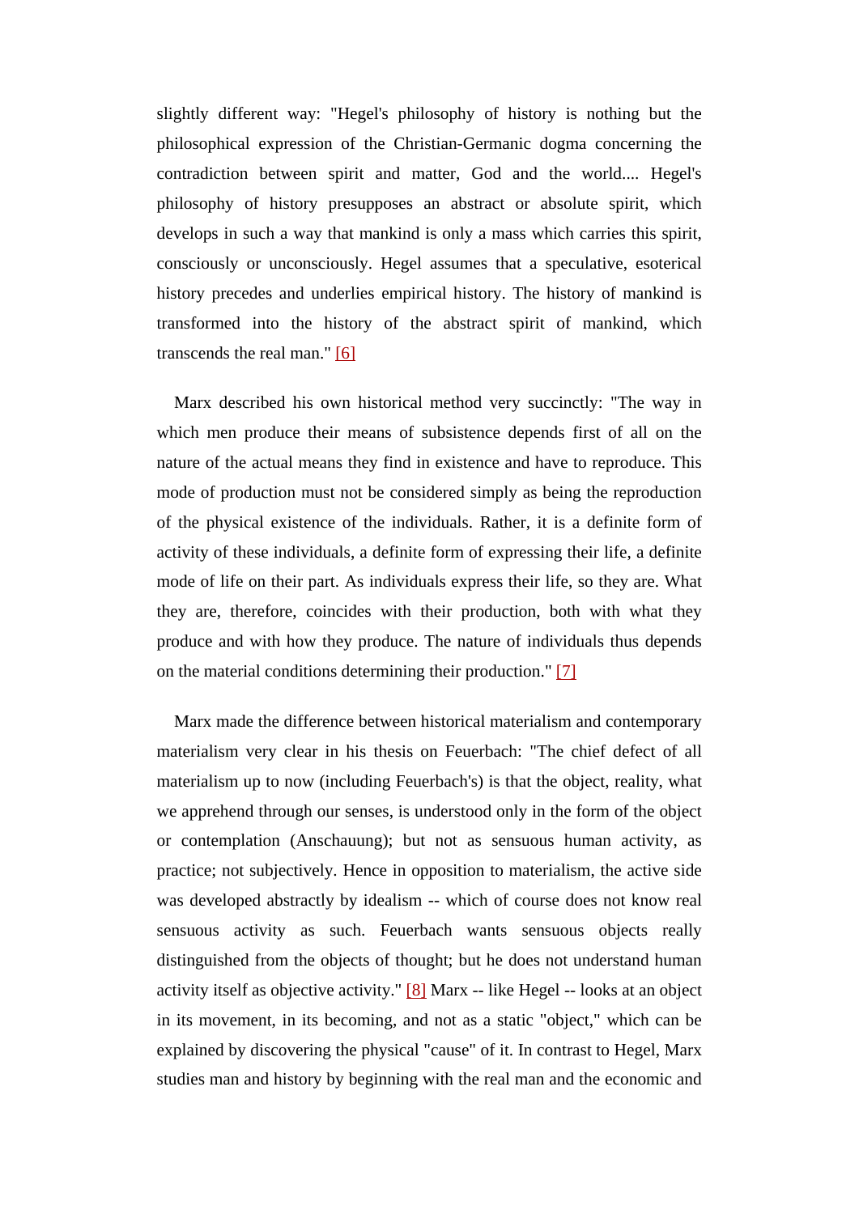slightly different way: "Hegel's philosophy of history is nothing but the philosophical expression of the Christian-Germanic dogma concerning the contradiction between spirit and matter, God and the world.... Hegel's philosophy of history presupposes an abstract or absolute spirit, which develops in such a way that mankind is only a mass which carries this spirit, consciously or unconsciously. Hegel assumes that a speculative, esoterical history precedes and underlies empirical history. The history of mankind is transformed into the history of the abstract spirit of mankind, which transcends the real man." [6]

Marx described his own historical method very succinctly: "The way in which men produce their means of subsistence depends first of all on the nature of the actual means they find in existence and have to reproduce. This mode of production must not be considered simply as being the reproduction of the physical existence of the individuals. Rather, it is a definite form of activity of these individuals, a definite form of expressing their life, a definite mode of life on their part. As individuals express their life, so they are. What they are, therefore, coincides with their production, both with what they produce and with how they produce. The nature of individuals thus depends on the material conditions determining their production." [7]

Marx made the difference between historical materialism and contemporary materialism very clear in his thesis on Feuerbach: "The chief defect of all materialism up to now (including Feuerbach's) is that the object, reality, what we apprehend through our senses, is understood only in the form of the object or contemplation (Anschauung); but not as sensuous human activity, as practice; not subjectively. Hence in opposition to materialism, the active side was developed abstractly by idealism -- which of course does not know real sensuous activity as such. Feuerbach wants sensuous objects really distinguished from the objects of thought; but he does not understand human activity itself as objective activity." [8] Marx -- like Hegel -- looks at an object in its movement, in its becoming, and not as a static "object," which can be explained by discovering the physical "cause" of it. In contrast to Hegel, Marx studies man and history by beginning with the real man and the economic and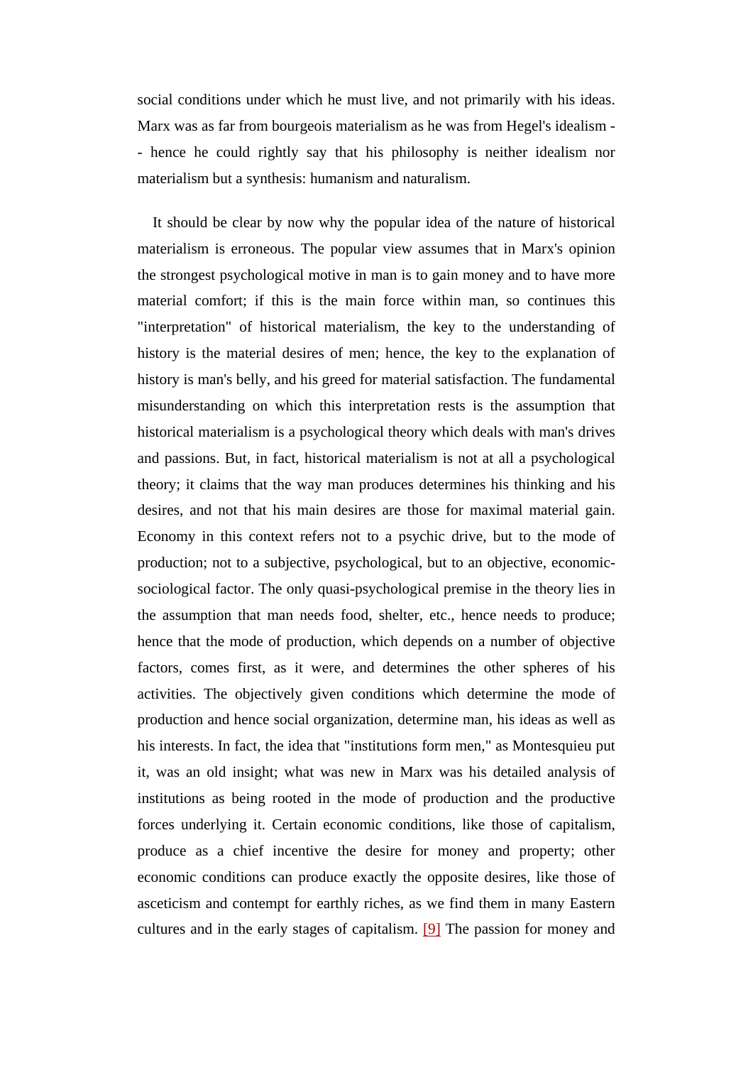social conditions under which he must live, and not primarily with his ideas. Marx was as far from bourgeois materialism as he was from Hegel's idealism -- hence he could rightly say that his philosophy is neither idealism nor materialism but a synthesis: humanism and naturalism.

It should be clear by now why the popular idea of the nature of historical materialism is erroneous. The popular view assumes that in Marx's opinion the strongest psychological motive in man is to gain money and to have more material comfort; if this is the main force within man, so continues this "interpretation" of historical materialism, the key to the understanding of history is the material desires of men; hence, the key to the explanation of history is man's belly, and his greed for material satisfaction. The fundamental misunderstanding on which this interpretation rests is the assumption that historical materialism is a psychological theory which deals with man's drives and passions. But, in fact, historical materialism is not at all a psychological theory; it claims that the way man produces determines his thinking and his desires, and not that his main desires are those for maximal material gain. Economy in this context refers not to a psychic drive, but to the mode of production; not to a subjective, psychological, but to an objective, economic-sociological factor. The only quasi-psychological premise in the theory lies in the assumption that man needs food, shelter, etc., hence needs to produce; hence that the mode of production, which depends on a number of objective factors, comes first, as it were, and determines the other spheres of his activities. The objectively given conditions which determine the mode of production and hence social organization, determine man, his ideas as well as his interests. In fact, the idea that "institutions form men," as Montesquieu put it, was an old insight; what was new in Marx was his detailed analysis of institutions as being rooted in the mode of production and the productive forces underlying it. Certain economic conditions, like those of capitalism, produce as a chief incentive the desire for money and property; other economic conditions can produce exactly the opposite desires, like those of asceticism and contempt for earthly riches, as we find them in many Eastern cultures and in the early stages of capitalism. [9] The passion for money and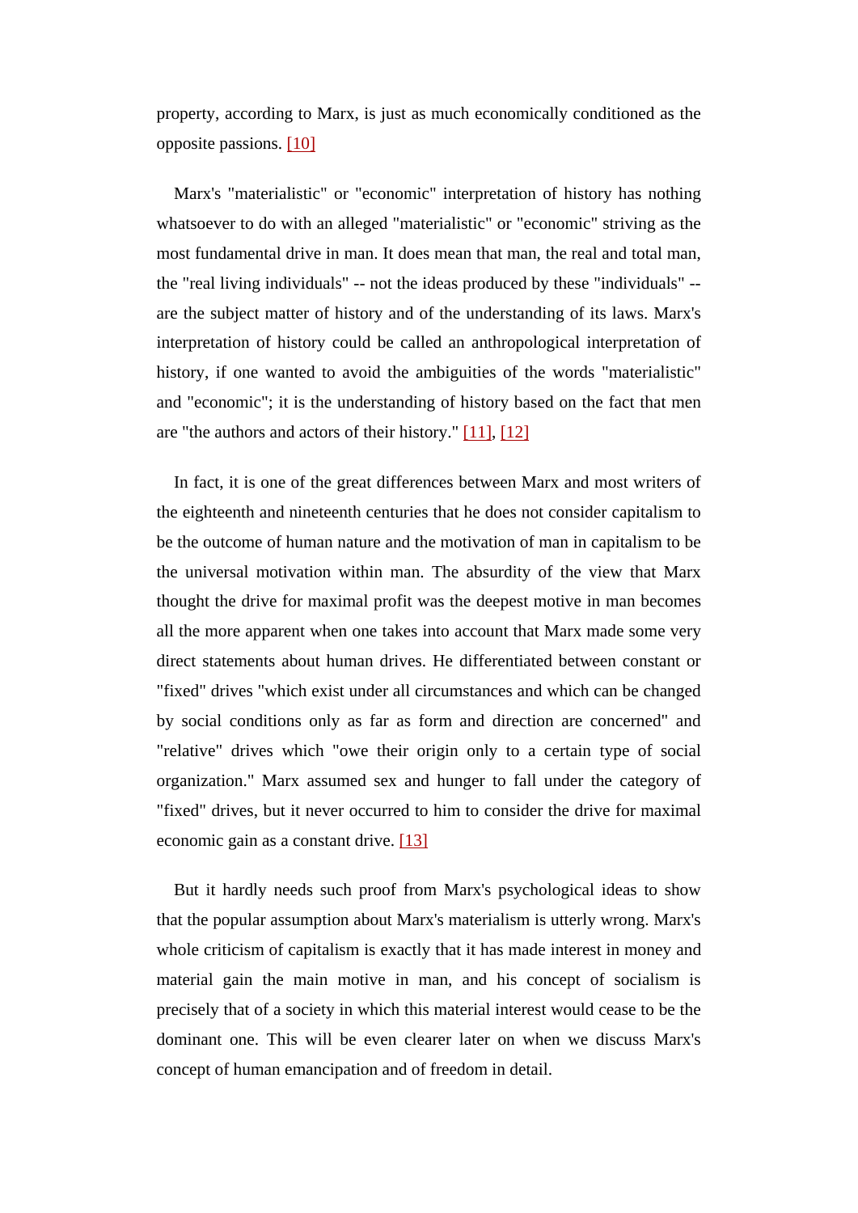property, according to Marx, is just as much economically conditioned as the opposite passions. [10]

Marx's "materialistic" or "economic" interpretation of history has nothing whatsoever to do with an alleged "materialistic" or "economic" striving as the most fundamental drive in man. It does mean that man, the real and total man, the "real living individuals" -- not the ideas produced by these "individuals" -- are the subject matter of history and of the understanding of its laws. Marx's interpretation of history could be called an anthropological interpretation of history, if one wanted to avoid the ambiguities of the words "materialistic" and "economic"; it is the understanding of history based on the fact that men are "the authors and actors of their history." [11], [12]

In fact, it is one of the great differences between Marx and most writers of the eighteenth and nineteenth centuries that he does not consider capitalism to be the outcome of human nature and the motivation of man in capitalism to be the universal motivation within man. The absurdity of the view that Marx thought the drive for maximal profit was the deepest motive in man becomes all the more apparent when one takes into account that Marx made some very direct statements about human drives. He differentiated between constant or "fixed" drives "which exist under all circumstances and which can be changed by social conditions only as far as form and direction are concerned" and "relative" drives which "owe their origin only to a certain type of social organization." Marx assumed sex and hunger to fall under the category of "fixed" drives, but it never occurred to him to consider the drive for maximal economic gain as a constant drive. [13]

But it hardly needs such proof from Marx's psychological ideas to show that the popular assumption about Marx's materialism is utterly wrong. Marx's whole criticism of capitalism is exactly that it has made interest in money and material gain the main motive in man, and his concept of socialism is precisely that of a society in which this material interest would cease to be the dominant one. This will be even clearer later on when we discuss Marx's concept of human emancipation and of freedom in detail.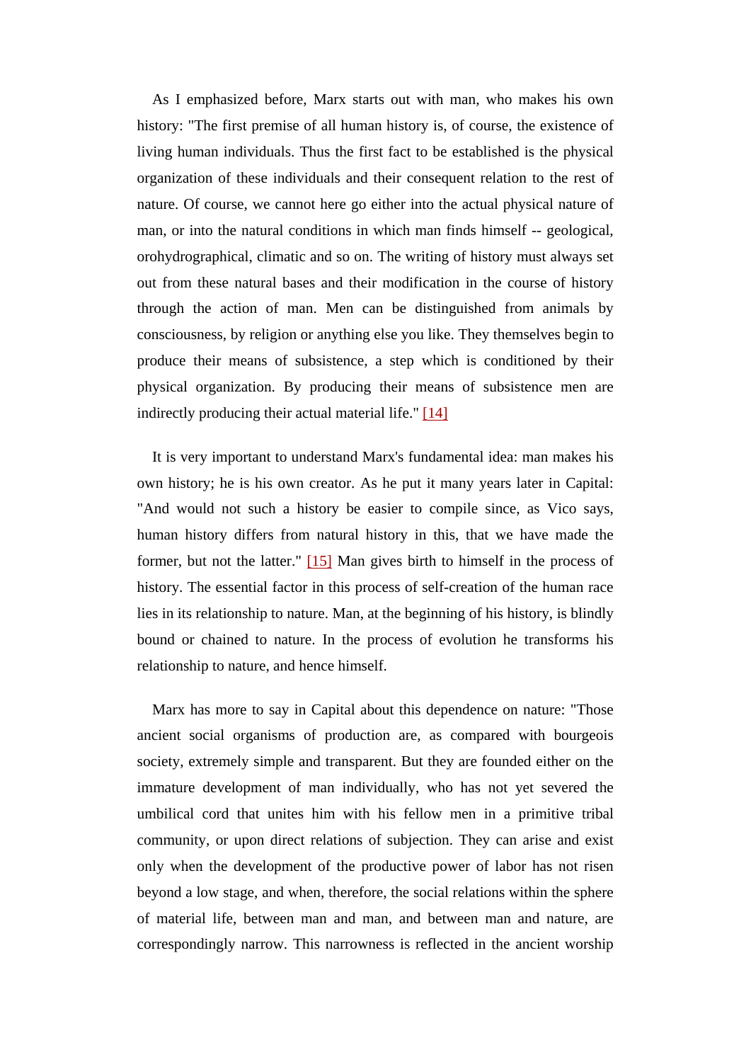As I emphasized before, Marx starts out with man, who makes his own history: "The first premise of all human history is, of course, the existence of living human individuals. Thus the first fact to be established is the physical organization of these individuals and their consequent relation to the rest of nature. Of course, we cannot here go either into the actual physical nature of man, or into the natural conditions in which man finds himself -- geological, orohydrographical, climatic and so on. The writing of history must always set out from these natural bases and their modification in the course of history through the action of man. Men can be distinguished from animals by consciousness, by religion or anything else you like. They themselves begin to produce their means of subsistence, a step which is conditioned by their physical organization. By producing their means of subsistence men are indirectly producing their actual material life." [14]

It is very important to understand Marx's fundamental idea: man makes his own history; he is his own creator. As he put it many years later in Capital: "And would not such a history be easier to compile since, as Vico says, human history differs from natural history in this, that we have made the former, but not the latter." [15] Man gives birth to himself in the process of history. The essential factor in this process of self-creation of the human race lies in its relationship to nature. Man, at the beginning of his history, is blindly bound or chained to nature. In the process of evolution he transforms his relationship to nature, and hence himself.

Marx has more to say in Capital about this dependence on nature: "Those ancient social organisms of production are, as compared with bourgeois society, extremely simple and transparent. But they are founded either on the immature development of man individually, who has not yet severed the umbilical cord that unites him with his fellow men in a primitive tribal community, or upon direct relations of subjection. They can arise and exist only when the development of the productive power of labor has not risen beyond a low stage, and when, therefore, the social relations within the sphere of material life, between man and man, and between man and nature, are correspondingly narrow. This narrowness is reflected in the ancient worship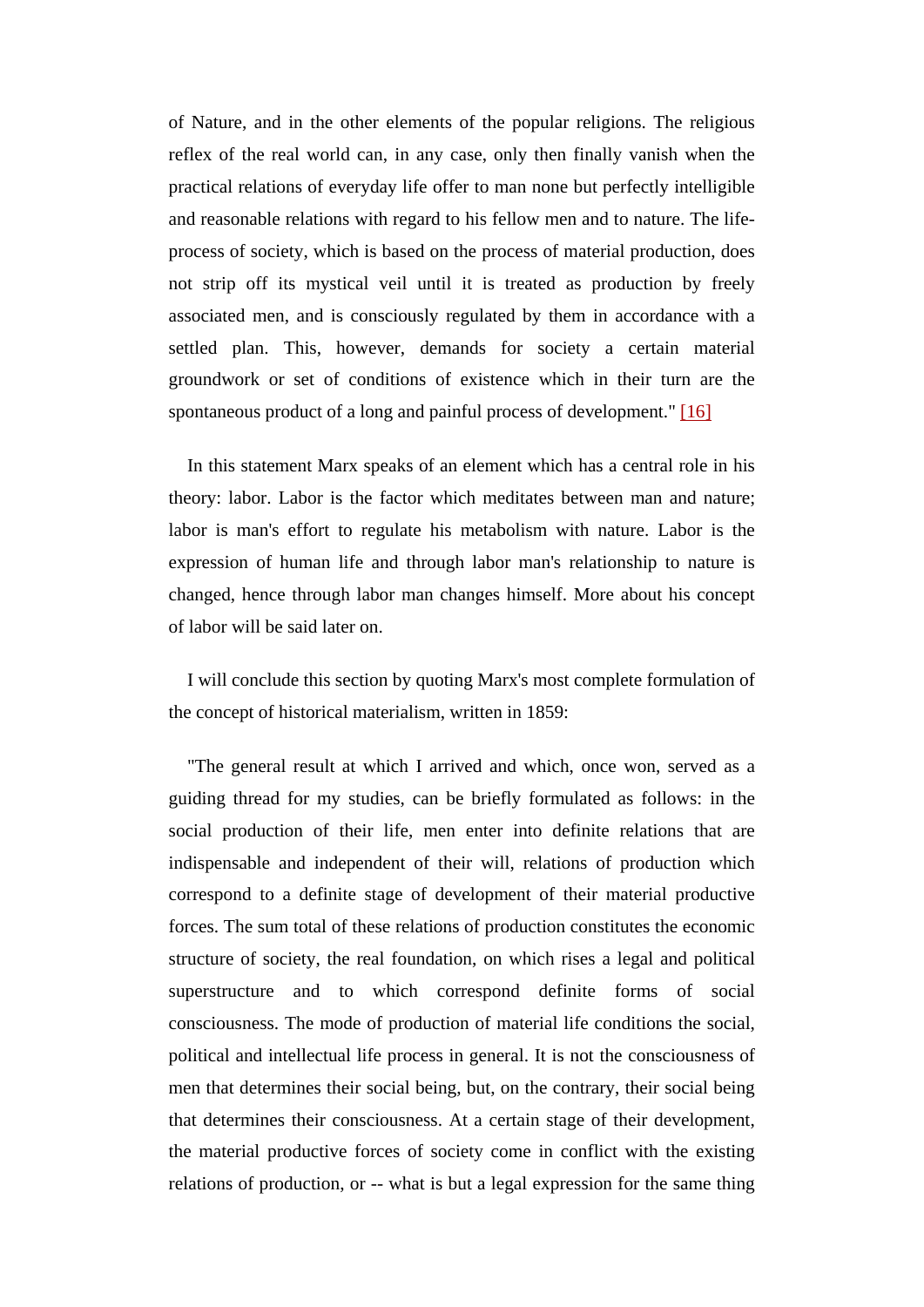of Nature, and in the other elements of the popular religions. The religious reflex of the real world can, in any case, only then finally vanish when the practical relations of everyday life offer to man none but perfectly intelligible and reasonable relations with regard to his fellow men and to nature. The life-process of society, which is based on the process of material production, does not strip off its mystical veil until it is treated as production by freely associated men, and is consciously regulated by them in accordance with a settled plan. This, however, demands for society a certain material groundwork or set of conditions of existence which in their turn are the spontaneous product of a long and painful process of development." [16]

In this statement Marx speaks of an element which has a central role in his theory: labor. Labor is the factor which meditates between man and nature; labor is man's effort to regulate his metabolism with nature. Labor is the expression of human life and through labor man's relationship to nature is changed, hence through labor man changes himself. More about his concept of labor will be said later on.

I will conclude this section by quoting Marx's most complete formulation of the concept of historical materialism, written in 1859:

"The general result at which I arrived and which, once won, served as a guiding thread for my studies, can be briefly formulated as follows: in the social production of their life, men enter into definite relations that are indispensable and independent of their will, relations of production which correspond to a definite stage of development of their material productive forces. The sum total of these relations of production constitutes the economic structure of society, the real foundation, on which rises a legal and political superstructure and to which correspond definite forms of social consciousness. The mode of production of material life conditions the social, political and intellectual life process in general. It is not the consciousness of men that determines their social being, but, on the contrary, their social being that determines their consciousness. At a certain stage of their development, the material productive forces of society come in conflict with the existing relations of production, or -- what is but a legal expression for the same thing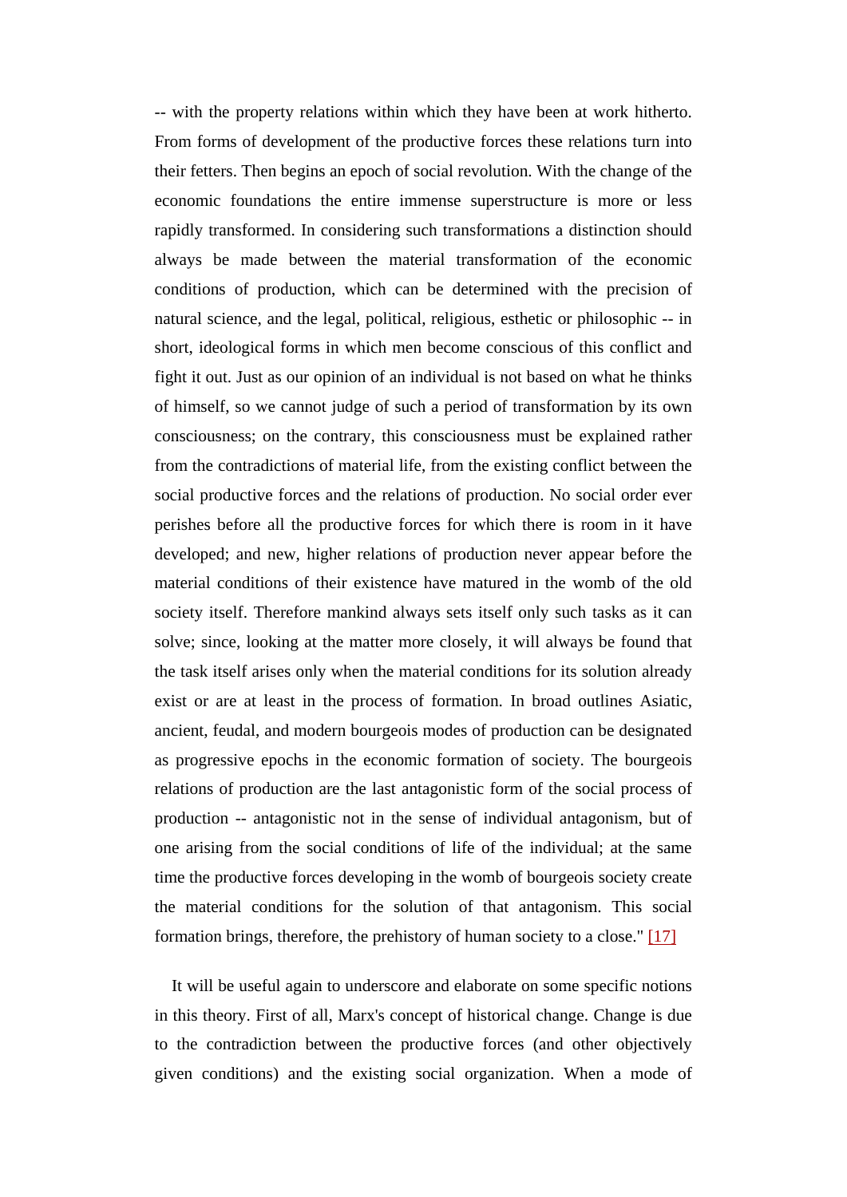-- with the property relations within which they have been at work hitherto. From forms of development of the productive forces these relations turn into their fetters. Then begins an epoch of social revolution. With the change of the economic foundations the entire immense superstructure is more or less rapidly transformed. In considering such transformations a distinction should always be made between the material transformation of the economic conditions of production, which can be determined with the precision of natural science, and the legal, political, religious, esthetic or philosophic -- in short, ideological forms in which men become conscious of this conflict and fight it out. Just as our opinion of an individual is not based on what he thinks of himself, so we cannot judge of such a period of transformation by its own consciousness; on the contrary, this consciousness must be explained rather from the contradictions of material life, from the existing conflict between the social productive forces and the relations of production. No social order ever perishes before all the productive forces for which there is room in it have developed; and new, higher relations of production never appear before the material conditions of their existence have matured in the womb of the old society itself. Therefore mankind always sets itself only such tasks as it can solve; since, looking at the matter more closely, it will always be found that the task itself arises only when the material conditions for its solution already exist or are at least in the process of formation. In broad outlines Asiatic, ancient, feudal, and modern bourgeois modes of production can be designated as progressive epochs in the economic formation of society. The bourgeois relations of production are the last antagonistic form of the social process of production -- antagonistic not in the sense of individual antagonism, but of one arising from the social conditions of life of the individual; at the same time the productive forces developing in the womb of bourgeois society create the material conditions for the solution of that antagonism. This social formation brings, therefore, the prehistory of human society to a close." [17]

It will be useful again to underscore and elaborate on some specific notions in this theory. First of all, Marx's concept of historical change. Change is due to the contradiction between the productive forces (and other objectively given conditions) and the existing social organization. When a mode of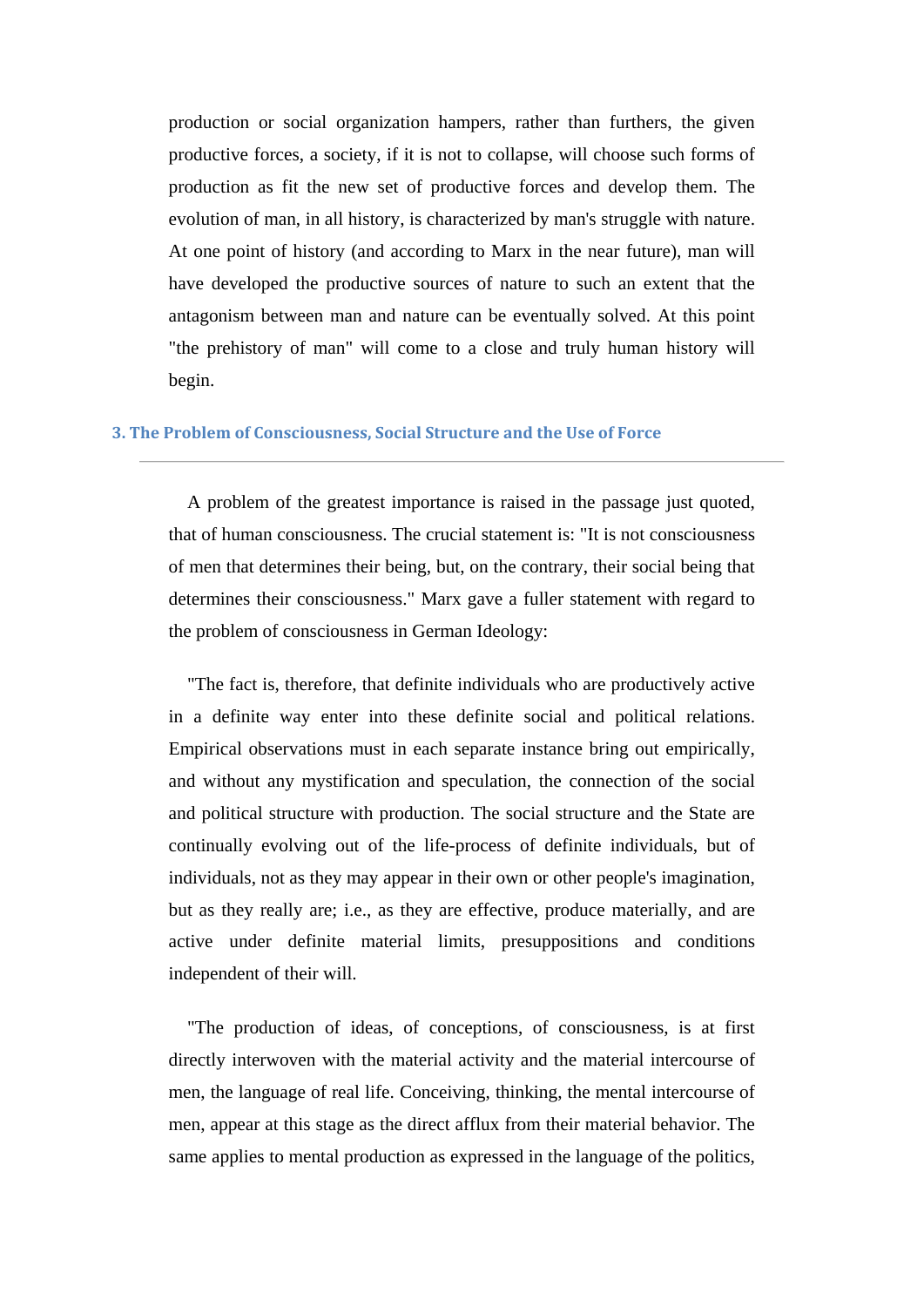production or social organization hampers, rather than furthers, the given productive forces, a society, if it is not to collapse, will choose such forms of production as fit the new set of productive forces and develop them. The evolution of man, in all history, is characterized by man's struggle with nature. At one point of history (and according to Marx in the near future), man will have developed the productive sources of nature to such an extent that the antagonism between man and nature can be eventually solved. At this point "the prehistory of man" will come to a close and truly human history will begin.

### 3. The Problem of Consciousness, Social Structure and the Use of Force

---

A problem of the greatest importance is raised in the passage just quoted, that of human consciousness. The crucial statement is: "It is not consciousness of men that determines their being, but, on the contrary, their social being that determines their consciousness." Marx gave a fuller statement with regard to the problem of consciousness in German Ideology:

"The fact is, therefore, that definite individuals who are productively active in a definite way enter into these definite social and political relations. Empirical observations must in each separate instance bring out empirically, and without any mystification and speculation, the connection of the social and political structure with production. The social structure and the State are continually evolving out of the life-process of definite individuals, but of individuals, not as they may appear in their own or other people's imagination, but as they really are; i.e., as they are effective, produce materially, and are active under definite material limits, presuppositions and conditions independent of their will.

"The production of ideas, of conceptions, of consciousness, is at first directly interwoven with the material activity and the material intercourse of men, the language of real life. Conceiving, thinking, the mental intercourse of men, appear at this stage as the direct afflux from their material behavior. The same applies to mental production as expressed in the language of the politics,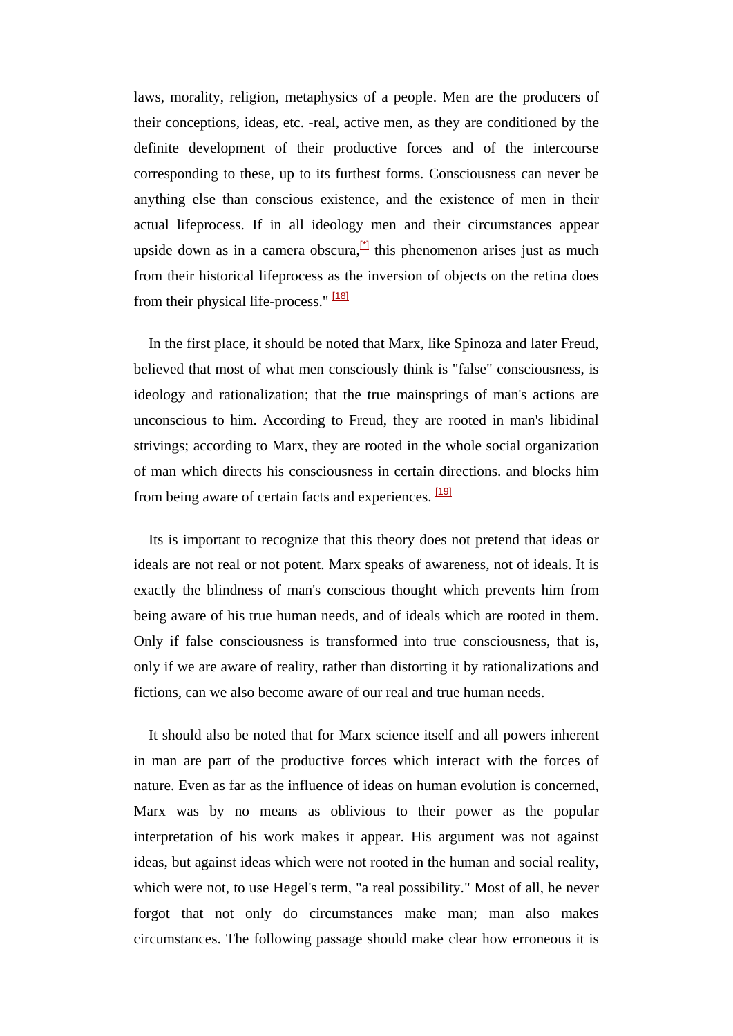laws, morality, religion, metaphysics of a people. Men are the producers of their conceptions, ideas, etc. -real, active men, as they are conditioned by the definite development of their productive forces and of the intercourse corresponding to these, up to its furthest forms. Consciousness can never be anything else than conscious existence, and the existence of men in their actual lifeprocess. If in all ideology men and their circumstances appear upside down as in a camera obscura,[*] this phenomenon arises just as much from their historical lifeprocess as the inversion of objects on the retina does from their physical life-process." [18]

In the first place, it should be noted that Marx, like Spinoza and later Freud, believed that most of what men consciously think is "false" consciousness, is ideology and rationalization; that the true mainsprings of man's actions are unconscious to him. According to Freud, they are rooted in man's libidinal strivings; according to Marx, they are rooted in the whole social organization of man which directs his consciousness in certain directions. and blocks him from being aware of certain facts and experiences. [19]

Its is important to recognize that this theory does not pretend that ideas or ideals are not real or not potent. Marx speaks of awareness, not of ideals. It is exactly the blindness of man's conscious thought which prevents him from being aware of his true human needs, and of ideals which are rooted in them. Only if false consciousness is transformed into true consciousness, that is, only if we are aware of reality, rather than distorting it by rationalizations and fictions, can we also become aware of our real and true human needs.

It should also be noted that for Marx science itself and all powers inherent in man are part of the productive forces which interact with the forces of nature. Even as far as the influence of ideas on human evolution is concerned, Marx was by no means as oblivious to their power as the popular interpretation of his work makes it appear. His argument was not against ideas, but against ideas which were not rooted in the human and social reality, which were not, to use Hegel's term, "a real possibility." Most of all, he never forgot that not only do circumstances make man; man also makes circumstances. The following passage should make clear how erroneous it is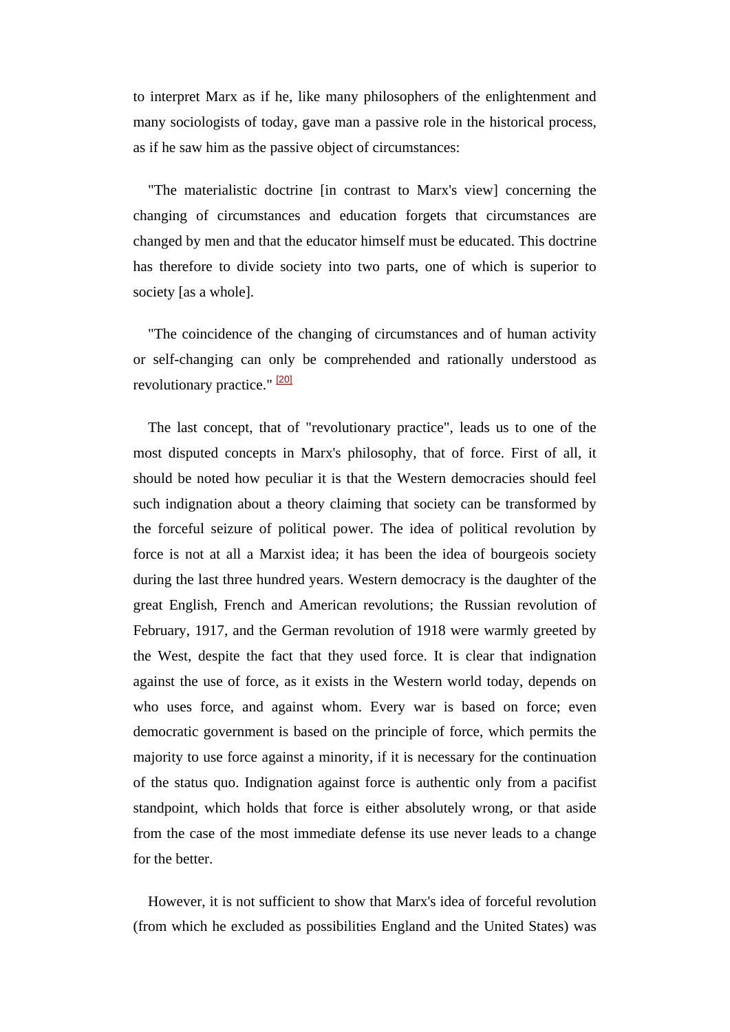to interpret Marx as if he, like many philosophers of the enlightenment and many sociologists of today, gave man a passive role in the historical process, as if he saw him as the passive object of circumstances:

"The materialistic doctrine [in contrast to Marx's view] concerning the changing of circumstances and education forgets that circumstances are changed by men and that the educator himself must be educated. This doctrine has therefore to divide society into two parts, one of which is superior to society [as a whole].

"The coincidence of the changing of circumstances and of human activity or self-changing can only be comprehended and rationally understood as revolutionary practice." [20]

The last concept, that of "revolutionary practice", leads us to one of the most disputed concepts in Marx's philosophy, that of force. First of all, it should be noted how peculiar it is that the Western democracies should feel such indignation about a theory claiming that society can be transformed by the forceful seizure of political power. The idea of political revolution by force is not at all a Marxist idea; it has been the idea of bourgeois society during the last three hundred years. Western democracy is the daughter of the great English, French and American revolutions; the Russian revolution of February, 1917, and the German revolution of 1918 were warmly greeted by the West, despite the fact that they used force. It is clear that indignation against the use of force, as it exists in the Western world today, depends on who uses force, and against whom. Every war is based on force; even democratic government is based on the principle of force, which permits the majority to use force against a minority, if it is necessary for the continuation of the status quo. Indignation against force is authentic only from a pacifist standpoint, which holds that force is either absolutely wrong, or that aside from the case of the most immediate defense its use never leads to a change for the better.

However, it is not sufficient to show that Marx's idea of forceful revolution (from which he excluded as possibilities England and the United States) was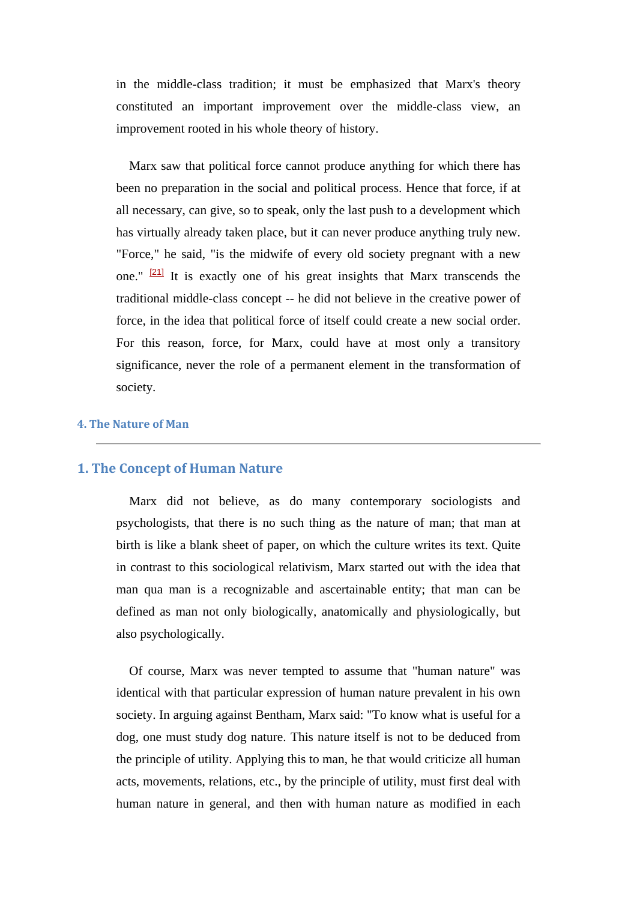in the middle-class tradition; it must be emphasized that Marx's theory constituted an important improvement over the middle-class view, an improvement rooted in his whole theory of history.

Marx saw that political force cannot produce anything for which there has been no preparation in the social and political process. Hence that force, if at all necessary, can give, so to speak, only the last push to a development which has virtually already taken place, but it can never produce anything truly new. "Force," he said, "is the midwife of every old society pregnant with a new one." [21] It is exactly one of his great insights that Marx transcends the traditional middle-class concept -- he did not believe in the creative power of force, in the idea that political force of itself could create a new social order. For this reason, force, for Marx, could have at most only a transitory significance, never the role of a permanent element in the transformation of society.

## 4. The Nature of Man

---

## 1. The Concept of Human Nature

Marx did not believe, as do many contemporary sociologists and psychologists, that there is no such thing as the nature of man; that man at birth is like a blank sheet of paper, on which the culture writes its text. Quite in contrast to this sociological relativism, Marx started out with the idea that man qua man is a recognizable and ascertainable entity; that man can be defined as man not only biologically, anatomically and physiologically, but also psychologically.

Of course, Marx was never tempted to assume that "human nature" was identical with that particular expression of human nature prevalent in his own society. In arguing against Bentham, Marx said: "To know what is useful for a dog, one must study dog nature. This nature itself is not to be deduced from the principle of utility. Applying this to man, he that would criticize all human acts, movements, relations, etc., by the principle of utility, must first deal with human nature in general, and then with human nature as modified in each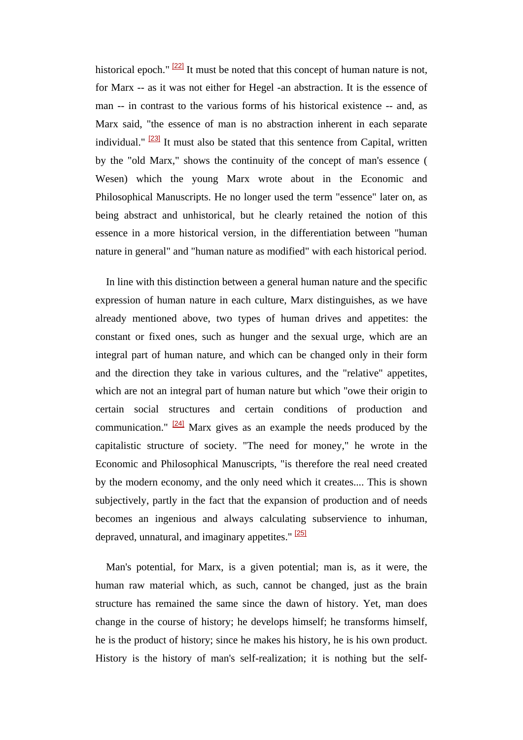historical epoch." [22] It must be noted that this concept of human nature is not, for Marx -- as it was not either for Hegel -an abstraction. It is the essence of man -- in contrast to the various forms of his historical existence -- and, as Marx said, "the essence of man is no abstraction inherent in each separate individual." [23] It must also be stated that this sentence from Capital, written by the "old Marx," shows the continuity of the concept of man's essence ( Wesen) which the young Marx wrote about in the Economic and Philosophical Manuscripts. He no longer used the term "essence" later on, as being abstract and unhistorical, but he clearly retained the notion of this essence in a more historical version, in the differentiation between "human nature in general" and "human nature as modified" with each historical period.

In line with this distinction between a general human nature and the specific expression of human nature in each culture, Marx distinguishes, as we have already mentioned above, two types of human drives and appetites: the constant or fixed ones, such as hunger and the sexual urge, which are an integral part of human nature, and which can be changed only in their form and the direction they take in various cultures, and the "relative" appetites, which are not an integral part of human nature but which "owe their origin to certain social structures and certain conditions of production and communication." [24] Marx gives as an example the needs produced by the capitalistic structure of society. "The need for money," he wrote in the Economic and Philosophical Manuscripts, "is therefore the real need created by the modern economy, and the only need which it creates.... This is shown subjectively, partly in the fact that the expansion of production and of needs becomes an ingenious and always calculating subservience to inhuman, depraved, unnatural, and imaginary appetites." [25]

Man's potential, for Marx, is a given potential; man is, as it were, the human raw material which, as such, cannot be changed, just as the brain structure has remained the same since the dawn of history. Yet, man does change in the course of history; he develops himself; he transforms himself, he is the product of history; since he makes his history, he is his own product. History is the history of man's self-realization; it is nothing but the self-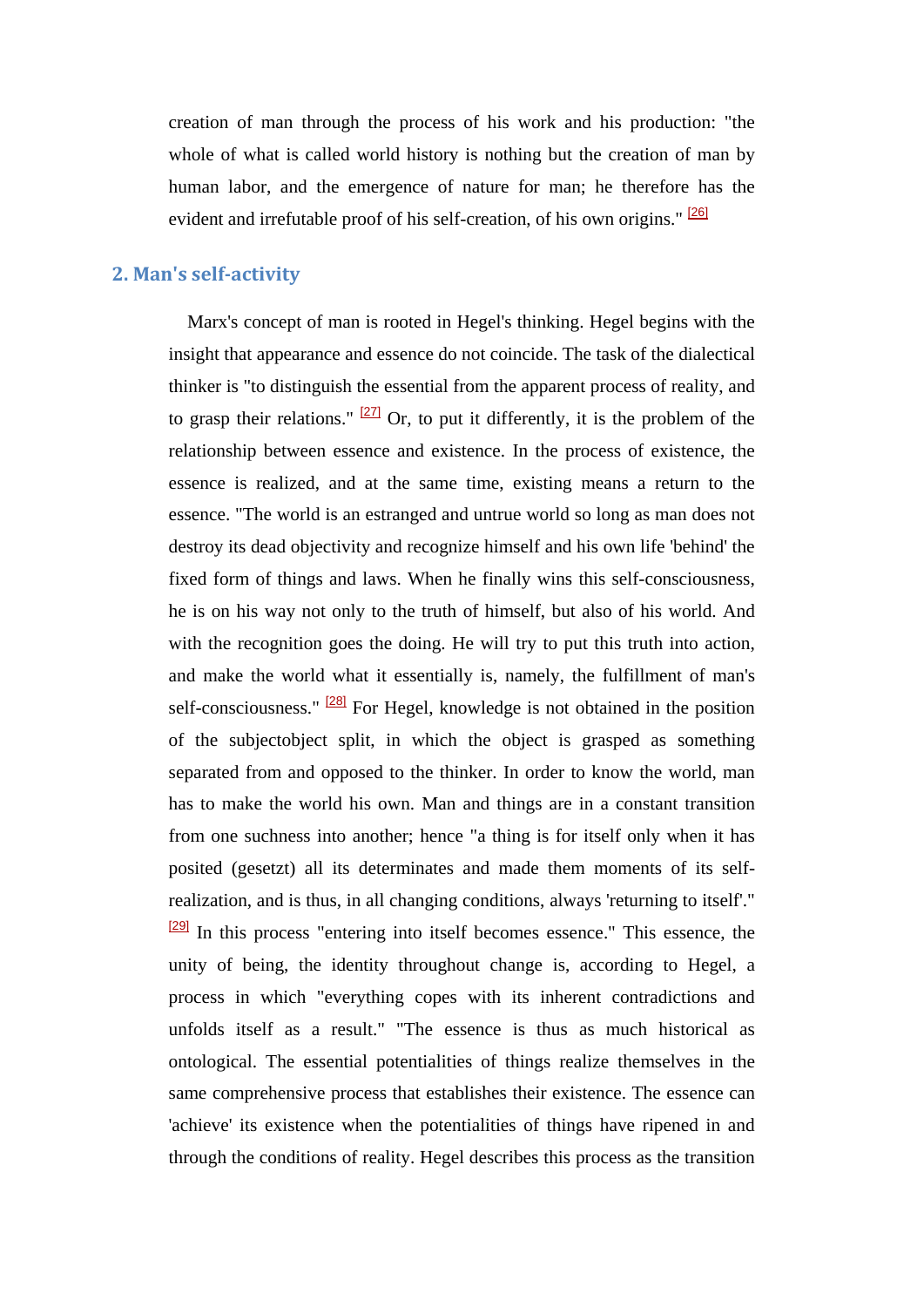creation of man through the process of his work and his production: "the whole of what is called world history is nothing but the creation of man by human labor, and the emergence of nature for man; he therefore has the evident and irrefutable proof of his self-creation, of his own origins." [26]

## 2. Man's self-activity

Marx's concept of man is rooted in Hegel's thinking. Hegel begins with the insight that appearance and essence do not coincide. The task of the dialectical thinker is "to distinguish the essential from the apparent process of reality, and to grasp their relations." [27] Or, to put it differently, it is the problem of the relationship between essence and existence. In the process of existence, the essence is realized, and at the same time, existing means a return to the essence. "The world is an estranged and untrue world so long as man does not destroy its dead objectivity and recognize himself and his own life 'behind' the fixed form of things and laws. When he finally wins this self-consciousness, he is on his way not only to the truth of himself, but also of his world. And with the recognition goes the doing. He will try to put this truth into action, and make the world what it essentially is, namely, the fulfillment of man's self-consciousness." [28] For Hegel, knowledge is not obtained in the position of the subjectobject split, in which the object is grasped as something separated from and opposed to the thinker. In order to know the world, man has to make the world his own. Man and things are in a constant transition from one suchness into another; hence "a thing is for itself only when it has posited (gesetzt) all its determinates and made them moments of its self-realization, and is thus, in all changing conditions, always 'returning to itself'." [29] In this process "entering into itself becomes essence." This essence, the unity of being, the identity throughout change is, according to Hegel, a process in which "everything copes with its inherent contradictions and unfolds itself as a result." "The essence is thus as much historical as ontological. The essential potentialities of things realize themselves in the same comprehensive process that establishes their existence. The essence can 'achieve' its existence when the potentialities of things have ripened in and through the conditions of reality. Hegel describes this process as the transition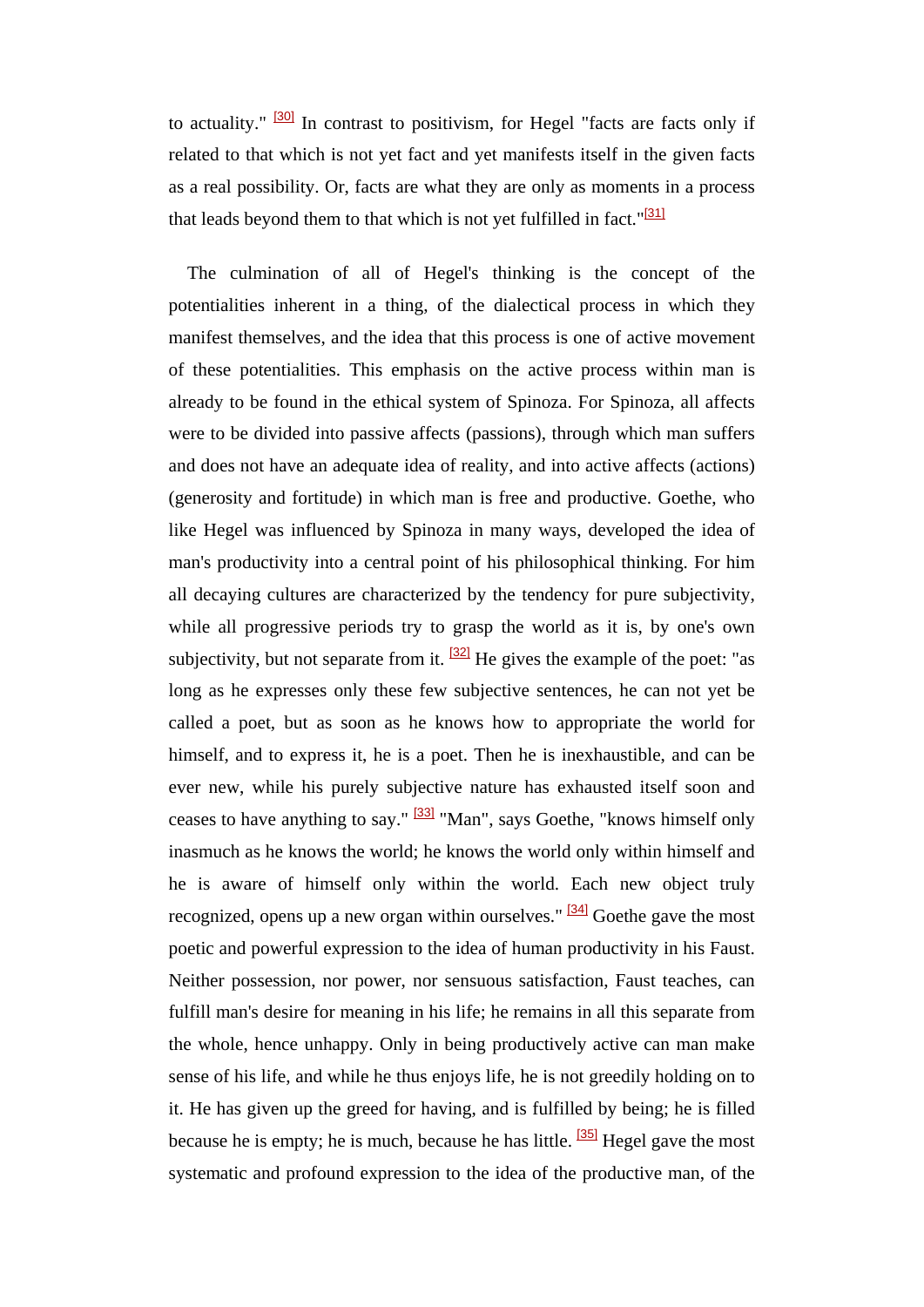to actuality." [30] In contrast to positivism, for Hegel "facts are facts only if related to that which is not yet fact and yet manifests itself in the given facts as a real possibility. Or, facts are what they are only as moments in a process that leads beyond them to that which is not yet fulfilled in fact."[31]

The culmination of all of Hegel's thinking is the concept of the potentialities inherent in a thing, of the dialectical process in which they manifest themselves, and the idea that this process is one of active movement of these potentialities. This emphasis on the active process within man is already to be found in the ethical system of Spinoza. For Spinoza, all affects were to be divided into passive affects (passions), through which man suffers and does not have an adequate idea of reality, and into active affects (actions) (generosity and fortitude) in which man is free and productive. Goethe, who like Hegel was influenced by Spinoza in many ways, developed the idea of man's productivity into a central point of his philosophical thinking. For him all decaying cultures are characterized by the tendency for pure subjectivity, while all progressive periods try to grasp the world as it is, by one's own subjectivity, but not separate from it. [32] He gives the example of the poet: "as long as he expresses only these few subjective sentences, he can not yet be called a poet, but as soon as he knows how to appropriate the world for himself, and to express it, he is a poet. Then he is inexhaustible, and can be ever new, while his purely subjective nature has exhausted itself soon and ceases to have anything to say." [33] "Man", says Goethe, "knows himself only inasmuch as he knows the world; he knows the world only within himself and he is aware of himself only within the world. Each new object truly recognized, opens up a new organ within ourselves." [34] Goethe gave the most poetic and powerful expression to the idea of human productivity in his Faust. Neither possession, nor power, nor sensuous satisfaction, Faust teaches, can fulfill man's desire for meaning in his life; he remains in all this separate from the whole, hence unhappy. Only in being productively active can man make sense of his life, and while he thus enjoys life, he is not greedily holding on to it. He has given up the greed for having, and is fulfilled by being; he is filled because he is empty; he is much, because he has little. [35] Hegel gave the most systematic and profound expression to the idea of the productive man, of the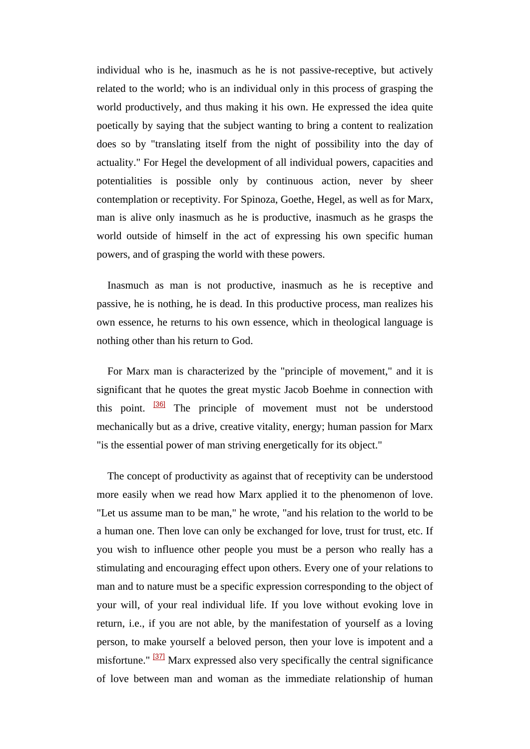individual who is he, inasmuch as he is not passive-receptive, but actively related to the world; who is an individual only in this process of grasping the world productively, and thus making it his own. He expressed the idea quite poetically by saying that the subject wanting to bring a content to realization does so by "translating itself from the night of possibility into the day of actuality." For Hegel the development of all individual powers, capacities and potentialities is possible only by continuous action, never by sheer contemplation or receptivity. For Spinoza, Goethe, Hegel, as well as for Marx, man is alive only inasmuch as he is productive, inasmuch as he grasps the world outside of himself in the act of expressing his own specific human powers, and of grasping the world with these powers.

Inasmuch as man is not productive, inasmuch as he is receptive and passive, he is nothing, he is dead. In this productive process, man realizes his own essence, he returns to his own essence, which in theological language is nothing other than his return to God.

For Marx man is characterized by the "principle of movement," and it is significant that he quotes the great mystic Jacob Boehme in connection with this point. [36] The principle of movement must not be understood mechanically but as a drive, creative vitality, energy; human passion for Marx "is the essential power of man striving energetically for its object."

The concept of productivity as against that of receptivity can be understood more easily when we read how Marx applied it to the phenomenon of love. "Let us assume man to be man," he wrote, "and his relation to the world to be a human one. Then love can only be exchanged for love, trust for trust, etc. If you wish to influence other people you must be a person who really has a stimulating and encouraging effect upon others. Every one of your relations to man and to nature must be a specific expression corresponding to the object of your will, of your real individual life. If you love without evoking love in return, i.e., if you are not able, by the manifestation of yourself as a loving person, to make yourself a beloved person, then your love is impotent and a misfortune." [37] Marx expressed also very specifically the central significance of love between man and woman as the immediate relationship of human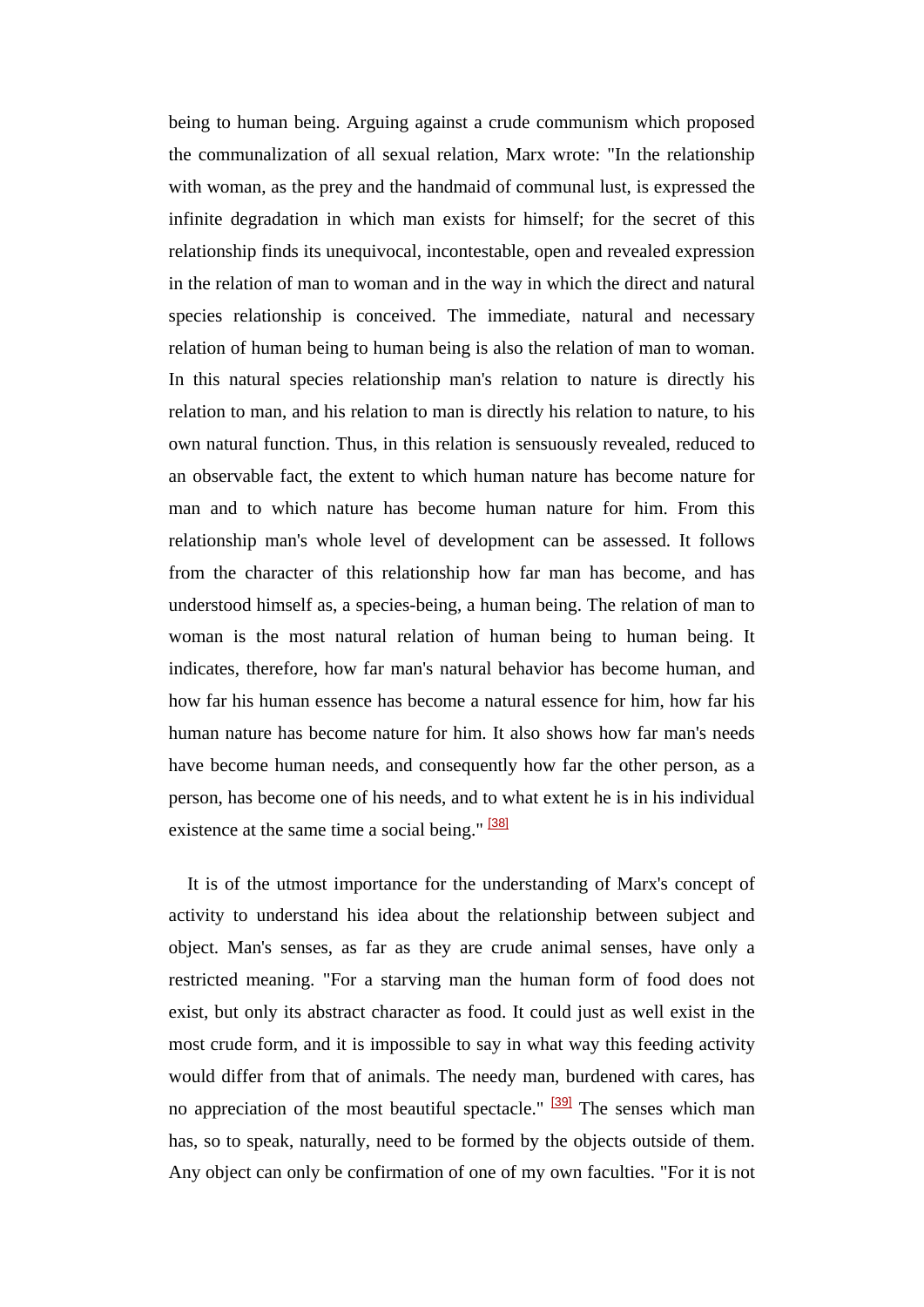being to human being. Arguing against a crude communism which proposed the communalization of all sexual relation, Marx wrote: "In the relationship with woman, as the prey and the handmaid of communal lust, is expressed the infinite degradation in which man exists for himself; for the secret of this relationship finds its unequivocal, incontestable, open and revealed expression in the relation of man to woman and in the way in which the direct and natural species relationship is conceived. The immediate, natural and necessary relation of human being to human being is also the relation of man to woman. In this natural species relationship man's relation to nature is directly his relation to man, and his relation to man is directly his relation to nature, to his own natural function. Thus, in this relation is sensuously revealed, reduced to an observable fact, the extent to which human nature has become nature for man and to which nature has become human nature for him. From this relationship man's whole level of development can be assessed. It follows from the character of this relationship how far man has become, and has understood himself as, a species-being, a human being. The relation of man to woman is the most natural relation of human being to human being. It indicates, therefore, how far man's natural behavior has become human, and how far his human essence has become a natural essence for him, how far his human nature has become nature for him. It also shows how far man's needs have become human needs, and consequently how far the other person, as a person, has become one of his needs, and to what extent he is in his individual existence at the same time a social being." [38]

It is of the utmost importance for the understanding of Marx's concept of activity to understand his idea about the relationship between subject and object. Man's senses, as far as they are crude animal senses, have only a restricted meaning. "For a starving man the human form of food does not exist, but only its abstract character as food. It could just as well exist in the most crude form, and it is impossible to say in what way this feeding activity would differ from that of animals. The needy man, burdened with cares, has no appreciation of the most beautiful spectacle." [39] The senses which man has, so to speak, naturally, need to be formed by the objects outside of them. Any object can only be confirmation of one of my own faculties. "For it is not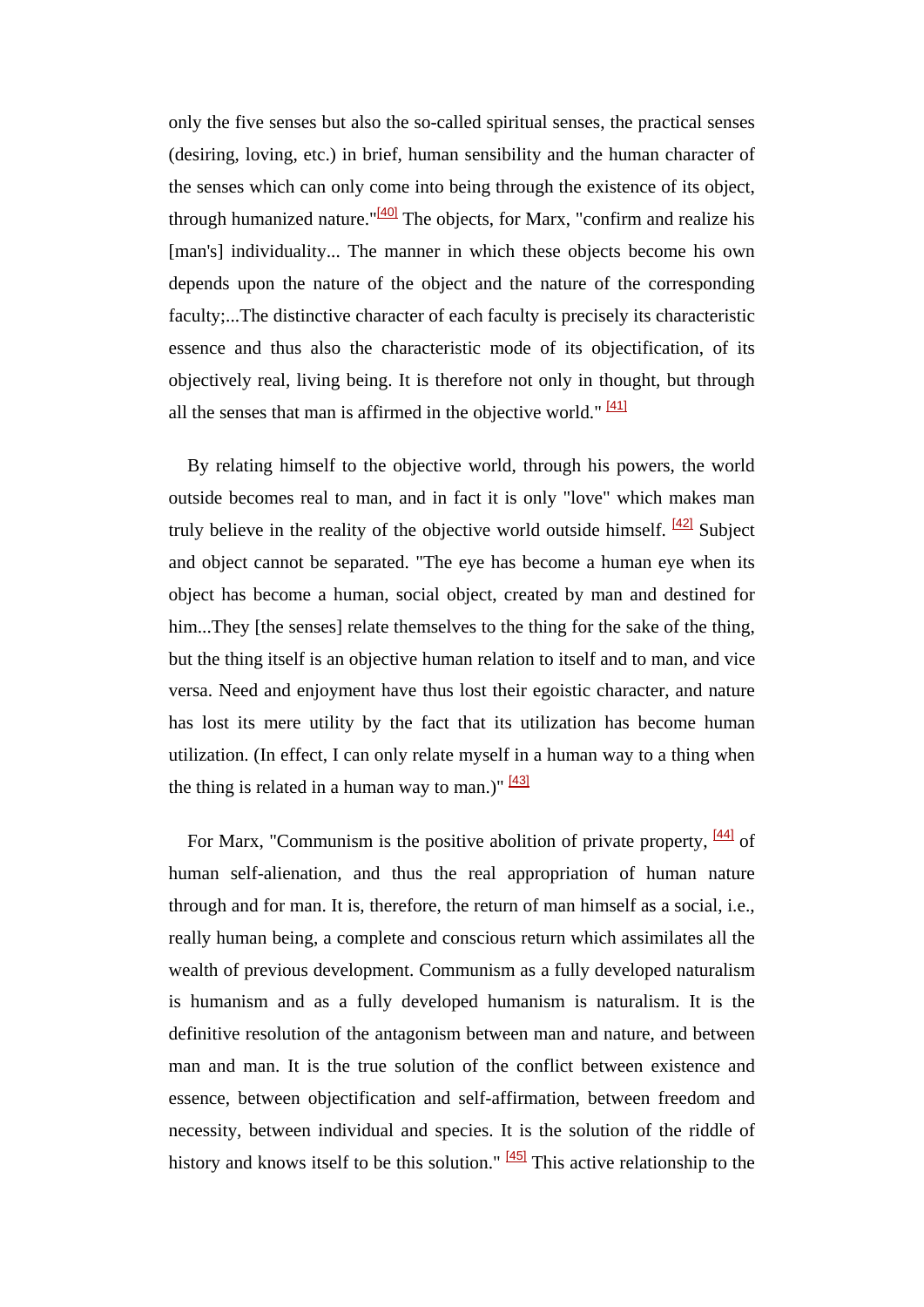only the five senses but also the so-called spiritual senses, the practical senses (desiring, loving, etc.) in brief, human sensibility and the human character of the senses which can only come into being through the existence of its object, through humanized nature."[40] The objects, for Marx, "confirm and realize his [man's] individuality... The manner in which these objects become his own depends upon the nature of the object and the nature of the corresponding faculty;...The distinctive character of each faculty is precisely its characteristic essence and thus also the characteristic mode of its objectification, of its objectively real, living being. It is therefore not only in thought, but through all the senses that man is affirmed in the objective world." [41]

By relating himself to the objective world, through his powers, the world outside becomes real to man, and in fact it is only "love" which makes man truly believe in the reality of the objective world outside himself. [42] Subject and object cannot be separated. "The eye has become a human eye when its object has become a human, social object, created by man and destined for him...They [the senses] relate themselves to the thing for the sake of the thing, but the thing itself is an objective human relation to itself and to man, and vice versa. Need and enjoyment have thus lost their egoistic character, and nature has lost its mere utility by the fact that its utilization has become human utilization. (In effect, I can only relate myself in a human way to a thing when the thing is related in a human way to man.)" [43]

For Marx, "Communism is the positive abolition of private property, [44] of human self-alienation, and thus the real appropriation of human nature through and for man. It is, therefore, the return of man himself as a social, i.e., really human being, a complete and conscious return which assimilates all the wealth of previous development. Communism as a fully developed naturalism is humanism and as a fully developed humanism is naturalism. It is the definitive resolution of the antagonism between man and nature, and between man and man. It is the true solution of the conflict between existence and essence, between objectification and self-affirmation, between freedom and necessity, between individual and species. It is the solution of the riddle of history and knows itself to be this solution." [45] This active relationship to the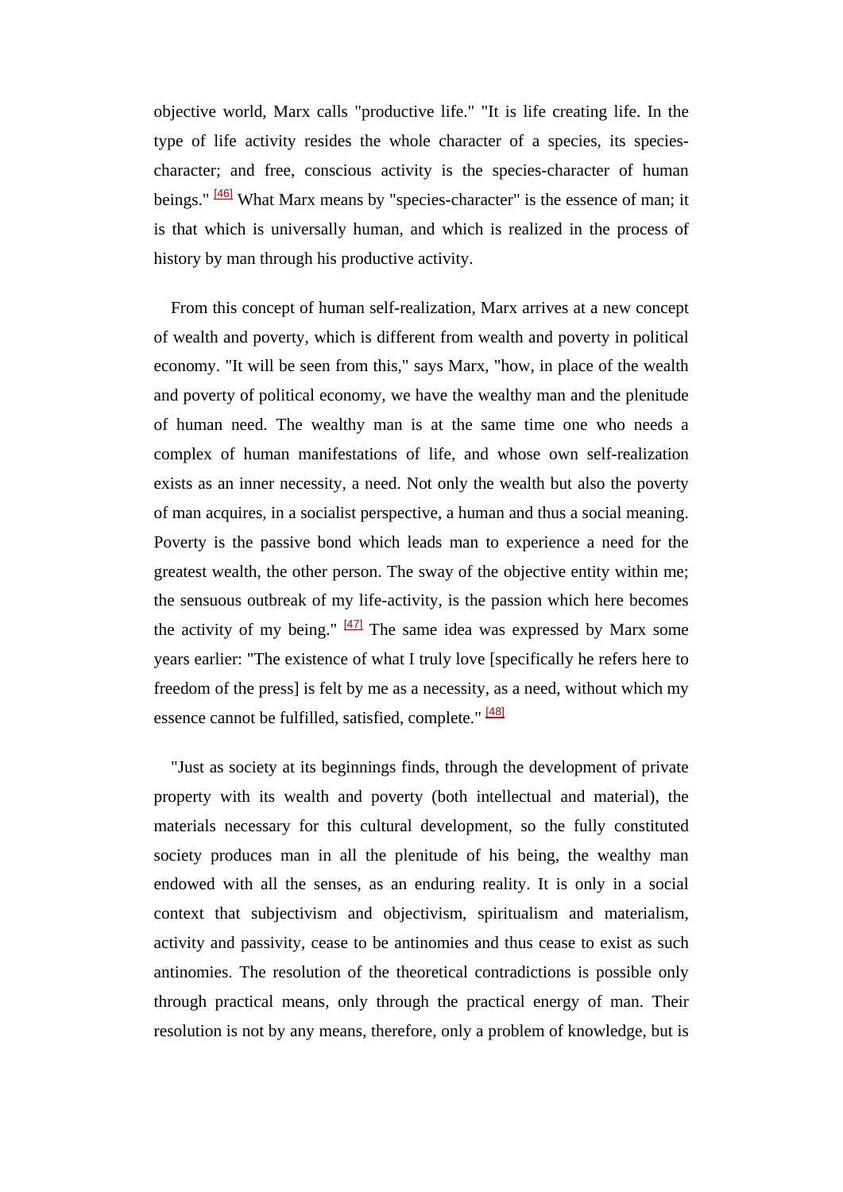objective world, Marx calls "productive life." "It is life creating life. In the type of life activity resides the whole character of a species, its species-character; and free, conscious activity is the species-character of human beings." [46] What Marx means by "species-character" is the essence of man; it is that which is universally human, and which is realized in the process of history by man through his productive activity.

From this concept of human self-realization, Marx arrives at a new concept of wealth and poverty, which is different from wealth and poverty in political economy. "It will be seen from this," says Marx, "how, in place of the wealth and poverty of political economy, we have the wealthy man and the plenitude of human need. The wealthy man is at the same time one who needs a complex of human manifestations of life, and whose own self-realization exists as an inner necessity, a need. Not only the wealth but also the poverty of man acquires, in a socialist perspective, a human and thus a social meaning. Poverty is the passive bond which leads man to experience a need for the greatest wealth, the other person. The sway of the objective entity within me; the sensuous outbreak of my life-activity, is the passion which here becomes the activity of my being." [47] The same idea was expressed by Marx some years earlier: "The existence of what I truly love [specifically he refers here to freedom of the press] is felt by me as a necessity, as a need, without which my essence cannot be fulfilled, satisfied, complete." [48]

"Just as society at its beginnings finds, through the development of private property with its wealth and poverty (both intellectual and material), the materials necessary for this cultural development, so the fully constituted society produces man in all the plenitude of his being, the wealthy man endowed with all the senses, as an enduring reality. It is only in a social context that subjectivism and objectivism, spiritualism and materialism, activity and passivity, cease to be antinomies and thus cease to exist as such antinomies. The resolution of the theoretical contradictions is possible only through practical means, only through the practical energy of man. Their resolution is not by any means, therefore, only a problem of knowledge, but is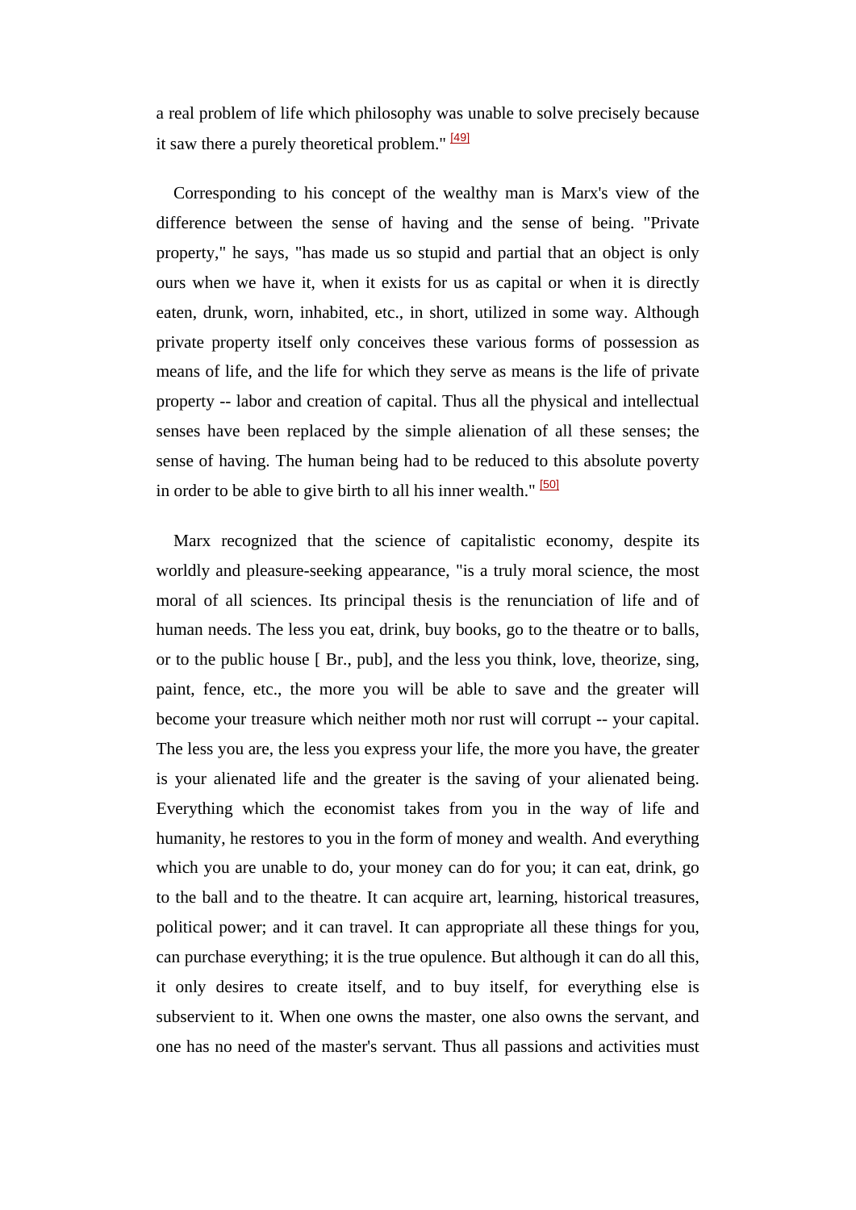a real problem of life which philosophy was unable to solve precisely because it saw there a purely theoretical problem." [49]

Corresponding to his concept of the wealthy man is Marx's view of the difference between the sense of having and the sense of being. "Private property," he says, "has made us so stupid and partial that an object is only ours when we have it, when it exists for us as capital or when it is directly eaten, drunk, worn, inhabited, etc., in short, utilized in some way. Although private property itself only conceives these various forms of possession as means of life, and the life for which they serve as means is the life of private property -- labor and creation of capital. Thus all the physical and intellectual senses have been replaced by the simple alienation of all these senses; the sense of having. The human being had to be reduced to this absolute poverty in order to be able to give birth to all his inner wealth." [50]

Marx recognized that the science of capitalistic economy, despite its worldly and pleasure-seeking appearance, "is a truly moral science, the most moral of all sciences. Its principal thesis is the renunciation of life and of human needs. The less you eat, drink, buy books, go to the theatre or to balls, or to the public house [ Br., pub], and the less you think, love, theorize, sing, paint, fence, etc., the more you will be able to save and the greater will become your treasure which neither moth nor rust will corrupt -- your capital. The less you are, the less you express your life, the more you have, the greater is your alienated life and the greater is the saving of your alienated being. Everything which the economist takes from you in the way of life and humanity, he restores to you in the form of money and wealth. And everything which you are unable to do, your money can do for you; it can eat, drink, go to the ball and to the theatre. It can acquire art, learning, historical treasures, political power; and it can travel. It can appropriate all these things for you, can purchase everything; it is the true opulence. But although it can do all this, it only desires to create itself, and to buy itself, for everything else is subservient to it. When one owns the master, one also owns the servant, and one has no need of the master's servant. Thus all passions and activities must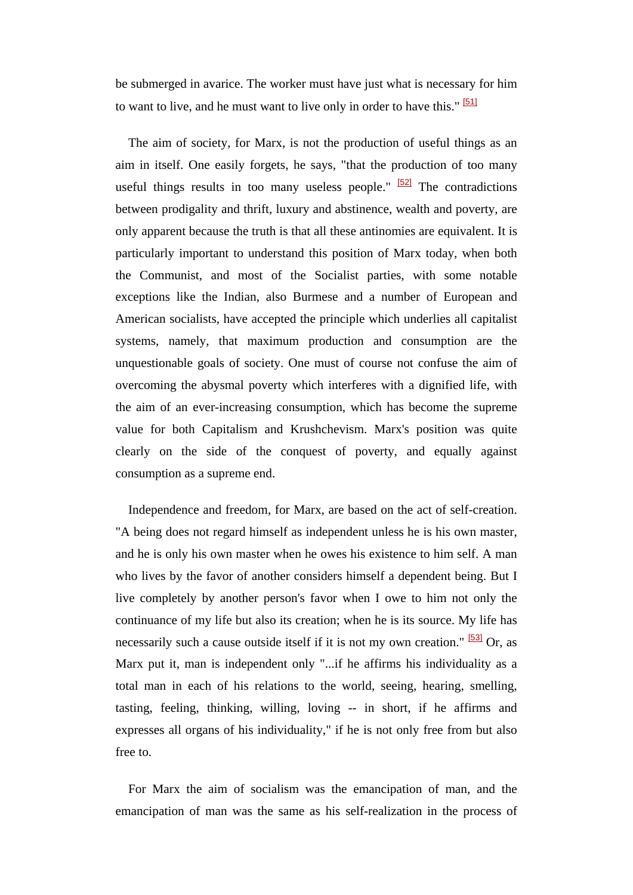be submerged in avarice. The worker must have just what is necessary for him to want to live, and he must want to live only in order to have this." [51]

The aim of society, for Marx, is not the production of useful things as an aim in itself. One easily forgets, he says, "that the production of too many useful things results in too many useless people." [52] The contradictions between prodigality and thrift, luxury and abstinence, wealth and poverty, are only apparent because the truth is that all these antinomies are equivalent. It is particularly important to understand this position of Marx today, when both the Communist, and most of the Socialist parties, with some notable exceptions like the Indian, also Burmese and a number of European and American socialists, have accepted the principle which underlies all capitalist systems, namely, that maximum production and consumption are the unquestionable goals of society. One must of course not confuse the aim of overcoming the abysmal poverty which interferes with a dignified life, with the aim of an ever-increasing consumption, which has become the supreme value for both Capitalism and Krushchevism. Marx's position was quite clearly on the side of the conquest of poverty, and equally against consumption as a supreme end.

Independence and freedom, for Marx, are based on the act of self-creation. "A being does not regard himself as independent unless he is his own master, and he is only his own master when he owes his existence to him self. A man who lives by the favor of another considers himself a dependent being. But I live completely by another person's favor when I owe to him not only the continuance of my life but also its creation; when he is its source. My life has necessarily such a cause outside itself if it is not my own creation." [53] Or, as Marx put it, man is independent only "...if he affirms his individuality as a total man in each of his relations to the world, seeing, hearing, smelling, tasting, feeling, thinking, willing, loving -- in short, if he affirms and expresses all organs of his individuality," if he is not only free from but also free to.

For Marx the aim of socialism was the emancipation of man, and the emancipation of man was the same as his self-realization in the process of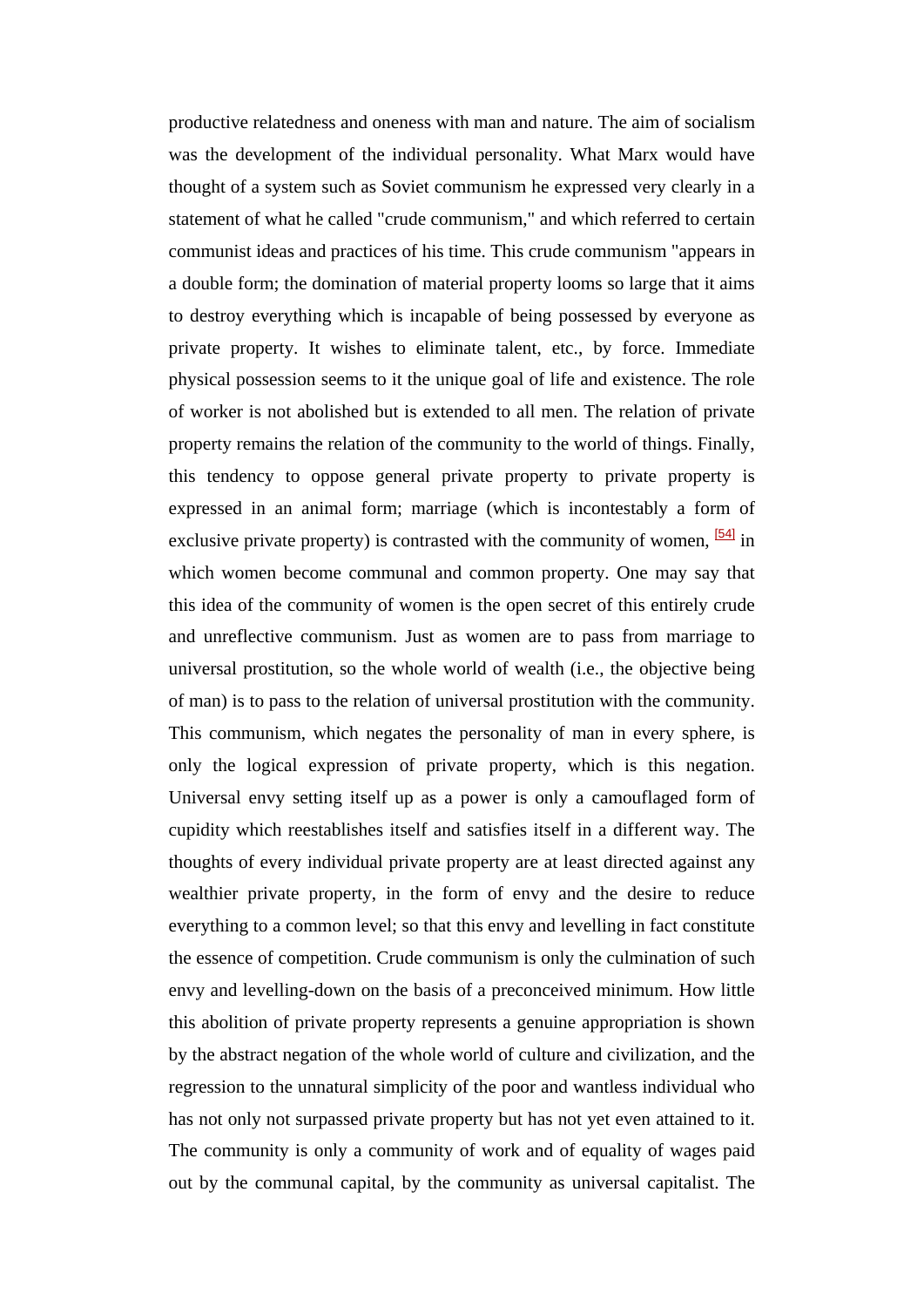productive relatedness and oneness with man and nature. The aim of socialism was the development of the individual personality. What Marx would have thought of a system such as Soviet communism he expressed very clearly in a statement of what he called "crude communism," and which referred to certain communist ideas and practices of his time. This crude communism "appears in a double form; the domination of material property looms so large that it aims to destroy everything which is incapable of being possessed by everyone as private property. It wishes to eliminate talent, etc., by force. Immediate physical possession seems to it the unique goal of life and existence. The role of worker is not abolished but is extended to all men. The relation of private property remains the relation of the community to the world of things. Finally, this tendency to oppose general private property to private property is expressed in an animal form; marriage (which is incontestably a form of exclusive private property) is contrasted with the community of women, [54] in which women become communal and common property. One may say that this idea of the community of women is the open secret of this entirely crude and unreflective communism. Just as women are to pass from marriage to universal prostitution, so the whole world of wealth (i.e., the objective being of man) is to pass to the relation of universal prostitution with the community. This communism, which negates the personality of man in every sphere, is only the logical expression of private property, which is this negation. Universal envy setting itself up as a power is only a camouflaged form of cupidity which reestablishes itself and satisfies itself in a different way. The thoughts of every individual private property are at least directed against any wealthier private property, in the form of envy and the desire to reduce everything to a common level; so that this envy and levelling in fact constitute the essence of competition. Crude communism is only the culmination of such envy and levelling-down on the basis of a preconceived minimum. How little this abolition of private property represents a genuine appropriation is shown by the abstract negation of the whole world of culture and civilization, and the regression to the unnatural simplicity of the poor and wantless individual who has not only not surpassed private property but has not yet even attained to it. The community is only a community of work and of equality of wages paid out by the communal capital, by the community as universal capitalist. The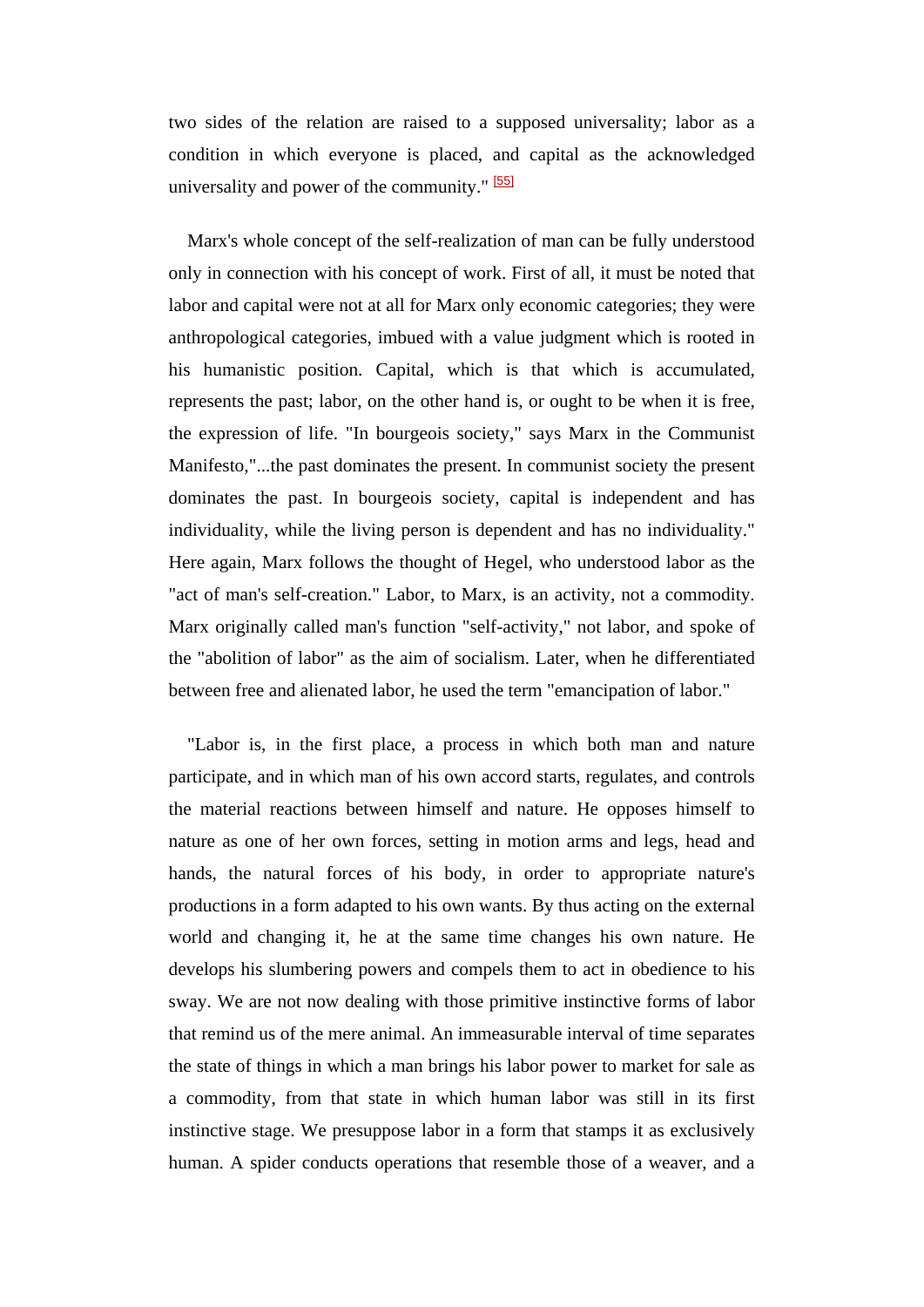two sides of the relation are raised to a supposed universality; labor as a condition in which everyone is placed, and capital as the acknowledged universality and power of the community." [55]

Marx's whole concept of the self-realization of man can be fully understood only in connection with his concept of work. First of all, it must be noted that labor and capital were not at all for Marx only economic categories; they were anthropological categories, imbued with a value judgment which is rooted in his humanistic position. Capital, which is that which is accumulated, represents the past; labor, on the other hand is, or ought to be when it is free, the expression of life. "In bourgeois society," says Marx in the Communist Manifesto,"...the past dominates the present. In communist society the present dominates the past. In bourgeois society, capital is independent and has individuality, while the living person is dependent and has no individuality." Here again, Marx follows the thought of Hegel, who understood labor as the "act of man's self-creation." Labor, to Marx, is an activity, not a commodity. Marx originally called man's function "self-activity," not labor, and spoke of the "abolition of labor" as the aim of socialism. Later, when he differentiated between free and alienated labor, he used the term "emancipation of labor."

"Labor is, in the first place, a process in which both man and nature participate, and in which man of his own accord starts, regulates, and controls the material reactions between himself and nature. He opposes himself to nature as one of her own forces, setting in motion arms and legs, head and hands, the natural forces of his body, in order to appropriate nature's productions in a form adapted to his own wants. By thus acting on the external world and changing it, he at the same time changes his own nature. He develops his slumbering powers and compels them to act in obedience to his sway. We are not now dealing with those primitive instinctive forms of labor that remind us of the mere animal. An immeasurable interval of time separates the state of things in which a man brings his labor power to market for sale as a commodity, from that state in which human labor was still in its first instinctive stage. We presuppose labor in a form that stamps it as exclusively human. A spider conducts operations that resemble those of a weaver, and a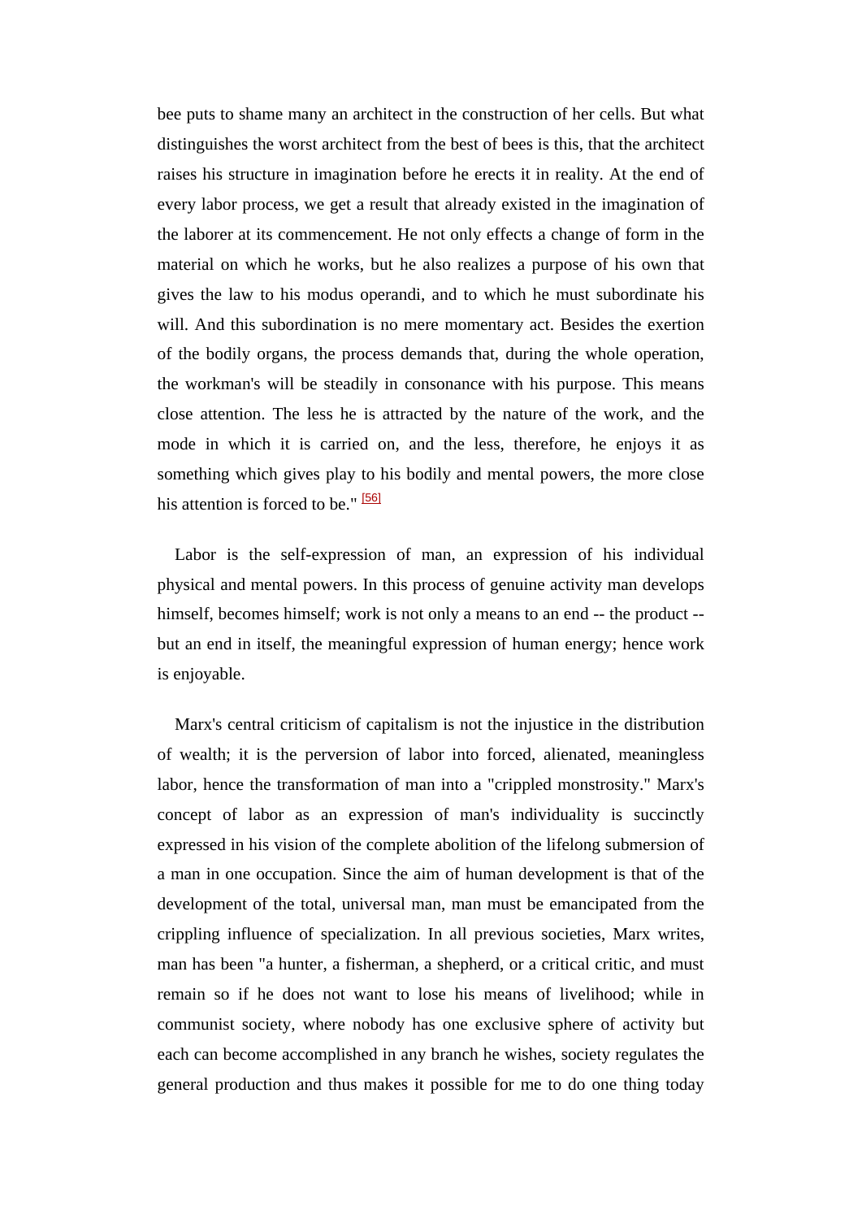bee puts to shame many an architect in the construction of her cells. But what distinguishes the worst architect from the best of bees is this, that the architect raises his structure in imagination before he erects it in reality. At the end of every labor process, we get a result that already existed in the imagination of the laborer at its commencement. He not only effects a change of form in the material on which he works, but he also realizes a purpose of his own that gives the law to his modus operandi, and to which he must subordinate his will. And this subordination is no mere momentary act. Besides the exertion of the bodily organs, the process demands that, during the whole operation, the workman's will be steadily in consonance with his purpose. This means close attention. The less he is attracted by the nature of the work, and the mode in which it is carried on, and the less, therefore, he enjoys it as something which gives play to his bodily and mental powers, the more close his attention is forced to be." [56]

Labor is the self-expression of man, an expression of his individual physical and mental powers. In this process of genuine activity man develops himself, becomes himself; work is not only a means to an end -- the product -- but an end in itself, the meaningful expression of human energy; hence work is enjoyable.

Marx's central criticism of capitalism is not the injustice in the distribution of wealth; it is the perversion of labor into forced, alienated, meaningless labor, hence the transformation of man into a "crippled monstrosity." Marx's concept of labor as an expression of man's individuality is succinctly expressed in his vision of the complete abolition of the lifelong submersion of a man in one occupation. Since the aim of human development is that of the development of the total, universal man, man must be emancipated from the crippling influence of specialization. In all previous societies, Marx writes, man has been "a hunter, a fisherman, a shepherd, or a critical critic, and must remain so if he does not want to lose his means of livelihood; while in communist society, where nobody has one exclusive sphere of activity but each can become accomplished in any branch he wishes, society regulates the general production and thus makes it possible for me to do one thing today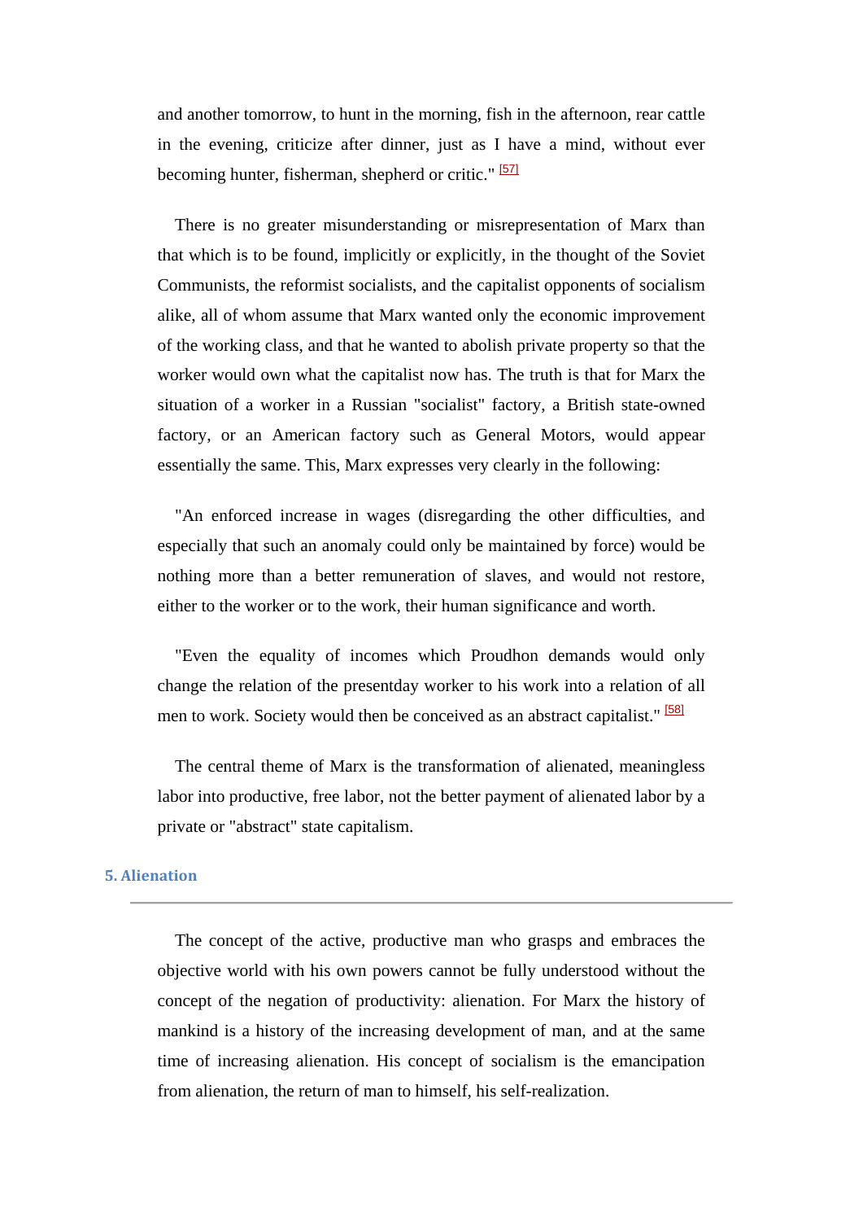and another tomorrow, to hunt in the morning, fish in the afternoon, rear cattle in the evening, criticize after dinner, just as I have a mind, without ever becoming hunter, fisherman, shepherd or critic." [57]

There is no greater misunderstanding or misrepresentation of Marx than that which is to be found, implicitly or explicitly, in the thought of the Soviet Communists, the reformist socialists, and the capitalist opponents of socialism alike, all of whom assume that Marx wanted only the economic improvement of the working class, and that he wanted to abolish private property so that the worker would own what the capitalist now has. The truth is that for Marx the situation of a worker in a Russian "socialist" factory, a British state-owned factory, or an American factory such as General Motors, would appear essentially the same. This, Marx expresses very clearly in the following:

"An enforced increase in wages (disregarding the other difficulties, and especially that such an anomaly could only be maintained by force) would be nothing more than a better remuneration of slaves, and would not restore, either to the worker or to the work, their human significance and worth.

"Even the equality of incomes which Proudhon demands would only change the relation of the presentday worker to his work into a relation of all men to work. Society would then be conceived as an abstract capitalist." [58]

The central theme of Marx is the transformation of alienated, meaningless labor into productive, free labor, not the better payment of alienated labor by a private or "abstract" state capitalism.

## 5. Alienation

---

The concept of the active, productive man who grasps and embraces the objective world with his own powers cannot be fully understood without the concept of the negation of productivity: alienation. For Marx the history of mankind is a history of the increasing development of man, and at the same time of increasing alienation. His concept of socialism is the emancipation from alienation, the return of man to himself, his self-realization.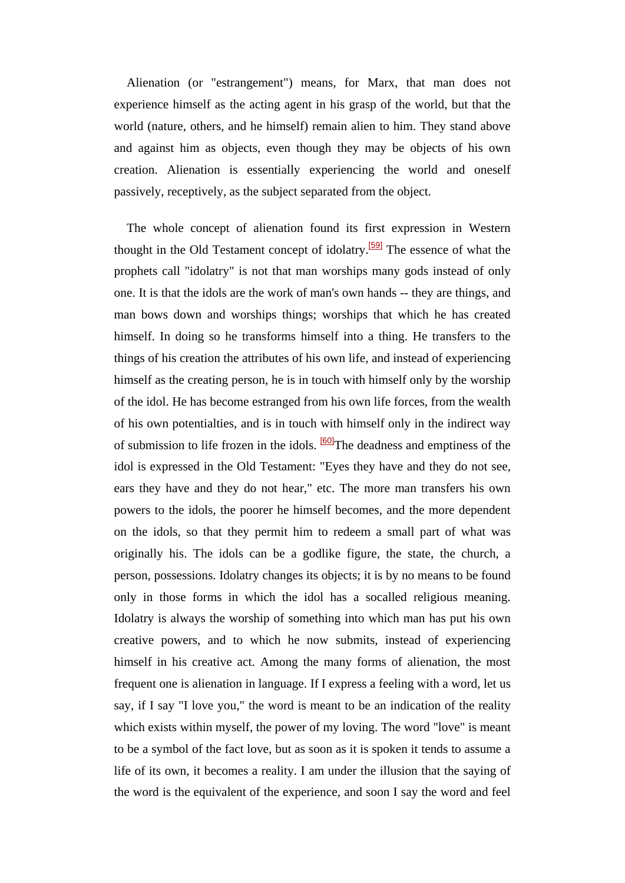Alienation (or "estrangement") means, for Marx, that man does not experience himself as the acting agent in his grasp of the world, but that the world (nature, others, and he himself) remain alien to him. They stand above and against him as objects, even though they may be objects of his own creation. Alienation is essentially experiencing the world and oneself passively, receptively, as the subject separated from the object.

The whole concept of alienation found its first expression in Western thought in the Old Testament concept of idolatry.[59] The essence of what the prophets call "idolatry" is not that man worships many gods instead of only one. It is that the idols are the work of man's own hands -- they are things, and man bows down and worships things; worships that which he has created himself. In doing so he transforms himself into a thing. He transfers to the things of his creation the attributes of his own life, and instead of experiencing himself as the creating person, he is in touch with himself only by the worship of the idol. He has become estranged from his own life forces, from the wealth of his own potentialties, and is in touch with himself only in the indirect way of submission to life frozen in the idols. [60]The deadness and emptiness of the idol is expressed in the Old Testament: "Eyes they have and they do not see, ears they have and they do not hear," etc. The more man transfers his own powers to the idols, the poorer he himself becomes, and the more dependent on the idols, so that they permit him to redeem a small part of what was originally his. The idols can be a godlike figure, the state, the church, a person, possessions. Idolatry changes its objects; it is by no means to be found only in those forms in which the idol has a socalled religious meaning. Idolatry is always the worship of something into which man has put his own creative powers, and to which he now submits, instead of experiencing himself in his creative act. Among the many forms of alienation, the most frequent one is alienation in language. If I express a feeling with a word, let us say, if I say "I love you," the word is meant to be an indication of the reality which exists within myself, the power of my loving. The word "love" is meant to be a symbol of the fact love, but as soon as it is spoken it tends to assume a life of its own, it becomes a reality. I am under the illusion that the saying of the word is the equivalent of the experience, and soon I say the word and feel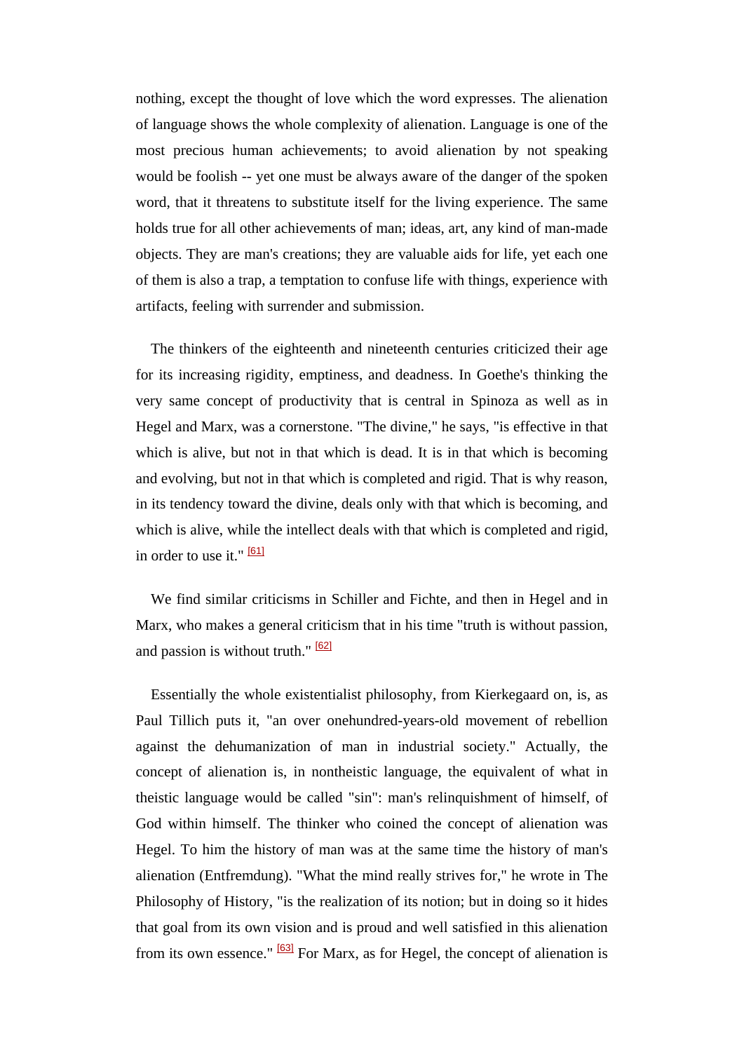nothing, except the thought of love which the word expresses. The alienation of language shows the whole complexity of alienation. Language is one of the most precious human achievements; to avoid alienation by not speaking would be foolish -- yet one must be always aware of the danger of the spoken word, that it threatens to substitute itself for the living experience. The same holds true for all other achievements of man; ideas, art, any kind of man-made objects. They are man's creations; they are valuable aids for life, yet each one of them is also a trap, a temptation to confuse life with things, experience with artifacts, feeling with surrender and submission.

The thinkers of the eighteenth and nineteenth centuries criticized their age for its increasing rigidity, emptiness, and deadness. In Goethe's thinking the very same concept of productivity that is central in Spinoza as well as in Hegel and Marx, was a cornerstone. "The divine," he says, "is effective in that which is alive, but not in that which is dead. It is in that which is becoming and evolving, but not in that which is completed and rigid. That is why reason, in its tendency toward the divine, deals only with that which is becoming, and which is alive, while the intellect deals with that which is completed and rigid, in order to use it." [61]

We find similar criticisms in Schiller and Fichte, and then in Hegel and in Marx, who makes a general criticism that in his time "truth is without passion, and passion is without truth." [62]

Essentially the whole existentialist philosophy, from Kierkegaard on, is, as Paul Tillich puts it, "an over onehundred-years-old movement of rebellion against the dehumanization of man in industrial society." Actually, the concept of alienation is, in nontheistic language, the equivalent of what in theistic language would be called "sin": man's relinquishment of himself, of God within himself. The thinker who coined the concept of alienation was Hegel. To him the history of man was at the same time the history of man's alienation (Entfremdung). "What the mind really strives for," he wrote in The Philosophy of History, "is the realization of its notion; but in doing so it hides that goal from its own vision and is proud and well satisfied in this alienation from its own essence." [63] For Marx, as for Hegel, the concept of alienation is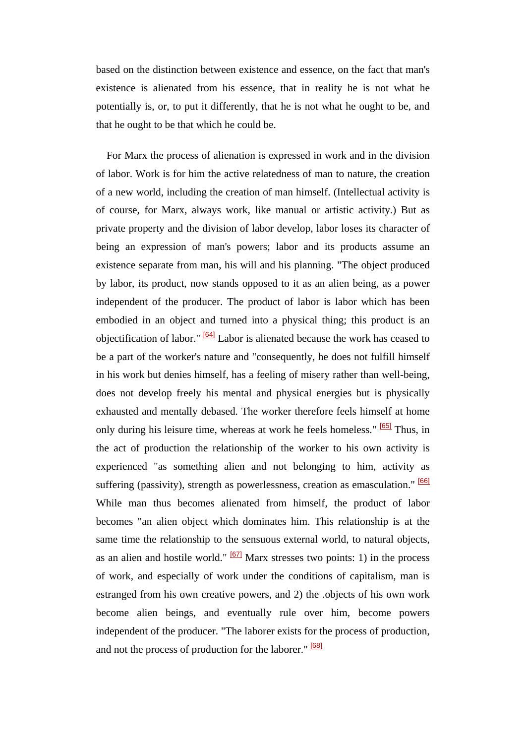based on the distinction between existence and essence, on the fact that man's existence is alienated from his essence, that in reality he is not what he potentially is, or, to put it differently, that he is not what he ought to be, and that he ought to be that which he could be.

For Marx the process of alienation is expressed in work and in the division of labor. Work is for him the active relatedness of man to nature, the creation of a new world, including the creation of man himself. (Intellectual activity is of course, for Marx, always work, like manual or artistic activity.) But as private property and the division of labor develop, labor loses its character of being an expression of man's powers; labor and its products assume an existence separate from man, his will and his planning. "The object produced by labor, its product, now stands opposed to it as an alien being, as a power independent of the producer. The product of labor is labor which has been embodied in an object and turned into a physical thing; this product is an objectification of labor." [64] Labor is alienated because the work has ceased to be a part of the worker's nature and "consequently, he does not fulfill himself in his work but denies himself, has a feeling of misery rather than well-being, does not develop freely his mental and physical energies but is physically exhausted and mentally debased. The worker therefore feels himself at home only during his leisure time, whereas at work he feels homeless." [65] Thus, in the act of production the relationship of the worker to his own activity is experienced "as something alien and not belonging to him, activity as suffering (passivity), strength as powerlessness, creation as emasculation." [66] While man thus becomes alienated from himself, the product of labor becomes "an alien object which dominates him. This relationship is at the same time the relationship to the sensuous external world, to natural objects, as an alien and hostile world." [67] Marx stresses two points: 1) in the process of work, and especially of work under the conditions of capitalism, man is estranged from his own creative powers, and 2) the .objects of his own work become alien beings, and eventually rule over him, become powers independent of the producer. "The laborer exists for the process of production, and not the process of production for the laborer." [68]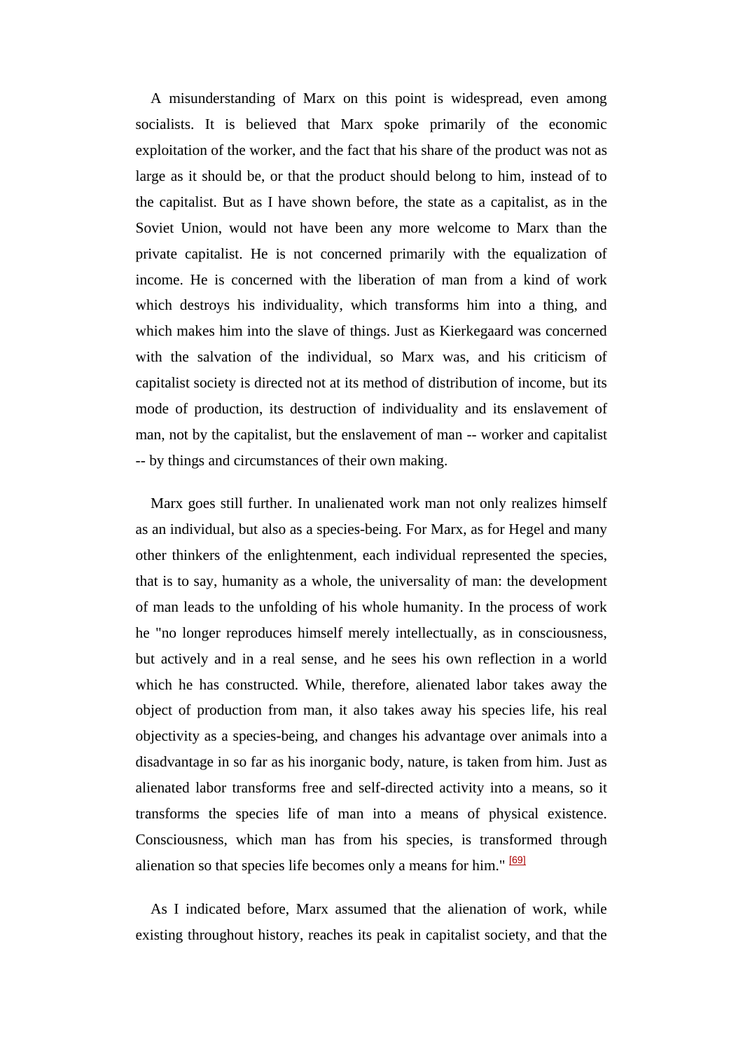A misunderstanding of Marx on this point is widespread, even among socialists. It is believed that Marx spoke primarily of the economic exploitation of the worker, and the fact that his share of the product was not as large as it should be, or that the product should belong to him, instead of to the capitalist. But as I have shown before, the state as a capitalist, as in the Soviet Union, would not have been any more welcome to Marx than the private capitalist. He is not concerned primarily with the equalization of income. He is concerned with the liberation of man from a kind of work which destroys his individuality, which transforms him into a thing, and which makes him into the slave of things. Just as Kierkegaard was concerned with the salvation of the individual, so Marx was, and his criticism of capitalist society is directed not at its method of distribution of income, but its mode of production, its destruction of individuality and its enslavement of man, not by the capitalist, but the enslavement of man -- worker and capitalist -- by things and circumstances of their own making.

Marx goes still further. In unalienated work man not only realizes himself as an individual, but also as a species-being. For Marx, as for Hegel and many other thinkers of the enlightenment, each individual represented the species, that is to say, humanity as a whole, the universality of man: the development of man leads to the unfolding of his whole humanity. In the process of work he "no longer reproduces himself merely intellectually, as in consciousness, but actively and in a real sense, and he sees his own reflection in a world which he has constructed. While, therefore, alienated labor takes away the object of production from man, it also takes away his species life, his real objectivity as a species-being, and changes his advantage over animals into a disadvantage in so far as his inorganic body, nature, is taken from him. Just as alienated labor transforms free and self-directed activity into a means, so it transforms the species life of man into a means of physical existence. Consciousness, which man has from his species, is transformed through alienation so that species life becomes only a means for him." [69]

As I indicated before, Marx assumed that the alienation of work, while existing throughout history, reaches its peak in capitalist society, and that the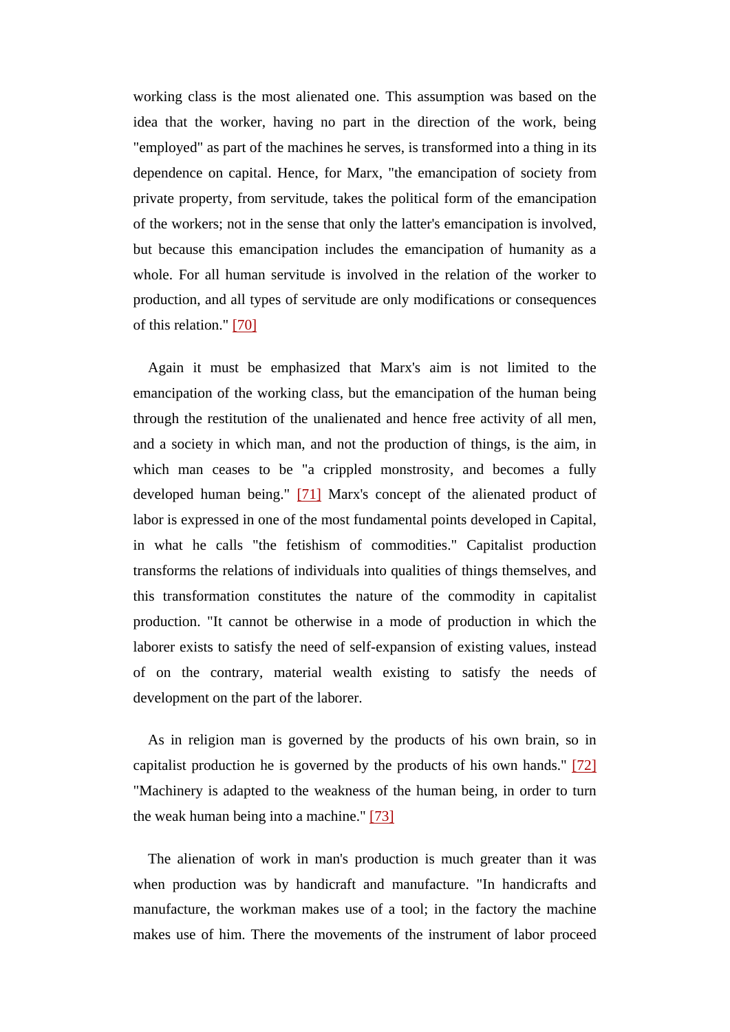working class is the most alienated one. This assumption was based on the idea that the worker, having no part in the direction of the work, being "employed" as part of the machines he serves, is transformed into a thing in its dependence on capital. Hence, for Marx, "the emancipation of society from private property, from servitude, takes the political form of the emancipation of the workers; not in the sense that only the latter's emancipation is involved, but because this emancipation includes the emancipation of humanity as a whole. For all human servitude is involved in the relation of the worker to production, and all types of servitude are only modifications or consequences of this relation." [70]

Again it must be emphasized that Marx's aim is not limited to the emancipation of the working class, but the emancipation of the human being through the restitution of the unalienated and hence free activity of all men, and a society in which man, and not the production of things, is the aim, in which man ceases to be "a crippled monstrosity, and becomes a fully developed human being." [71] Marx's concept of the alienated product of labor is expressed in one of the most fundamental points developed in Capital, in what he calls "the fetishism of commodities." Capitalist production transforms the relations of individuals into qualities of things themselves, and this transformation constitutes the nature of the commodity in capitalist production. "It cannot be otherwise in a mode of production in which the laborer exists to satisfy the need of self-expansion of existing values, instead of on the contrary, material wealth existing to satisfy the needs of development on the part of the laborer.

As in religion man is governed by the products of his own brain, so in capitalist production he is governed by the products of his own hands." [72] "Machinery is adapted to the weakness of the human being, in order to turn the weak human being into a machine." [73]

The alienation of work in man's production is much greater than it was when production was by handicraft and manufacture. "In handicrafts and manufacture, the workman makes use of a tool; in the factory the machine makes use of him. There the movements of the instrument of labor proceed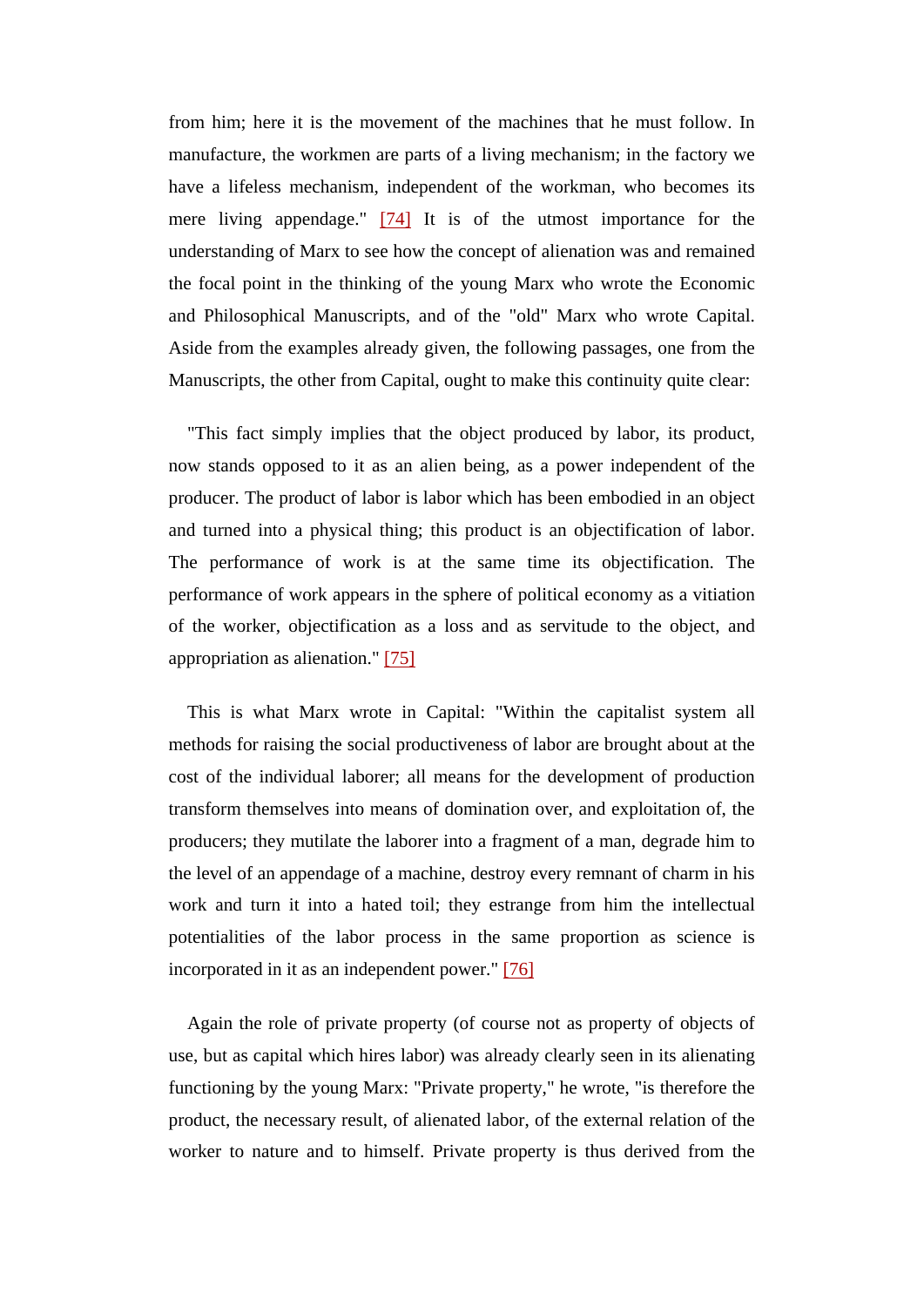from him; here it is the movement of the machines that he must follow. In manufacture, the workmen are parts of a living mechanism; in the factory we have a lifeless mechanism, independent of the workman, who becomes its mere living appendage." [74] It is of the utmost importance for the understanding of Marx to see how the concept of alienation was and remained the focal point in the thinking of the young Marx who wrote the Economic and Philosophical Manuscripts, and of the "old" Marx who wrote Capital. Aside from the examples already given, the following passages, one from the Manuscripts, the other from Capital, ought to make this continuity quite clear:

"This fact simply implies that the object produced by labor, its product, now stands opposed to it as an alien being, as a power independent of the producer. The product of labor is labor which has been embodied in an object and turned into a physical thing; this product is an objectification of labor. The performance of work is at the same time its objectification. The performance of work appears in the sphere of political economy as a vitiation of the worker, objectification as a loss and as servitude to the object, and appropriation as alienation." [75]

This is what Marx wrote in Capital: "Within the capitalist system all methods for raising the social productiveness of labor are brought about at the cost of the individual laborer; all means for the development of production transform themselves into means of domination over, and exploitation of, the producers; they mutilate the laborer into a fragment of a man, degrade him to the level of an appendage of a machine, destroy every remnant of charm in his work and turn it into a hated toil; they estrange from him the intellectual potentialities of the labor process in the same proportion as science is incorporated in it as an independent power." [76]

Again the role of private property (of course not as property of objects of use, but as capital which hires labor) was already clearly seen in its alienating functioning by the young Marx: "Private property," he wrote, "is therefore the product, the necessary result, of alienated labor, of the external relation of the worker to nature and to himself. Private property is thus derived from the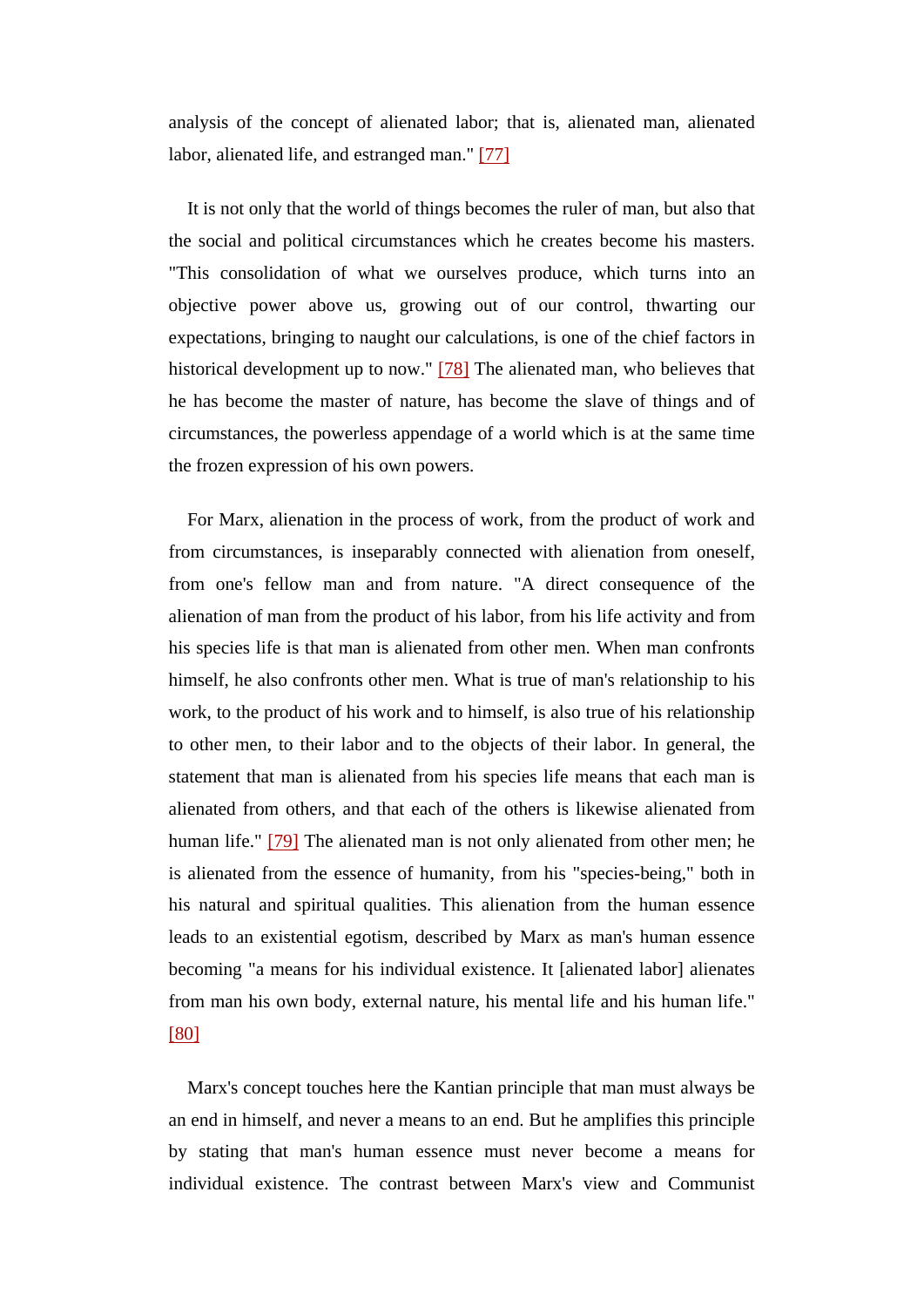analysis of the concept of alienated labor; that is, alienated man, alienated labor, alienated life, and estranged man." [77]

It is not only that the world of things becomes the ruler of man, but also that the social and political circumstances which he creates become his masters. "This consolidation of what we ourselves produce, which turns into an objective power above us, growing out of our control, thwarting our expectations, bringing to naught our calculations, is one of the chief factors in historical development up to now." [78] The alienated man, who believes that he has become the master of nature, has become the slave of things and of circumstances, the powerless appendage of a world which is at the same time the frozen expression of his own powers.

For Marx, alienation in the process of work, from the product of work and from circumstances, is inseparably connected with alienation from oneself, from one's fellow man and from nature. "A direct consequence of the alienation of man from the product of his labor, from his life activity and from his species life is that man is alienated from other men. When man confronts himself, he also confronts other men. What is true of man's relationship to his work, to the product of his work and to himself, is also true of his relationship to other men, to their labor and to the objects of their labor. In general, the statement that man is alienated from his species life means that each man is alienated from others, and that each of the others is likewise alienated from human life." [79] The alienated man is not only alienated from other men; he is alienated from the essence of humanity, from his "species-being," both in his natural and spiritual qualities. This alienation from the human essence leads to an existential egotism, described by Marx as man's human essence becoming "a means for his individual existence. It [alienated labor] alienates from man his own body, external nature, his mental life and his human life." [80]

Marx's concept touches here the Kantian principle that man must always be an end in himself, and never a means to an end. But he amplifies this principle by stating that man's human essence must never become a means for individual existence. The contrast between Marx's view and Communist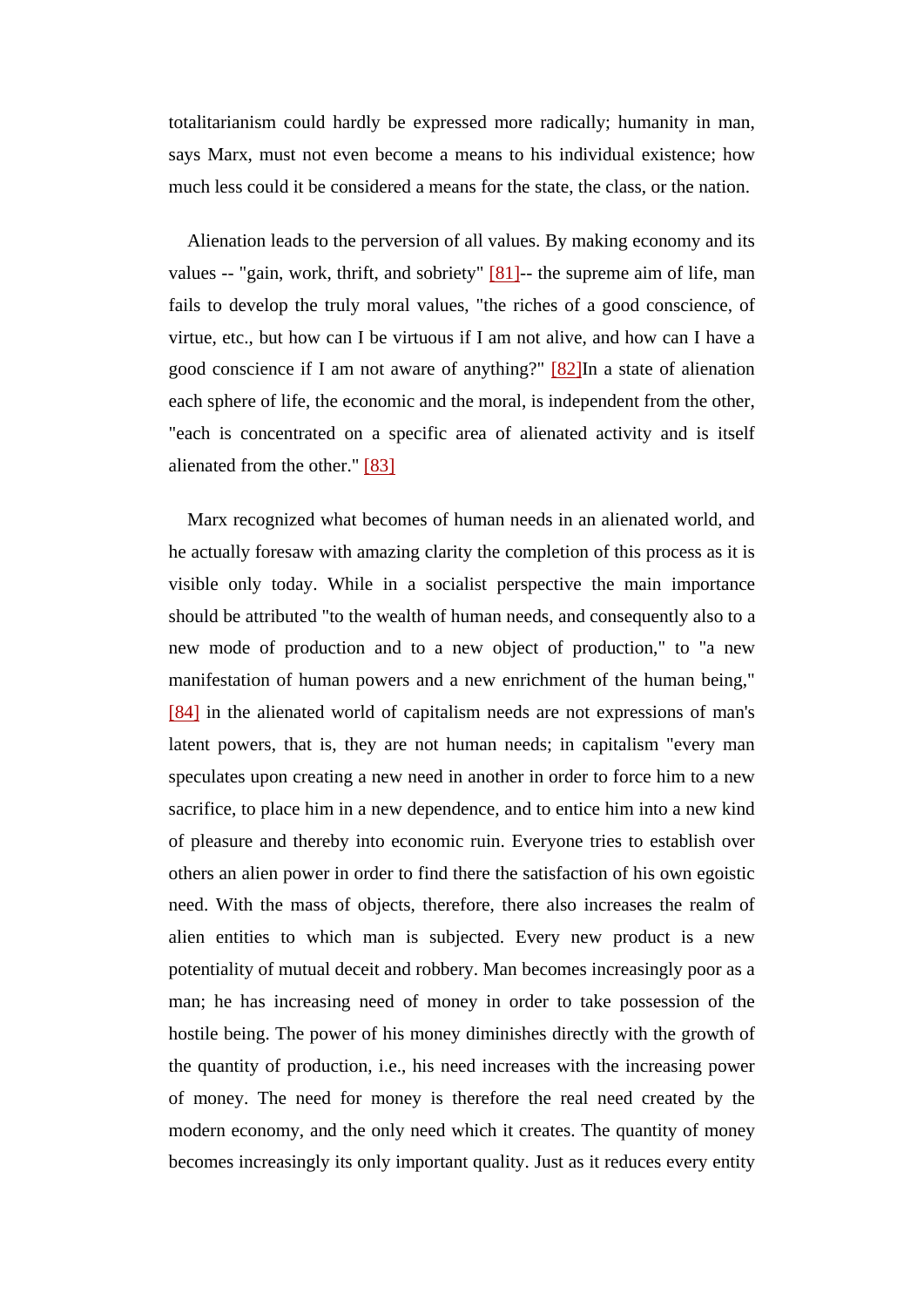totalitarianism could hardly be expressed more radically; humanity in man, says Marx, must not even become a means to his individual existence; how much less could it be considered a means for the state, the class, or the nation.

Alienation leads to the perversion of all values. By making economy and its values -- "gain, work, thrift, and sobriety" [81]-- the supreme aim of life, man fails to develop the truly moral values, "the riches of a good conscience, of virtue, etc., but how can I be virtuous if I am not alive, and how can I have a good conscience if I am not aware of anything?" [82]In a state of alienation each sphere of life, the economic and the moral, is independent from the other, "each is concentrated on a specific area of alienated activity and is itself alienated from the other." [83]

Marx recognized what becomes of human needs in an alienated world, and he actually foresaw with amazing clarity the completion of this process as it is visible only today. While in a socialist perspective the main importance should be attributed "to the wealth of human needs, and consequently also to a new mode of production and to a new object of production," to "a new manifestation of human powers and a new enrichment of the human being," [84] in the alienated world of capitalism needs are not expressions of man's latent powers, that is, they are not human needs; in capitalism "every man speculates upon creating a new need in another in order to force him to a new sacrifice, to place him in a new dependence, and to entice him into a new kind of pleasure and thereby into economic ruin. Everyone tries to establish over others an alien power in order to find there the satisfaction of his own egoistic need. With the mass of objects, therefore, there also increases the realm of alien entities to which man is subjected. Every new product is a new potentiality of mutual deceit and robbery. Man becomes increasingly poor as a man; he has increasing need of money in order to take possession of the hostile being. The power of his money diminishes directly with the growth of the quantity of production, i.e., his need increases with the increasing power of money. The need for money is therefore the real need created by the modern economy, and the only need which it creates. The quantity of money becomes increasingly its only important quality. Just as it reduces every entity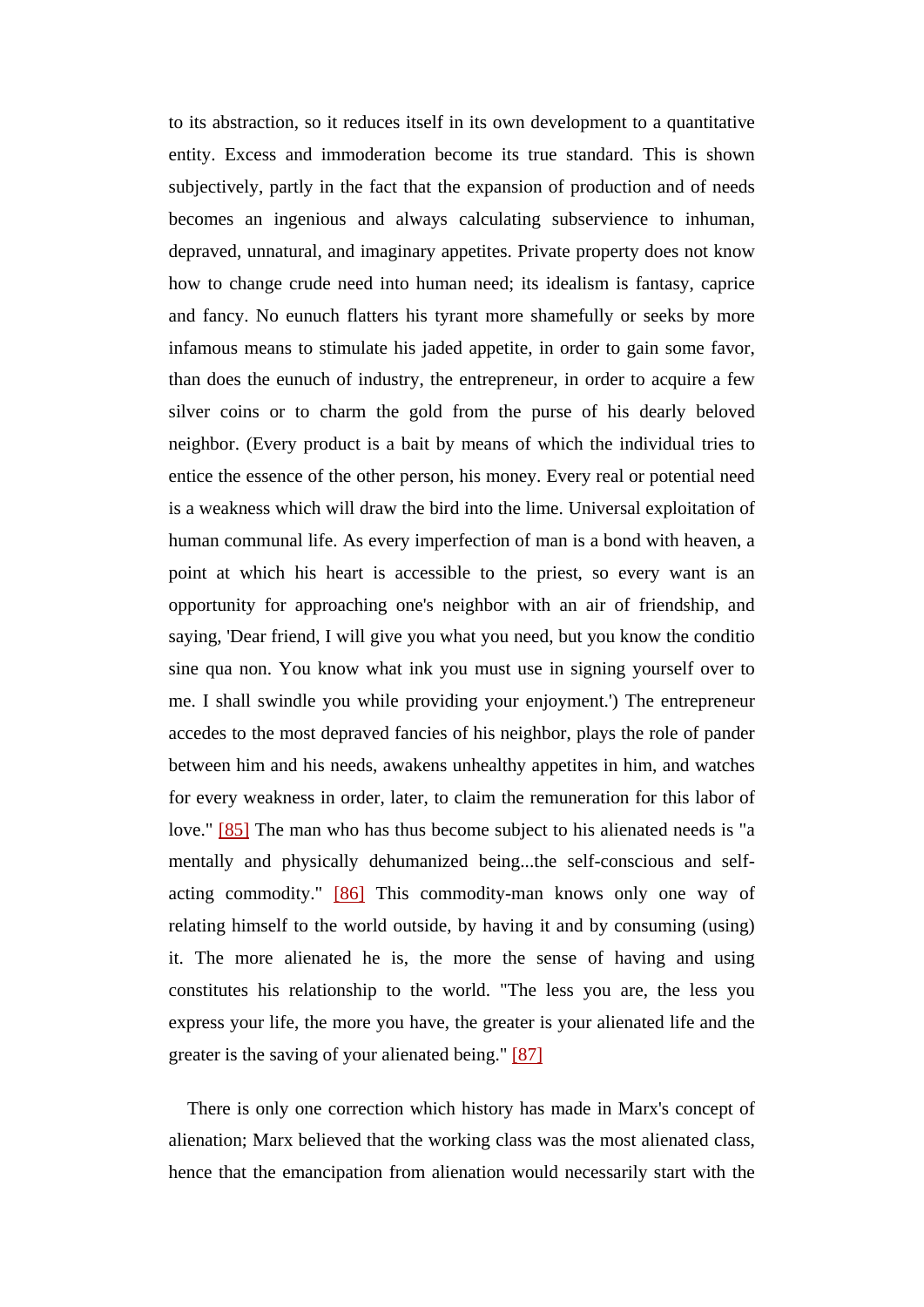to its abstraction, so it reduces itself in its own development to a quantitative entity. Excess and immoderation become its true standard. This is shown subjectively, partly in the fact that the expansion of production and of needs becomes an ingenious and always calculating subservience to inhuman, depraved, unnatural, and imaginary appetites. Private property does not know how to change crude need into human need; its idealism is fantasy, caprice and fancy. No eunuch flatters his tyrant more shamefully or seeks by more infamous means to stimulate his jaded appetite, in order to gain some favor, than does the eunuch of industry, the entrepreneur, in order to acquire a few silver coins or to charm the gold from the purse of his dearly beloved neighbor. (Every product is a bait by means of which the individual tries to entice the essence of the other person, his money. Every real or potential need is a weakness which will draw the bird into the lime. Universal exploitation of human communal life. As every imperfection of man is a bond with heaven, a point at which his heart is accessible to the priest, so every want is an opportunity for approaching one's neighbor with an air of friendship, and saying, 'Dear friend, I will give you what you need, but you know the conditio sine qua non. You know what ink you must use in signing yourself over to me. I shall swindle you while providing your enjoyment.') The entrepreneur accedes to the most depraved fancies of his neighbor, plays the role of pander between him and his needs, awakens unhealthy appetites in him, and watches for every weakness in order, later, to claim the remuneration for this labor of love." [85] The man who has thus become subject to his alienated needs is "a mentally and physically dehumanized being...the self-conscious and self-acting commodity." [86] This commodity-man knows only one way of relating himself to the world outside, by having it and by consuming (using) it. The more alienated he is, the more the sense of having and using constitutes his relationship to the world. "The less you are, the less you express your life, the more you have, the greater is your alienated life and the greater is the saving of your alienated being." [87]

There is only one correction which history has made in Marx's concept of alienation; Marx believed that the working class was the most alienated class, hence that the emancipation from alienation would necessarily start with the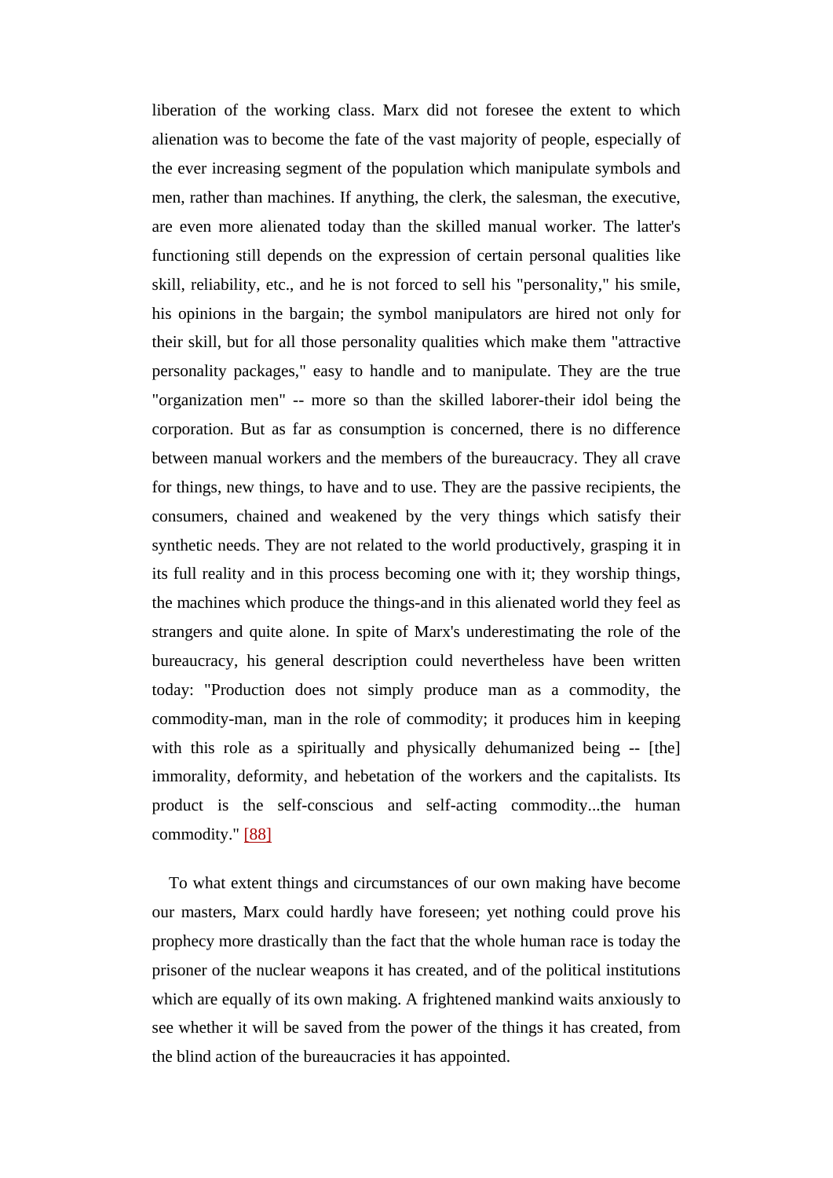liberation of the working class. Marx did not foresee the extent to which alienation was to become the fate of the vast majority of people, especially of the ever increasing segment of the population which manipulate symbols and men, rather than machines. If anything, the clerk, the salesman, the executive, are even more alienated today than the skilled manual worker. The latter's functioning still depends on the expression of certain personal qualities like skill, reliability, etc., and he is not forced to sell his "personality," his smile, his opinions in the bargain; the symbol manipulators are hired not only for their skill, but for all those personality qualities which make them "attractive personality packages," easy to handle and to manipulate. They are the true "organization men" -- more so than the skilled laborer-their idol being the corporation. But as far as consumption is concerned, there is no difference between manual workers and the members of the bureaucracy. They all crave for things, new things, to have and to use. They are the passive recipients, the consumers, chained and weakened by the very things which satisfy their synthetic needs. They are not related to the world productively, grasping it in its full reality and in this process becoming one with it; they worship things, the machines which produce the things-and in this alienated world they feel as strangers and quite alone. In spite of Marx's underestimating the role of the bureaucracy, his general description could nevertheless have been written today: "Production does not simply produce man as a commodity, the commodity-man, man in the role of commodity; it produces him in keeping with this role as a spiritually and physically dehumanized being -- [the] immorality, deformity, and hebetation of the workers and the capitalists. Its product is the self-conscious and self-acting commodity...the human commodity." [88]

To what extent things and circumstances of our own making have become our masters, Marx could hardly have foreseen; yet nothing could prove his prophecy more drastically than the fact that the whole human race is today the prisoner of the nuclear weapons it has created, and of the political institutions which are equally of its own making. A frightened mankind waits anxiously to see whether it will be saved from the power of the things it has created, from the blind action of the bureaucracies it has appointed.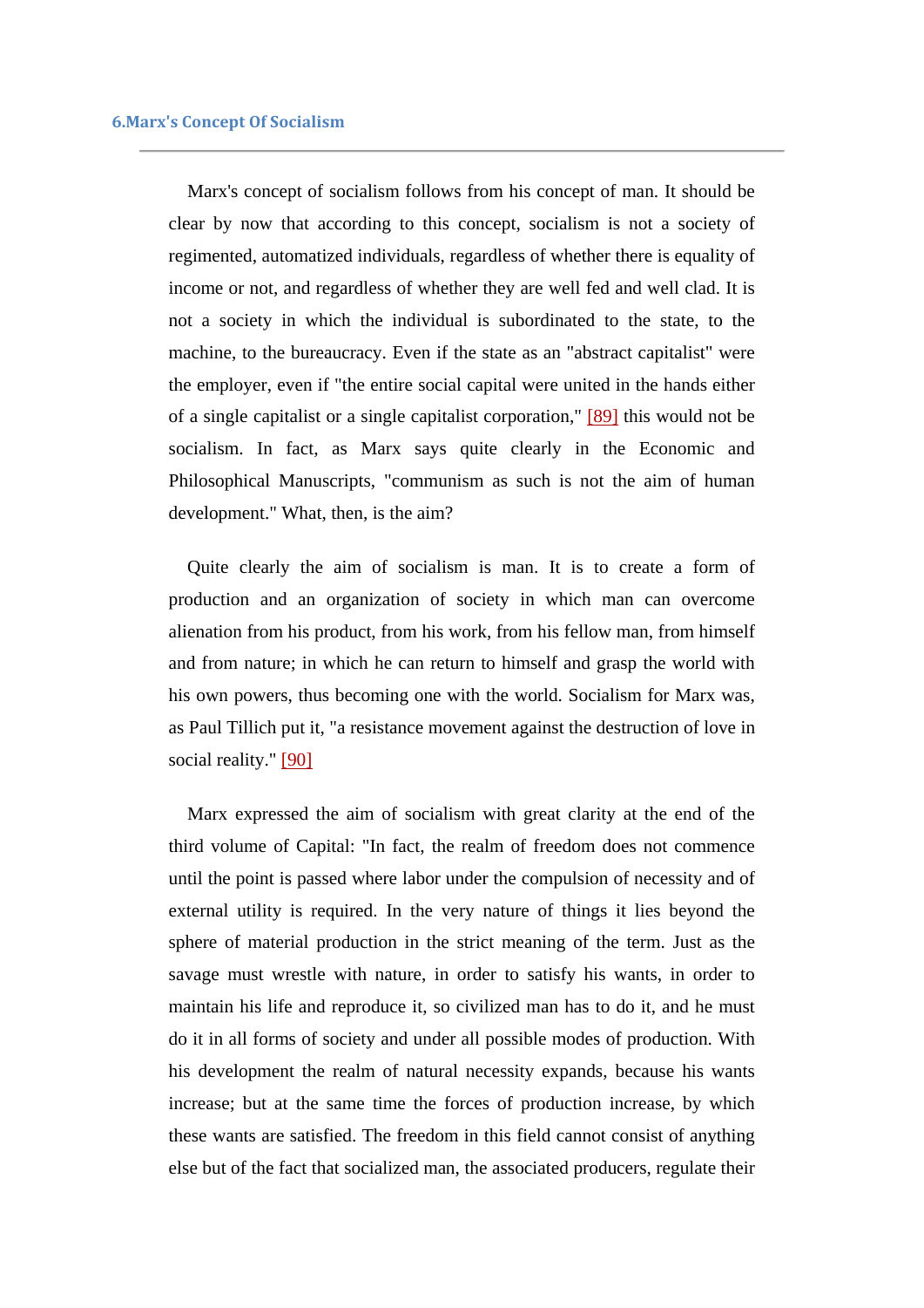## 6.Marx's Concept Of Socialism

Marx's concept of socialism follows from his concept of man. It should be clear by now that according to this concept, socialism is not a society of regimented, automatized individuals, regardless of whether there is equality of income or not, and regardless of whether they are well fed and well clad. It is not a society in which the individual is subordinated to the state, to the machine, to the bureaucracy. Even if the state as an "abstract capitalist" were the employer, even if "the entire social capital were united in the hands either of a single capitalist or a single capitalist corporation," [89] this would not be socialism. In fact, as Marx says quite clearly in the Economic and Philosophical Manuscripts, "communism as such is not the aim of human development." What, then, is the aim?

Quite clearly the aim of socialism is man. It is to create a form of production and an organization of society in which man can overcome alienation from his product, from his work, from his fellow man, from himself and from nature; in which he can return to himself and grasp the world with his own powers, thus becoming one with the world. Socialism for Marx was, as Paul Tillich put it, "a resistance movement against the destruction of love in social reality." [90]

Marx expressed the aim of socialism with great clarity at the end of the third volume of Capital: "In fact, the realm of freedom does not commence until the point is passed where labor under the compulsion of necessity and of external utility is required. In the very nature of things it lies beyond the sphere of material production in the strict meaning of the term. Just as the savage must wrestle with nature, in order to satisfy his wants, in order to maintain his life and reproduce it, so civilized man has to do it, and he must do it in all forms of society and under all possible modes of production. With his development the realm of natural necessity expands, because his wants increase; but at the same time the forces of production increase, by which these wants are satisfied. The freedom in this field cannot consist of anything else but of the fact that socialized man, the associated producers, regulate their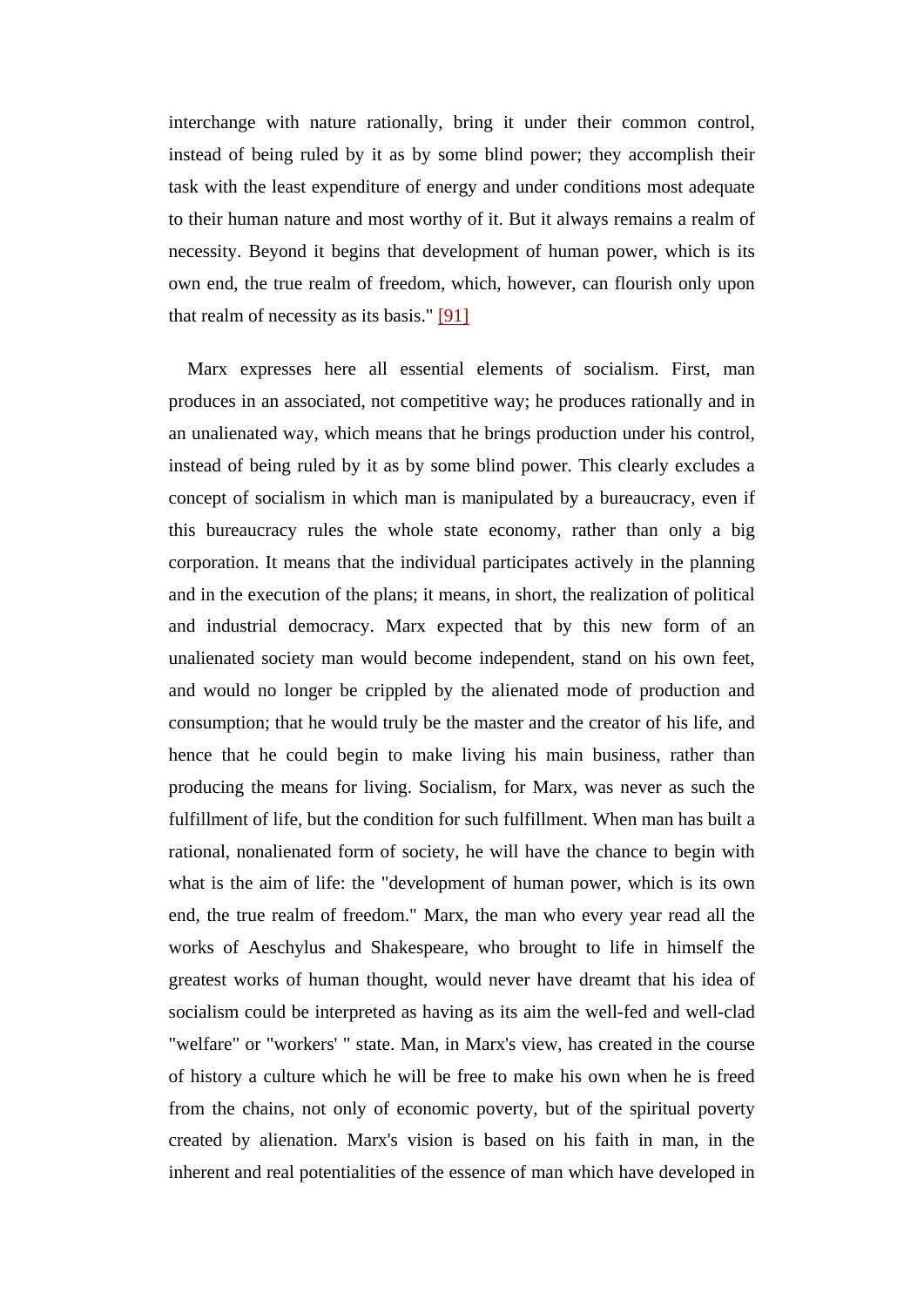interchange with nature rationally, bring it under their common control, instead of being ruled by it as by some blind power; they accomplish their task with the least expenditure of energy and under conditions most adequate to their human nature and most worthy of it. But it always remains a realm of necessity. Beyond it begins that development of human power, which is its own end, the true realm of freedom, which, however, can flourish only upon that realm of necessity as its basis." [91]

Marx expresses here all essential elements of socialism. First, man produces in an associated, not competitive way; he produces rationally and in an unalienated way, which means that he brings production under his control, instead of being ruled by it as by some blind power. This clearly excludes a concept of socialism in which man is manipulated by a bureaucracy, even if this bureaucracy rules the whole state economy, rather than only a big corporation. It means that the individual participates actively in the planning and in the execution of the plans; it means, in short, the realization of political and industrial democracy. Marx expected that by this new form of an unalienated society man would become independent, stand on his own feet, and would no longer be crippled by the alienated mode of production and consumption; that he would truly be the master and the creator of his life, and hence that he could begin to make living his main business, rather than producing the means for living. Socialism, for Marx, was never as such the fulfillment of life, but the condition for such fulfillment. When man has built a rational, nonalienated form of society, he will have the chance to begin with what is the aim of life: the "development of human power, which is its own end, the true realm of freedom." Marx, the man who every year read all the works of Aeschylus and Shakespeare, who brought to life in himself the greatest works of human thought, would never have dreamt that his idea of socialism could be interpreted as having as its aim the well-fed and well-clad "welfare" or "workers' " state. Man, in Marx's view, has created in the course of history a culture which he will be free to make his own when he is freed from the chains, not only of economic poverty, but of the spiritual poverty created by alienation. Marx's vision is based on his faith in man, in the inherent and real potentialities of the essence of man which have developed in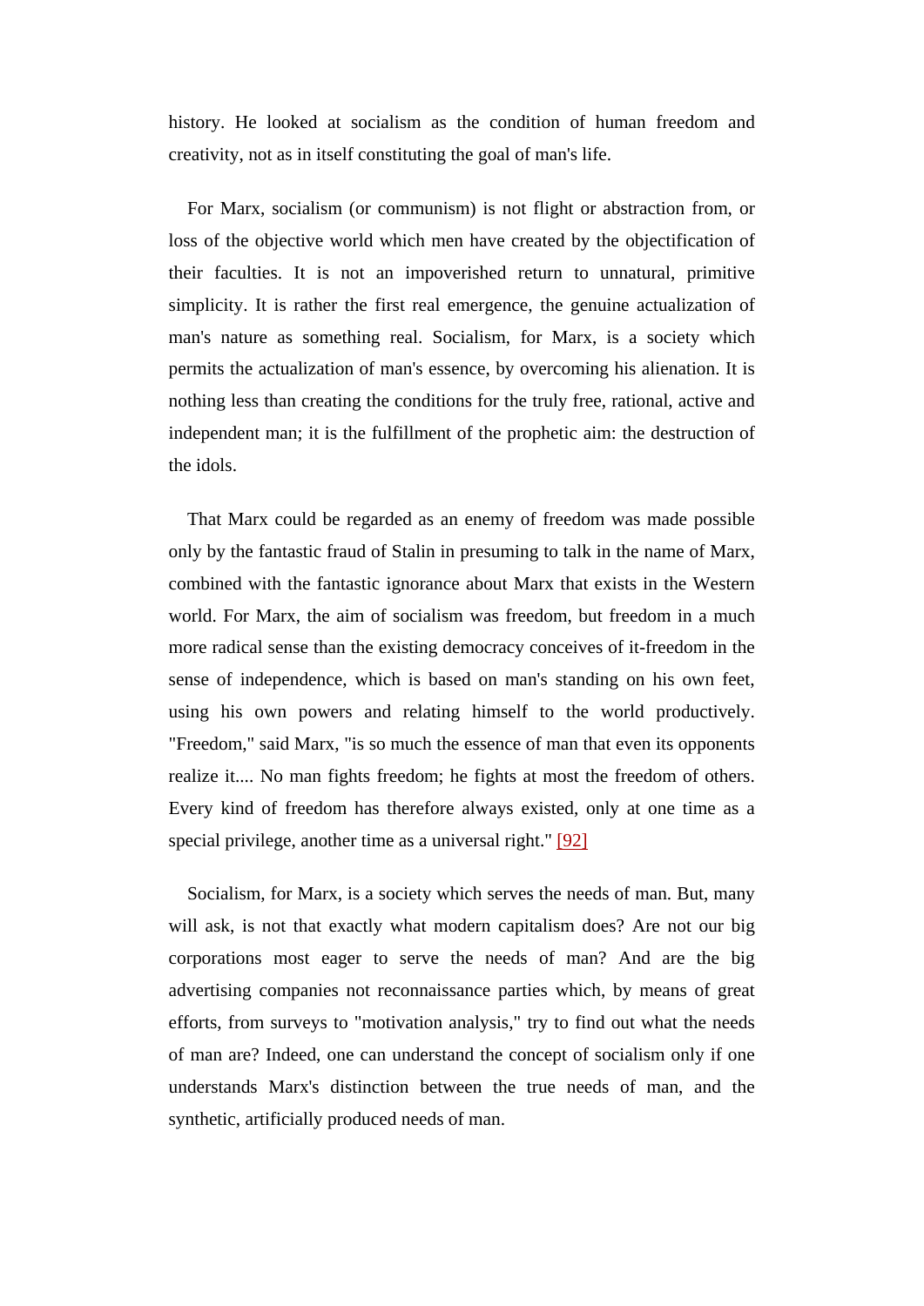history. He looked at socialism as the condition of human freedom and creativity, not as in itself constituting the goal of man's life.

For Marx, socialism (or communism) is not flight or abstraction from, or loss of the objective world which men have created by the objectification of their faculties. It is not an impoverished return to unnatural, primitive simplicity. It is rather the first real emergence, the genuine actualization of man's nature as something real. Socialism, for Marx, is a society which permits the actualization of man's essence, by overcoming his alienation. It is nothing less than creating the conditions for the truly free, rational, active and independent man; it is the fulfillment of the prophetic aim: the destruction of the idols.

That Marx could be regarded as an enemy of freedom was made possible only by the fantastic fraud of Stalin in presuming to talk in the name of Marx, combined with the fantastic ignorance about Marx that exists in the Western world. For Marx, the aim of socialism was freedom, but freedom in a much more radical sense than the existing democracy conceives of it-freedom in the sense of independence, which is based on man's standing on his own feet, using his own powers and relating himself to the world productively. "Freedom," said Marx, "is so much the essence of man that even its opponents realize it.... No man fights freedom; he fights at most the freedom of others. Every kind of freedom has therefore always existed, only at one time as a special privilege, another time as a universal right." [92]

Socialism, for Marx, is a society which serves the needs of man. But, many will ask, is not that exactly what modern capitalism does? Are not our big corporations most eager to serve the needs of man? And are the big advertising companies not reconnaissance parties which, by means of great efforts, from surveys to "motivation analysis," try to find out what the needs of man are? Indeed, one can understand the concept of socialism only if one understands Marx's distinction between the true needs of man, and the synthetic, artificially produced needs of man.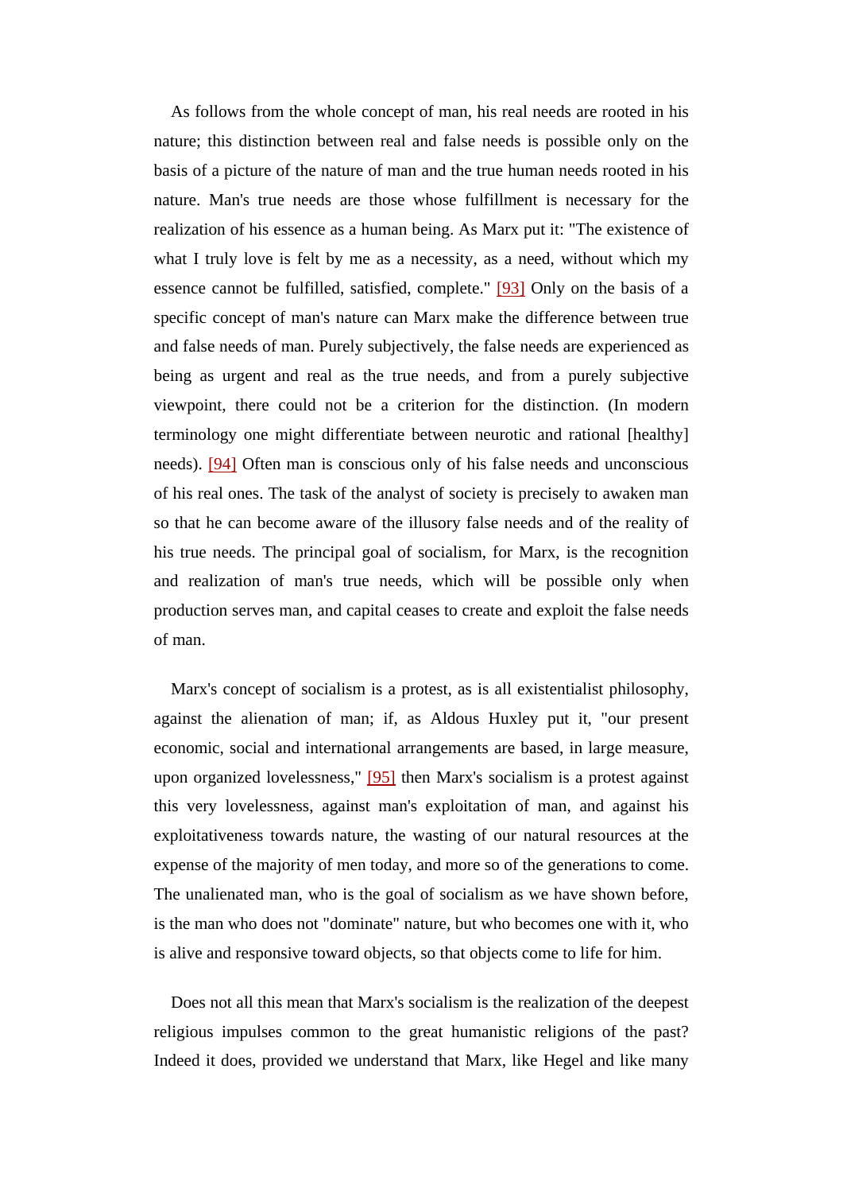As follows from the whole concept of man, his real needs are rooted in his nature; this distinction between real and false needs is possible only on the basis of a picture of the nature of man and the true human needs rooted in his nature. Man's true needs are those whose fulfillment is necessary for the realization of his essence as a human being. As Marx put it: "The existence of what I truly love is felt by me as a necessity, as a need, without which my essence cannot be fulfilled, satisfied, complete." [93] Only on the basis of a specific concept of man's nature can Marx make the difference between true and false needs of man. Purely subjectively, the false needs are experienced as being as urgent and real as the true needs, and from a purely subjective viewpoint, there could not be a criterion for the distinction. (In modern terminology one might differentiate between neurotic and rational [healthy] needs). [94] Often man is conscious only of his false needs and unconscious of his real ones. The task of the analyst of society is precisely to awaken man so that he can become aware of the illusory false needs and of the reality of his true needs. The principal goal of socialism, for Marx, is the recognition and realization of man's true needs, which will be possible only when production serves man, and capital ceases to create and exploit the false needs of man.

Marx's concept of socialism is a protest, as is all existentialist philosophy, against the alienation of man; if, as Aldous Huxley put it, "our present economic, social and international arrangements are based, in large measure, upon organized lovelessness," [95] then Marx's socialism is a protest against this very lovelessness, against man's exploitation of man, and against his exploitativeness towards nature, the wasting of our natural resources at the expense of the majority of men today, and more so of the generations to come. The unalienated man, who is the goal of socialism as we have shown before, is the man who does not "dominate" nature, but who becomes one with it, who is alive and responsive toward objects, so that objects come to life for him.

Does not all this mean that Marx's socialism is the realization of the deepest religious impulses common to the great humanistic religions of the past? Indeed it does, provided we understand that Marx, like Hegel and like many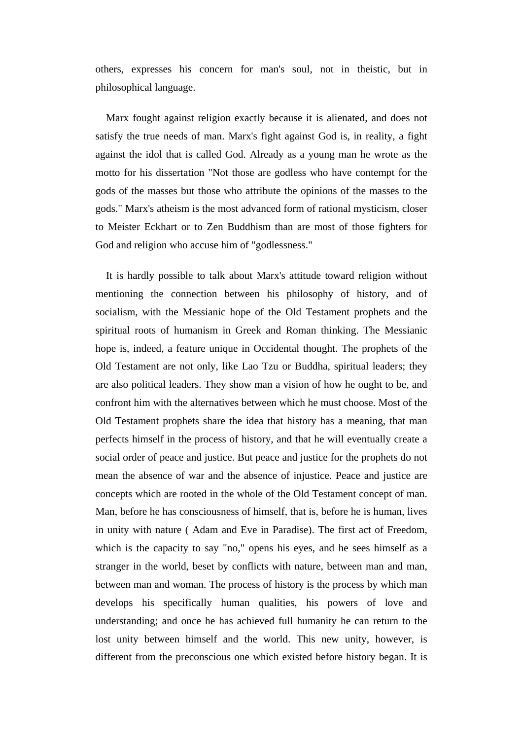others, expresses his concern for man's soul, not in theistic, but in philosophical language.

Marx fought against religion exactly because it is alienated, and does not satisfy the true needs of man. Marx's fight against God is, in reality, a fight against the idol that is called God. Already as a young man he wrote as the motto for his dissertation "Not those are godless who have contempt for the gods of the masses but those who attribute the opinions of the masses to the gods." Marx's atheism is the most advanced form of rational mysticism, closer to Meister Eckhart or to Zen Buddhism than are most of those fighters for God and religion who accuse him of "godlessness."

It is hardly possible to talk about Marx's attitude toward religion without mentioning the connection between his philosophy of history, and of socialism, with the Messianic hope of the Old Testament prophets and the spiritual roots of humanism in Greek and Roman thinking. The Messianic hope is, indeed, a feature unique in Occidental thought. The prophets of the Old Testament are not only, like Lao Tzu or Buddha, spiritual leaders; they are also political leaders. They show man a vision of how he ought to be, and confront him with the alternatives between which he must choose. Most of the Old Testament prophets share the idea that history has a meaning, that man perfects himself in the process of history, and that he will eventually create a social order of peace and justice. But peace and justice for the prophets do not mean the absence of war and the absence of injustice. Peace and justice are concepts which are rooted in the whole of the Old Testament concept of man. Man, before he has consciousness of himself, that is, before he is human, lives in unity with nature ( Adam and Eve in Paradise). The first act of Freedom, which is the capacity to say "no," opens his eyes, and he sees himself as a stranger in the world, beset by conflicts with nature, between man and man, between man and woman. The process of history is the process by which man develops his specifically human qualities, his powers of love and understanding; and once he has achieved full humanity he can return to the lost unity between himself and the world. This new unity, however, is different from the preconscious one which existed before history began. It is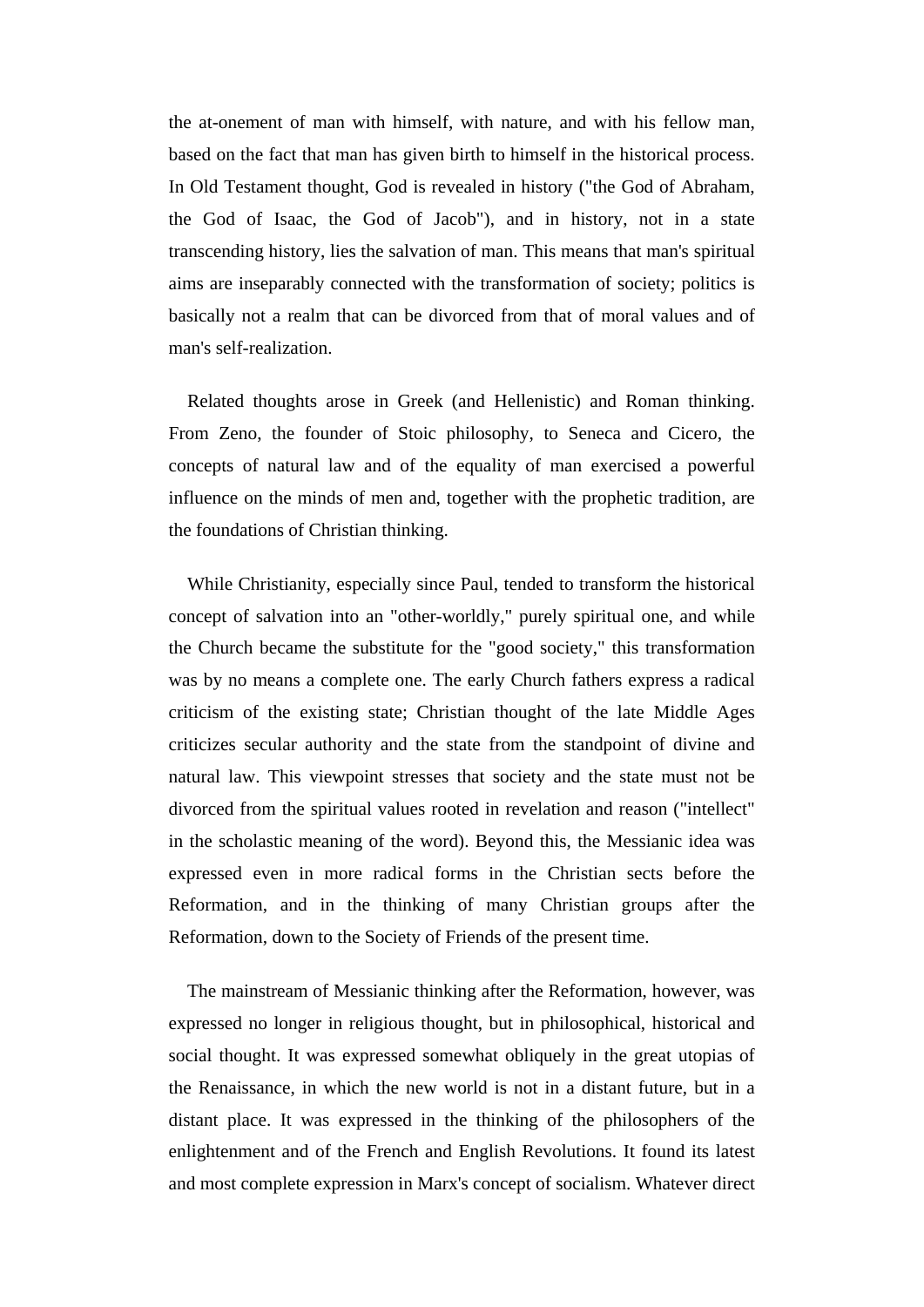the at-onement of man with himself, with nature, and with his fellow man, based on the fact that man has given birth to himself in the historical process. In Old Testament thought, God is revealed in history ("the God of Abraham, the God of Isaac, the God of Jacob"), and in history, not in a state transcending history, lies the salvation of man. This means that man's spiritual aims are inseparably connected with the transformation of society; politics is basically not a realm that can be divorced from that of moral values and of man's self-realization.

Related thoughts arose in Greek (and Hellenistic) and Roman thinking. From Zeno, the founder of Stoic philosophy, to Seneca and Cicero, the concepts of natural law and of the equality of man exercised a powerful influence on the minds of men and, together with the prophetic tradition, are the foundations of Christian thinking.

While Christianity, especially since Paul, tended to transform the historical concept of salvation into an "other-worldly," purely spiritual one, and while the Church became the substitute for the "good society," this transformation was by no means a complete one. The early Church fathers express a radical criticism of the existing state; Christian thought of the late Middle Ages criticizes secular authority and the state from the standpoint of divine and natural law. This viewpoint stresses that society and the state must not be divorced from the spiritual values rooted in revelation and reason ("intellect" in the scholastic meaning of the word). Beyond this, the Messianic idea was expressed even in more radical forms in the Christian sects before the Reformation, and in the thinking of many Christian groups after the Reformation, down to the Society of Friends of the present time.

The mainstream of Messianic thinking after the Reformation, however, was expressed no longer in religious thought, but in philosophical, historical and social thought. It was expressed somewhat obliquely in the great utopias of the Renaissance, in which the new world is not in a distant future, but in a distant place. It was expressed in the thinking of the philosophers of the enlightenment and of the French and English Revolutions. It found its latest and most complete expression in Marx's concept of socialism. Whatever direct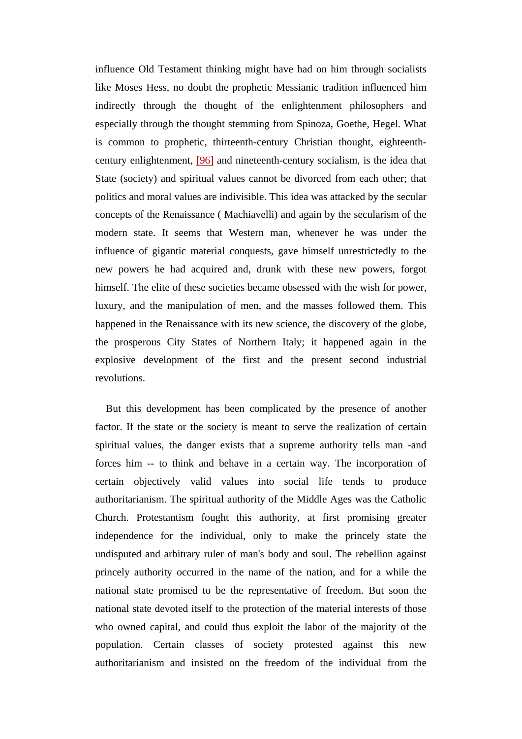influence Old Testament thinking might have had on him through socialists like Moses Hess, no doubt the prophetic Messianic tradition influenced him indirectly through the thought of the enlightenment philosophers and especially through the thought stemming from Spinoza, Goethe, Hegel. What is common to prophetic, thirteenth-century Christian thought, eighteenth-century enlightenment, [96] and nineteenth-century socialism, is the idea that State (society) and spiritual values cannot be divorced from each other; that politics and moral values are indivisible. This idea was attacked by the secular concepts of the Renaissance ( Machiavelli) and again by the secularism of the modern state. It seems that Western man, whenever he was under the influence of gigantic material conquests, gave himself unrestrictedly to the new powers he had acquired and, drunk with these new powers, forgot himself. The elite of these societies became obsessed with the wish for power, luxury, and the manipulation of men, and the masses followed them. This happened in the Renaissance with its new science, the discovery of the globe, the prosperous City States of Northern Italy; it happened again in the explosive development of the first and the present second industrial revolutions.

But this development has been complicated by the presence of another factor. If the state or the society is meant to serve the realization of certain spiritual values, the danger exists that a supreme authority tells man -and forces him -- to think and behave in a certain way. The incorporation of certain objectively valid values into social life tends to produce authoritarianism. The spiritual authority of the Middle Ages was the Catholic Church. Protestantism fought this authority, at first promising greater independence for the individual, only to make the princely state the undisputed and arbitrary ruler of man's body and soul. The rebellion against princely authority occurred in the name of the nation, and for a while the national state promised to be the representative of freedom. But soon the national state devoted itself to the protection of the material interests of those who owned capital, and could thus exploit the labor of the majority of the population. Certain classes of society protested against this new authoritarianism and insisted on the freedom of the individual from the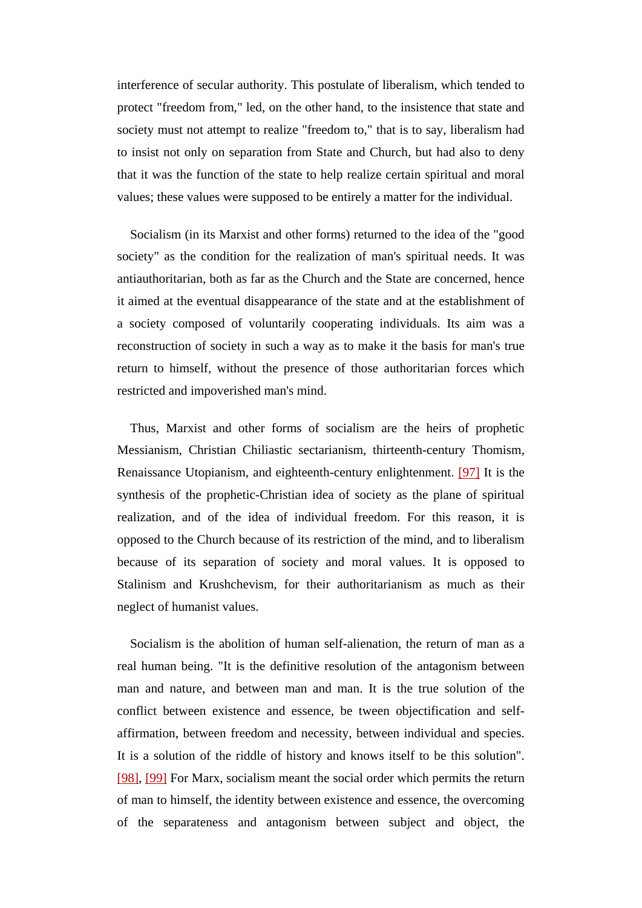interference of secular authority. This postulate of liberalism, which tended to protect "freedom from," led, on the other hand, to the insistence that state and society must not attempt to realize "freedom to," that is to say, liberalism had to insist not only on separation from State and Church, but had also to deny that it was the function of the state to help realize certain spiritual and moral values; these values were supposed to be entirely a matter for the individual.

Socialism (in its Marxist and other forms) returned to the idea of the "good society" as the condition for the realization of man's spiritual needs. It was antiauthoritarian, both as far as the Church and the State are concerned, hence it aimed at the eventual disappearance of the state and at the establishment of a society composed of voluntarily cooperating individuals. Its aim was a reconstruction of society in such a way as to make it the basis for man's true return to himself, without the presence of those authoritarian forces which restricted and impoverished man's mind.

Thus, Marxist and other forms of socialism are the heirs of prophetic Messianism, Christian Chiliastic sectarianism, thirteenth-century Thomism, Renaissance Utopianism, and eighteenth-century enlightenment. [97] It is the synthesis of the prophetic-Christian idea of society as the plane of spiritual realization, and of the idea of individual freedom. For this reason, it is opposed to the Church because of its restriction of the mind, and to liberalism because of its separation of society and moral values. It is opposed to Stalinism and Krushchevism, for their authoritarianism as much as their neglect of humanist values.

Socialism is the abolition of human self-alienation, the return of man as a real human being. "It is the definitive resolution of the antagonism between man and nature, and between man and man. It is the true solution of the conflict between existence and essence, be tween objectification and self-affirmation, between freedom and necessity, between individual and species. It is a solution of the riddle of history and knows itself to be this solution". [98], [99] For Marx, socialism meant the social order which permits the return of man to himself, the identity between existence and essence, the overcoming of the separateness and antagonism between subject and object, the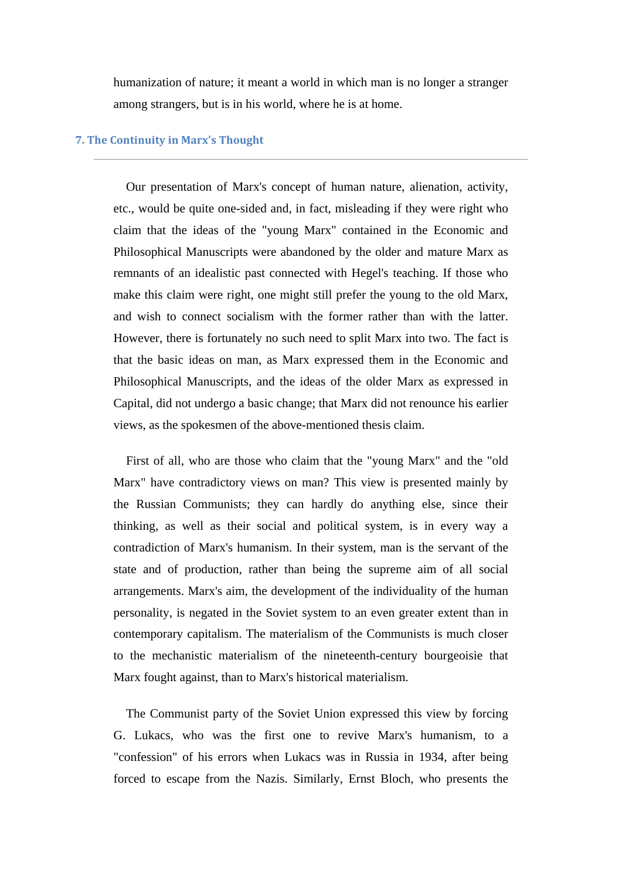humanization of nature; it meant a world in which man is no longer a stranger among strangers, but is in his world, where he is at home.

## 7. The Continuity in Marx's Thought

Our presentation of Marx's concept of human nature, alienation, activity, etc., would be quite one-sided and, in fact, misleading if they were right who claim that the ideas of the "young Marx" contained in the Economic and Philosophical Manuscripts were abandoned by the older and mature Marx as remnants of an idealistic past connected with Hegel's teaching. If those who make this claim were right, one might still prefer the young to the old Marx, and wish to connect socialism with the former rather than with the latter. However, there is fortunately no such need to split Marx into two. The fact is that the basic ideas on man, as Marx expressed them in the Economic and Philosophical Manuscripts, and the ideas of the older Marx as expressed in Capital, did not undergo a basic change; that Marx did not renounce his earlier views, as the spokesmen of the above-mentioned thesis claim.

First of all, who are those who claim that the "young Marx" and the "old Marx" have contradictory views on man? This view is presented mainly by the Russian Communists; they can hardly do anything else, since their thinking, as well as their social and political system, is in every way a contradiction of Marx's humanism. In their system, man is the servant of the state and of production, rather than being the supreme aim of all social arrangements. Marx's aim, the development of the individuality of the human personality, is negated in the Soviet system to an even greater extent than in contemporary capitalism. The materialism of the Communists is much closer to the mechanistic materialism of the nineteenth-century bourgeoisie that Marx fought against, than to Marx's historical materialism.

The Communist party of the Soviet Union expressed this view by forcing G. Lukacs, who was the first one to revive Marx's humanism, to a "confession" of his errors when Lukacs was in Russia in 1934, after being forced to escape from the Nazis. Similarly, Ernst Bloch, who presents the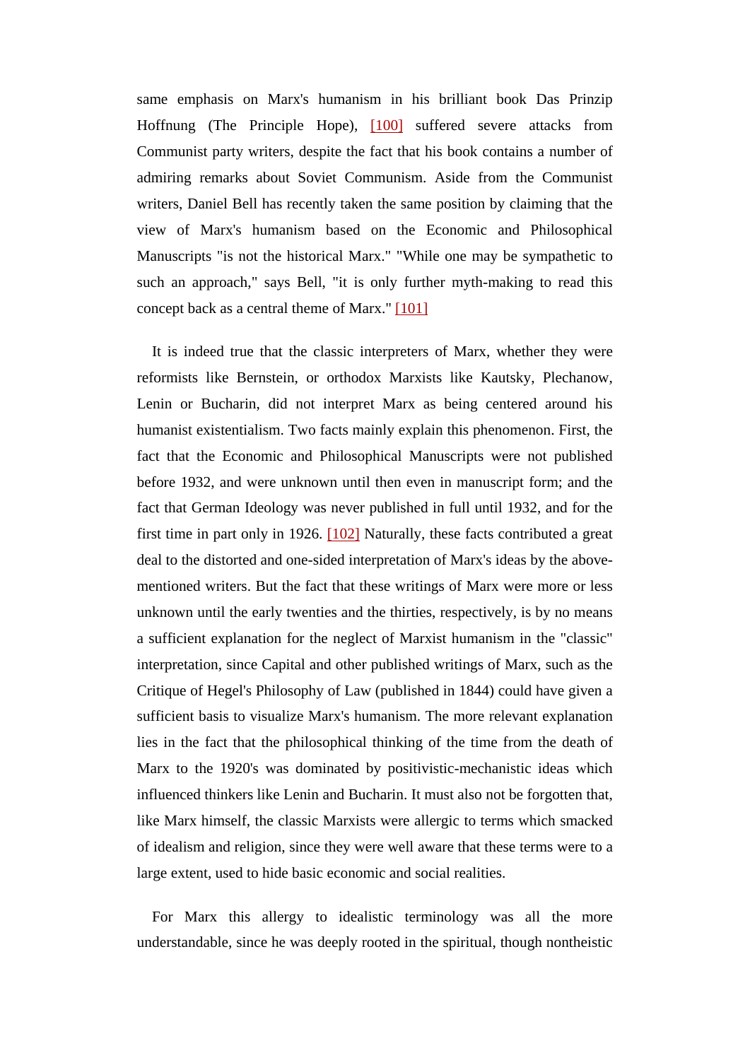same emphasis on Marx's humanism in his brilliant book Das Prinzip Hoffnung (The Principle Hope), [100] suffered severe attacks from Communist party writers, despite the fact that his book contains a number of admiring remarks about Soviet Communism. Aside from the Communist writers, Daniel Bell has recently taken the same position by claiming that the view of Marx's humanism based on the Economic and Philosophical Manuscripts "is not the historical Marx." "While one may be sympathetic to such an approach," says Bell, "it is only further myth-making to read this concept back as a central theme of Marx." [101]

It is indeed true that the classic interpreters of Marx, whether they were reformists like Bernstein, or orthodox Marxists like Kautsky, Plechanow, Lenin or Bucharin, did not interpret Marx as being centered around his humanist existentialism. Two facts mainly explain this phenomenon. First, the fact that the Economic and Philosophical Manuscripts were not published before 1932, and were unknown until then even in manuscript form; and the fact that German Ideology was never published in full until 1932, and for the first time in part only in 1926. [102] Naturally, these facts contributed a great deal to the distorted and one-sided interpretation of Marx's ideas by the above-mentioned writers. But the fact that these writings of Marx were more or less unknown until the early twenties and the thirties, respectively, is by no means a sufficient explanation for the neglect of Marxist humanism in the "classic" interpretation, since Capital and other published writings of Marx, such as the Critique of Hegel's Philosophy of Law (published in 1844) could have given a sufficient basis to visualize Marx's humanism. The more relevant explanation lies in the fact that the philosophical thinking of the time from the death of Marx to the 1920's was dominated by positivistic-mechanistic ideas which influenced thinkers like Lenin and Bucharin. It must also not be forgotten that, like Marx himself, the classic Marxists were allergic to terms which smacked of idealism and religion, since they were well aware that these terms were to a large extent, used to hide basic economic and social realities.

For Marx this allergy to idealistic terminology was all the more understandable, since he was deeply rooted in the spiritual, though nontheistic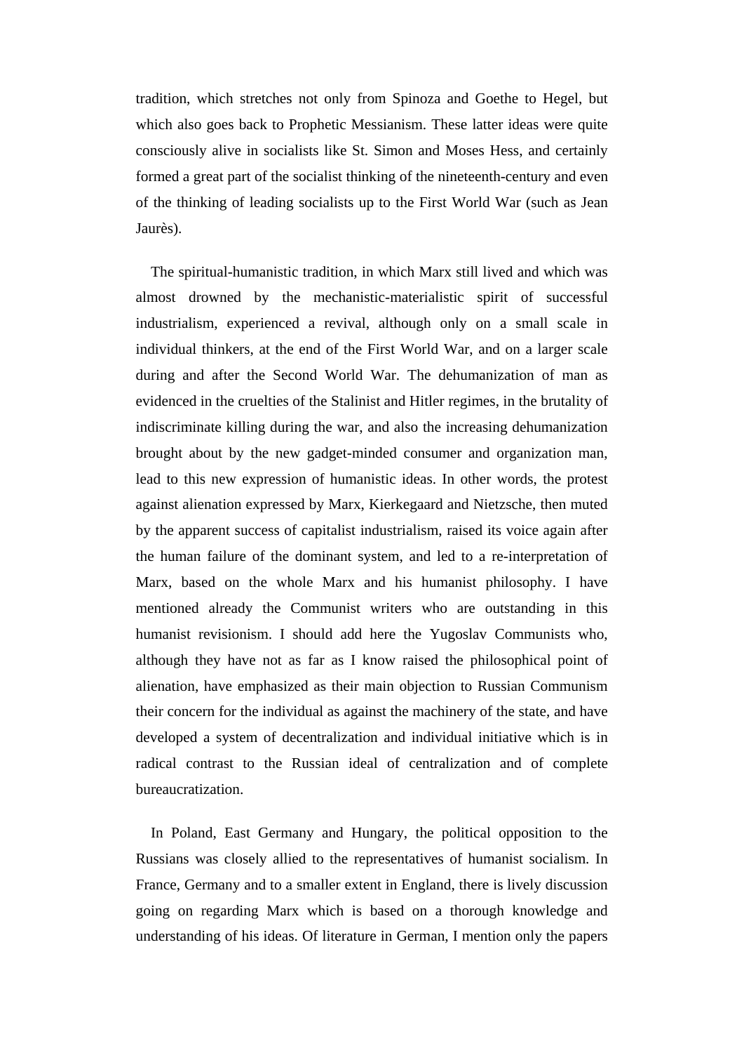tradition, which stretches not only from Spinoza and Goethe to Hegel, but which also goes back to Prophetic Messianism. These latter ideas were quite consciously alive in socialists like St. Simon and Moses Hess, and certainly formed a great part of the socialist thinking of the nineteenth-century and even of the thinking of leading socialists up to the First World War (such as Jean Jaurès).

The spiritual-humanistic tradition, in which Marx still lived and which was almost drowned by the mechanistic-materialistic spirit of successful industrialism, experienced a revival, although only on a small scale in individual thinkers, at the end of the First World War, and on a larger scale during and after the Second World War. The dehumanization of man as evidenced in the cruelties of the Stalinist and Hitler regimes, in the brutality of indiscriminate killing during the war, and also the increasing dehumanization brought about by the new gadget-minded consumer and organization man, lead to this new expression of humanistic ideas. In other words, the protest against alienation expressed by Marx, Kierkegaard and Nietzsche, then muted by the apparent success of capitalist industrialism, raised its voice again after the human failure of the dominant system, and led to a re-interpretation of Marx, based on the whole Marx and his humanist philosophy. I have mentioned already the Communist writers who are outstanding in this humanist revisionism. I should add here the Yugoslav Communists who, although they have not as far as I know raised the philosophical point of alienation, have emphasized as their main objection to Russian Communism their concern for the individual as against the machinery of the state, and have developed a system of decentralization and individual initiative which is in radical contrast to the Russian ideal of centralization and of complete bureaucratization.

In Poland, East Germany and Hungary, the political opposition to the Russians was closely allied to the representatives of humanist socialism. In France, Germany and to a smaller extent in England, there is lively discussion going on regarding Marx which is based on a thorough knowledge and understanding of his ideas. Of literature in German, I mention only the papers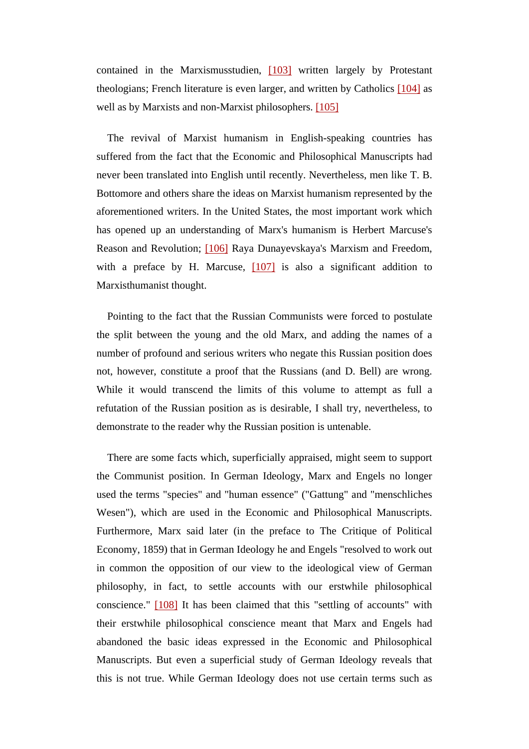contained in the Marxismusstudien, [103] written largely by Protestant theologians; French literature is even larger, and written by Catholics [104] as well as by Marxists and non-Marxist philosophers. [105]

The revival of Marxist humanism in English-speaking countries has suffered from the fact that the Economic and Philosophical Manuscripts had never been translated into English until recently. Nevertheless, men like T. B. Bottomore and others share the ideas on Marxist humanism represented by the aforementioned writers. In the United States, the most important work which has opened up an understanding of Marx's humanism is Herbert Marcuse's Reason and Revolution; [106] Raya Dunayevskaya's Marxism and Freedom, with a preface by H. Marcuse, [107] is also a significant addition to Marxisthumanist thought.

Pointing to the fact that the Russian Communists were forced to postulate the split between the young and the old Marx, and adding the names of a number of profound and serious writers who negate this Russian position does not, however, constitute a proof that the Russians (and D. Bell) are wrong. While it would transcend the limits of this volume to attempt as full a refutation of the Russian position as is desirable, I shall try, nevertheless, to demonstrate to the reader why the Russian position is untenable.

There are some facts which, superficially appraised, might seem to support the Communist position. In German Ideology, Marx and Engels no longer used the terms "species" and "human essence" ("Gattung" and "menschliches Wesen"), which are used in the Economic and Philosophical Manuscripts. Furthermore, Marx said later (in the preface to The Critique of Political Economy, 1859) that in German Ideology he and Engels "resolved to work out in common the opposition of our view to the ideological view of German philosophy, in fact, to settle accounts with our erstwhile philosophical conscience." [108] It has been claimed that this "settling of accounts" with their erstwhile philosophical conscience meant that Marx and Engels had abandoned the basic ideas expressed in the Economic and Philosophical Manuscripts. But even a superficial study of German Ideology reveals that this is not true. While German Ideology does not use certain terms such as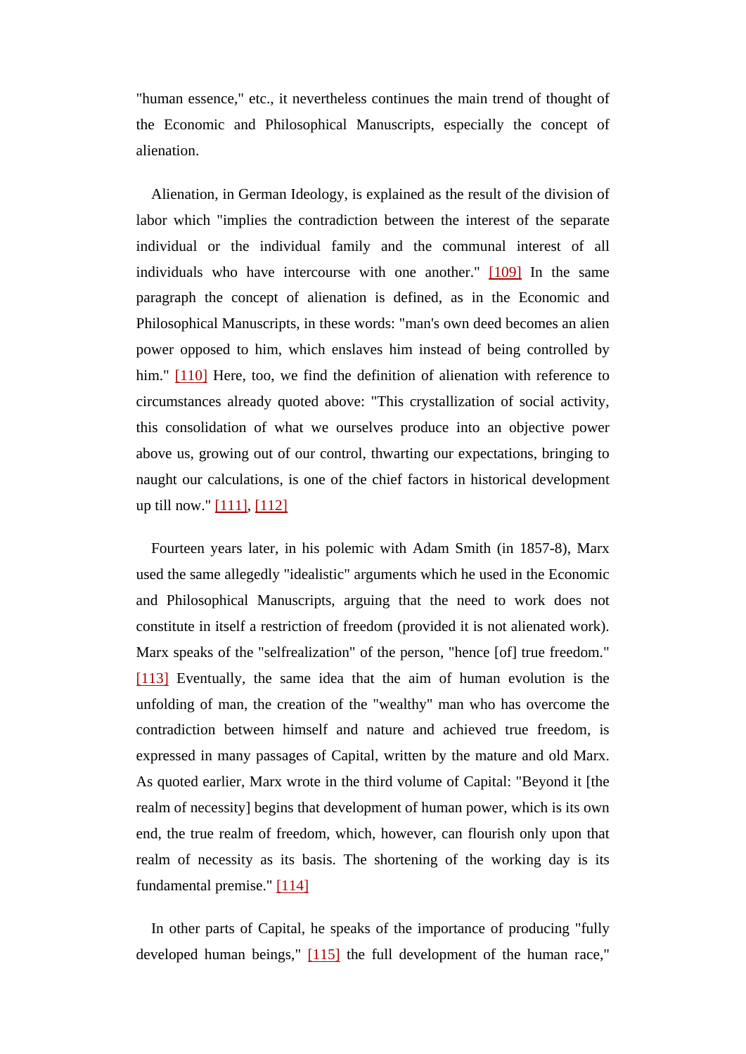"human essence," etc., it nevertheless continues the main trend of thought of the Economic and Philosophical Manuscripts, especially the concept of alienation.

Alienation, in German Ideology, is explained as the result of the division of labor which "implies the contradiction between the interest of the separate individual or the individual family and the communal interest of all individuals who have intercourse with one another." [109] In the same paragraph the concept of alienation is defined, as in the Economic and Philosophical Manuscripts, in these words: "man's own deed becomes an alien power opposed to him, which enslaves him instead of being controlled by him." [110] Here, too, we find the definition of alienation with reference to circumstances already quoted above: "This crystallization of social activity, this consolidation of what we ourselves produce into an objective power above us, growing out of our control, thwarting our expectations, bringing to naught our calculations, is one of the chief factors in historical development up till now." [111], [112]

Fourteen years later, in his polemic with Adam Smith (in 1857-8), Marx used the same allegedly "idealistic" arguments which he used in the Economic and Philosophical Manuscripts, arguing that the need to work does not constitute in itself a restriction of freedom (provided it is not alienated work). Marx speaks of the "selfrealization" of the person, "hence [of] true freedom." [113] Eventually, the same idea that the aim of human evolution is the unfolding of man, the creation of the "wealthy" man who has overcome the contradiction between himself and nature and achieved true freedom, is expressed in many passages of Capital, written by the mature and old Marx. As quoted earlier, Marx wrote in the third volume of Capital: "Beyond it [the realm of necessity] begins that development of human power, which is its own end, the true realm of freedom, which, however, can flourish only upon that realm of necessity as its basis. The shortening of the working day is its fundamental premise." [114]

In other parts of Capital, he speaks of the importance of producing "fully developed human beings," [115] the full development of the human race,"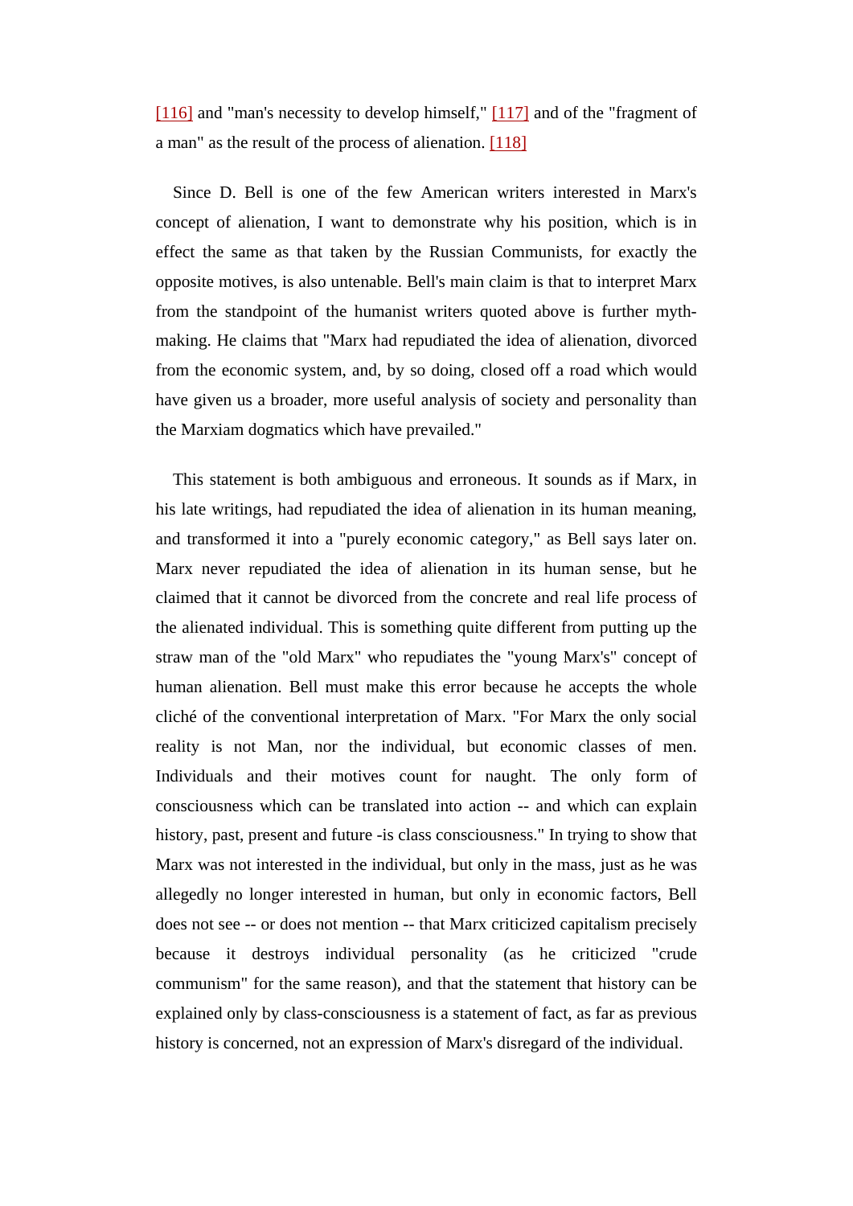[116] and "man's necessity to develop himself," [117] and of the "fragment of a man" as the result of the process of alienation. [118]

Since D. Bell is one of the few American writers interested in Marx's concept of alienation, I want to demonstrate why his position, which is in effect the same as that taken by the Russian Communists, for exactly the opposite motives, is also untenable. Bell's main claim is that to interpret Marx from the standpoint of the humanist writers quoted above is further myth-making. He claims that "Marx had repudiated the idea of alienation, divorced from the economic system, and, by so doing, closed off a road which would have given us a broader, more useful analysis of society and personality than the Marxiam dogmatics which have prevailed."

This statement is both ambiguous and erroneous. It sounds as if Marx, in his late writings, had repudiated the idea of alienation in its human meaning, and transformed it into a "purely economic category," as Bell says later on. Marx never repudiated the idea of alienation in its human sense, but he claimed that it cannot be divorced from the concrete and real life process of the alienated individual. This is something quite different from putting up the straw man of the "old Marx" who repudiates the "young Marx's" concept of human alienation. Bell must make this error because he accepts the whole cliché of the conventional interpretation of Marx. "For Marx the only social reality is not Man, nor the individual, but economic classes of men. Individuals and their motives count for naught. The only form of consciousness which can be translated into action -- and which can explain history, past, present and future -is class consciousness." In trying to show that Marx was not interested in the individual, but only in the mass, just as he was allegedly no longer interested in human, but only in economic factors, Bell does not see -- or does not mention -- that Marx criticized capitalism precisely because it destroys individual personality (as he criticized "crude communism" for the same reason), and that the statement that history can be explained only by class-consciousness is a statement of fact, as far as previous history is concerned, not an expression of Marx's disregard of the individual.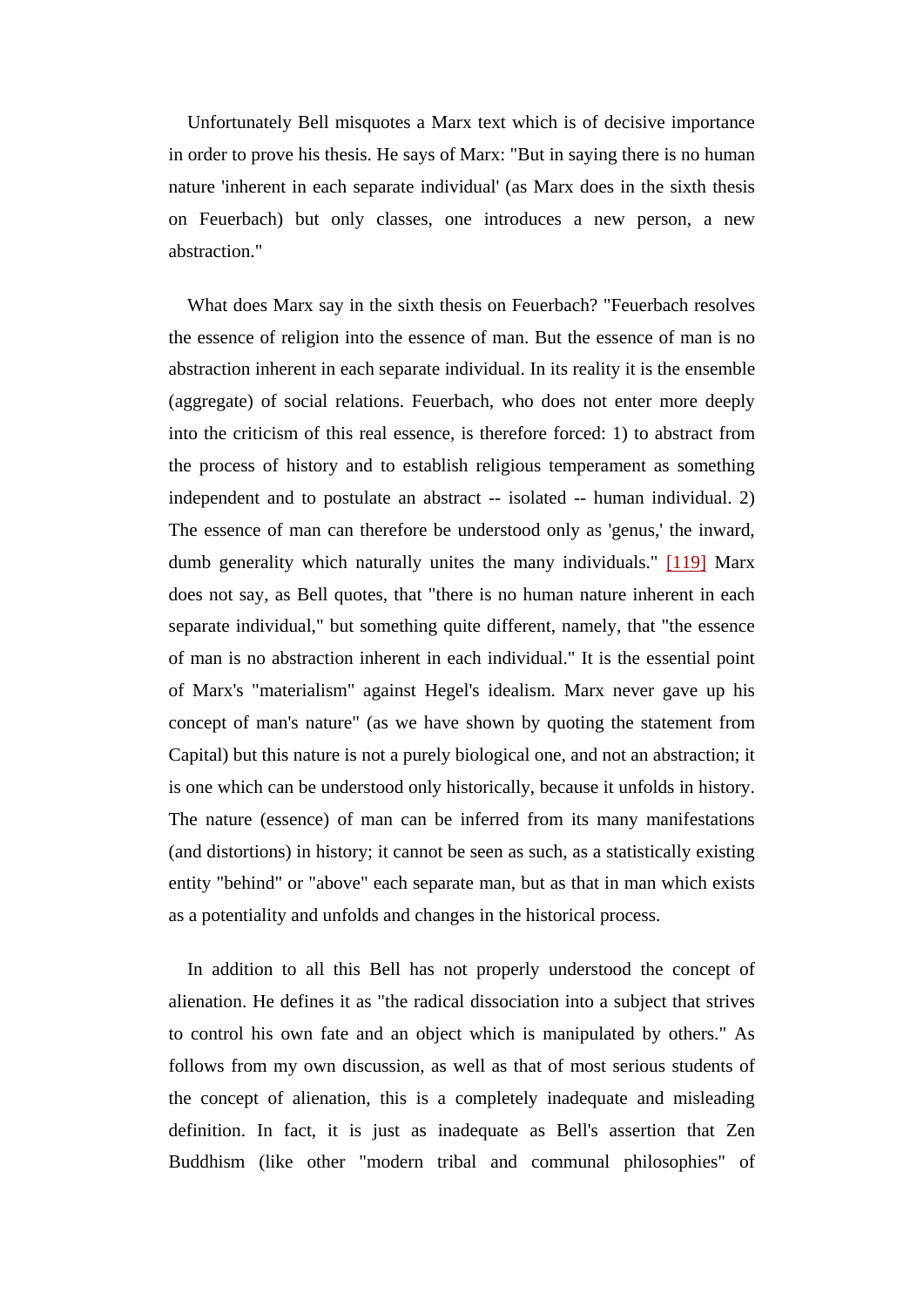Unfortunately Bell misquotes a Marx text which is of decisive importance in order to prove his thesis. He says of Marx: "But in saying there is no human nature 'inherent in each separate individual' (as Marx does in the sixth thesis on Feuerbach) but only classes, one introduces a new person, a new abstraction."

What does Marx say in the sixth thesis on Feuerbach? "Feuerbach resolves the essence of religion into the essence of man. But the essence of man is no abstraction inherent in each separate individual. In its reality it is the ensemble (aggregate) of social relations. Feuerbach, who does not enter more deeply into the criticism of this real essence, is therefore forced: 1) to abstract from the process of history and to establish religious temperament as something independent and to postulate an abstract -- isolated -- human individual. 2) The essence of man can therefore be understood only as 'genus,' the inward, dumb generality which naturally unites the many individuals." [119] Marx does not say, as Bell quotes, that "there is no human nature inherent in each separate individual," but something quite different, namely, that "the essence of man is no abstraction inherent in each individual." It is the essential point of Marx's "materialism" against Hegel's idealism. Marx never gave up his concept of man's nature" (as we have shown by quoting the statement from Capital) but this nature is not a purely biological one, and not an abstraction; it is one which can be understood only historically, because it unfolds in history. The nature (essence) of man can be inferred from its many manifestations (and distortions) in history; it cannot be seen as such, as a statistically existing entity "behind" or "above" each separate man, but as that in man which exists as a potentiality and unfolds and changes in the historical process.

In addition to all this Bell has not properly understood the concept of alienation. He defines it as "the radical dissociation into a subject that strives to control his own fate and an object which is manipulated by others." As follows from my own discussion, as well as that of most serious students of the concept of alienation, this is a completely inadequate and misleading definition. In fact, it is just as inadequate as Bell's assertion that Zen Buddhism (like other "modern tribal and communal philosophies" of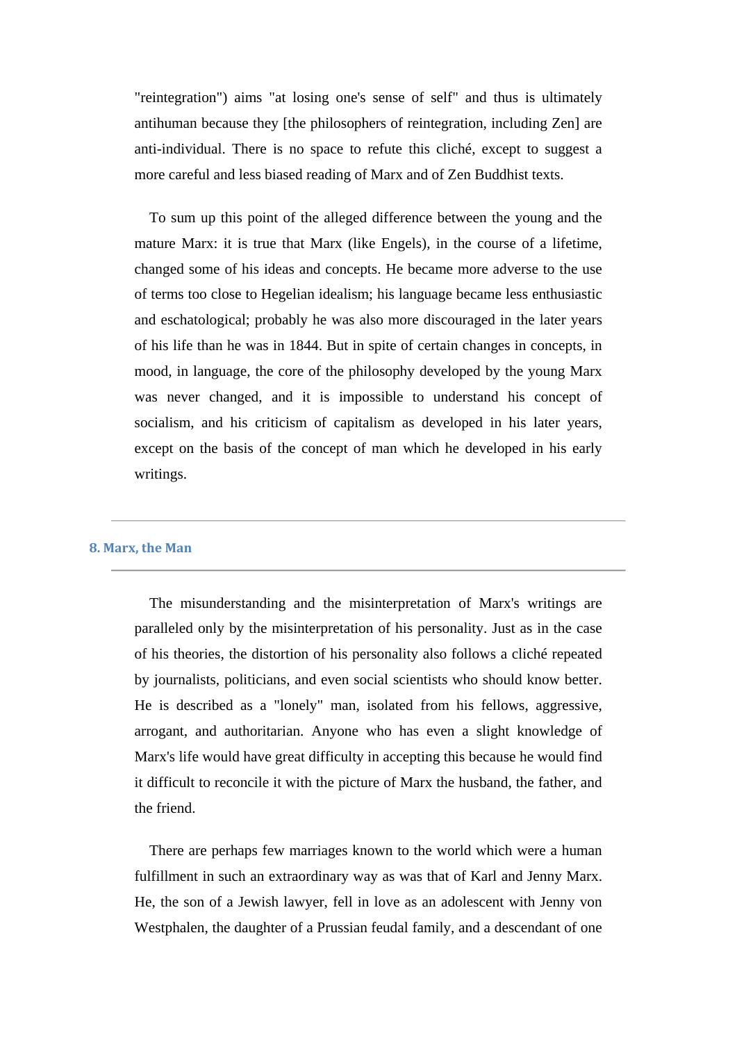"reintegration") aims "at losing one's sense of self" and thus is ultimately antihuman because they [the philosophers of reintegration, including Zen] are anti-individual. There is no space to refute this cliché, except to suggest a more careful and less biased reading of Marx and of Zen Buddhist texts.

To sum up this point of the alleged difference between the young and the mature Marx: it is true that Marx (like Engels), in the course of a lifetime, changed some of his ideas and concepts. He became more adverse to the use of terms too close to Hegelian idealism; his language became less enthusiastic and eschatological; probably he was also more discouraged in the later years of his life than he was in 1844. But in spite of certain changes in concepts, in mood, in language, the core of the philosophy developed by the young Marx was never changed, and it is impossible to understand his concept of socialism, and his criticism of capitalism as developed in his later years, except on the basis of the concept of man which he developed in his early writings.

---

## 8. Marx, the Man

---

The misunderstanding and the misinterpretation of Marx's writings are paralleled only by the misinterpretation of his personality. Just as in the case of his theories, the distortion of his personality also follows a cliché repeated by journalists, politicians, and even social scientists who should know better. He is described as a "lonely" man, isolated from his fellows, aggressive, arrogant, and authoritarian. Anyone who has even a slight knowledge of Marx's life would have great difficulty in accepting this because he would find it difficult to reconcile it with the picture of Marx the husband, the father, and the friend.

There are perhaps few marriages known to the world which were a human fulfillment in such an extraordinary way as was that of Karl and Jenny Marx. He, the son of a Jewish lawyer, fell in love as an adolescent with Jenny von Westphalen, the daughter of a Prussian feudal family, and a descendant of one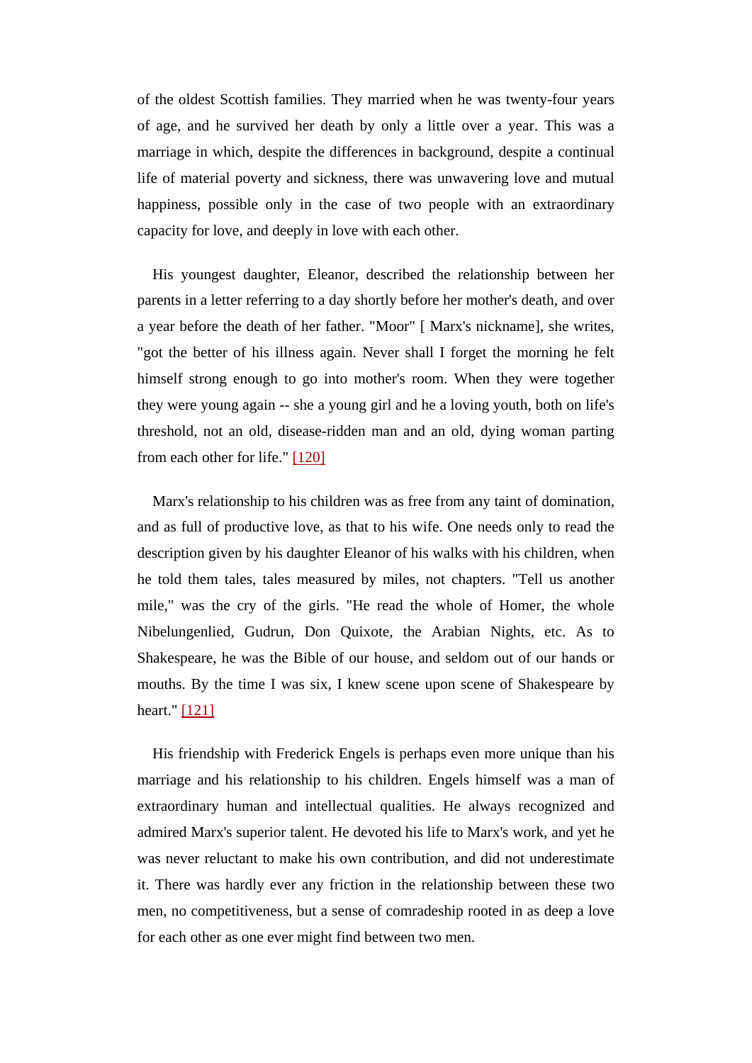of the oldest Scottish families. They married when he was twenty-four years of age, and he survived her death by only a little over a year. This was a marriage in which, despite the differences in background, despite a continual life of material poverty and sickness, there was unwavering love and mutual happiness, possible only in the case of two people with an extraordinary capacity for love, and deeply in love with each other.

His youngest daughter, Eleanor, described the relationship between her parents in a letter referring to a day shortly before her mother's death, and over a year before the death of her father. "Moor" [ Marx's nickname], she writes, "got the better of his illness again. Never shall I forget the morning he felt himself strong enough to go into mother's room. When they were together they were young again -- she a young girl and he a loving youth, both on life's threshold, not an old, disease-ridden man and an old, dying woman parting from each other for life." [120]

Marx's relationship to his children was as free from any taint of domination, and as full of productive love, as that to his wife. One needs only to read the description given by his daughter Eleanor of his walks with his children, when he told them tales, tales measured by miles, not chapters. "Tell us another mile," was the cry of the girls. "He read the whole of Homer, the whole Nibelungenlied, Gudrun, Don Quixote, the Arabian Nights, etc. As to Shakespeare, he was the Bible of our house, and seldom out of our hands or mouths. By the time I was six, I knew scene upon scene of Shakespeare by heart." [121]

His friendship with Frederick Engels is perhaps even more unique than his marriage and his relationship to his children. Engels himself was a man of extraordinary human and intellectual qualities. He always recognized and admired Marx's superior talent. He devoted his life to Marx's work, and yet he was never reluctant to make his own contribution, and did not underestimate it. There was hardly ever any friction in the relationship between these two men, no competitiveness, but a sense of comradeship rooted in as deep a love for each other as one ever might find between two men.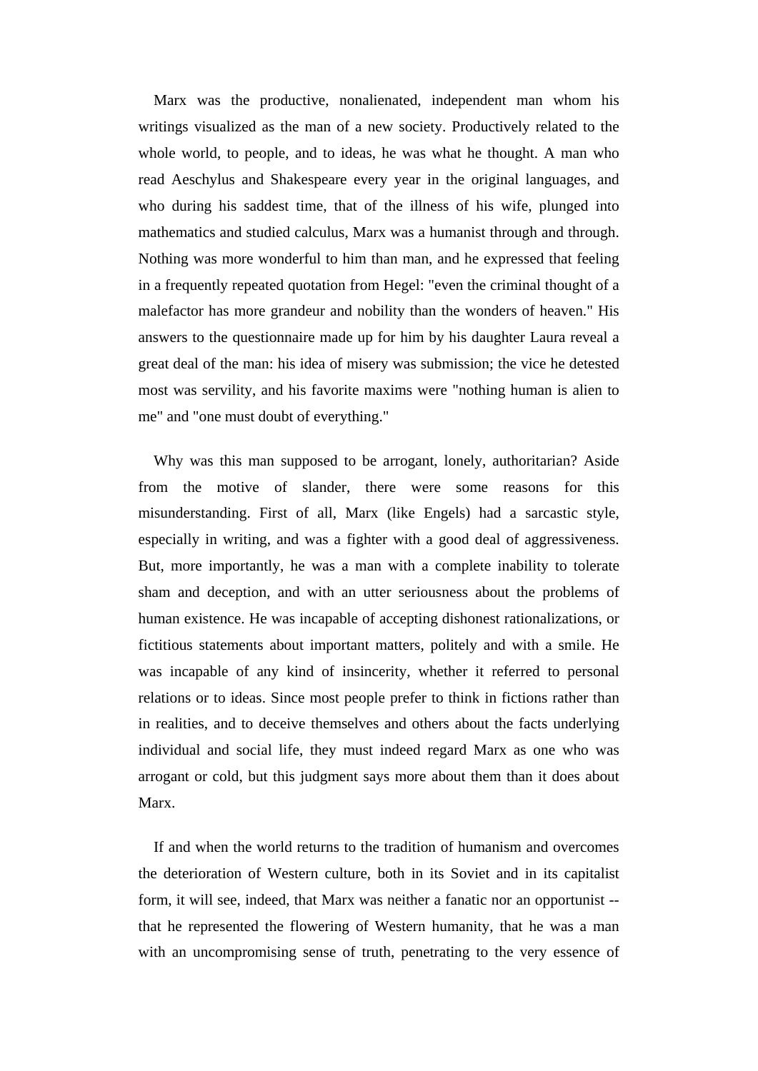Marx was the productive, nonalienated, independent man whom his writings visualized as the man of a new society. Productively related to the whole world, to people, and to ideas, he was what he thought. A man who read Aeschylus and Shakespeare every year in the original languages, and who during his saddest time, that of the illness of his wife, plunged into mathematics and studied calculus, Marx was a humanist through and through. Nothing was more wonderful to him than man, and he expressed that feeling in a frequently repeated quotation from Hegel: "even the criminal thought of a malefactor has more grandeur and nobility than the wonders of heaven." His answers to the questionnaire made up for him by his daughter Laura reveal a great deal of the man: his idea of misery was submission; the vice he detested most was servility, and his favorite maxims were "nothing human is alien to me" and "one must doubt of everything."

Why was this man supposed to be arrogant, lonely, authoritarian? Aside from the motive of slander, there were some reasons for this misunderstanding. First of all, Marx (like Engels) had a sarcastic style, especially in writing, and was a fighter with a good deal of aggressiveness. But, more importantly, he was a man with a complete inability to tolerate sham and deception, and with an utter seriousness about the problems of human existence. He was incapable of accepting dishonest rationalizations, or fictitious statements about important matters, politely and with a smile. He was incapable of any kind of insincerity, whether it referred to personal relations or to ideas. Since most people prefer to think in fictions rather than in realities, and to deceive themselves and others about the facts underlying individual and social life, they must indeed regard Marx as one who was arrogant or cold, but this judgment says more about them than it does about Marx.

If and when the world returns to the tradition of humanism and overcomes the deterioration of Western culture, both in its Soviet and in its capitalist form, it will see, indeed, that Marx was neither a fanatic nor an opportunist -- that he represented the flowering of Western humanity, that he was a man with an uncompromising sense of truth, penetrating to the very essence of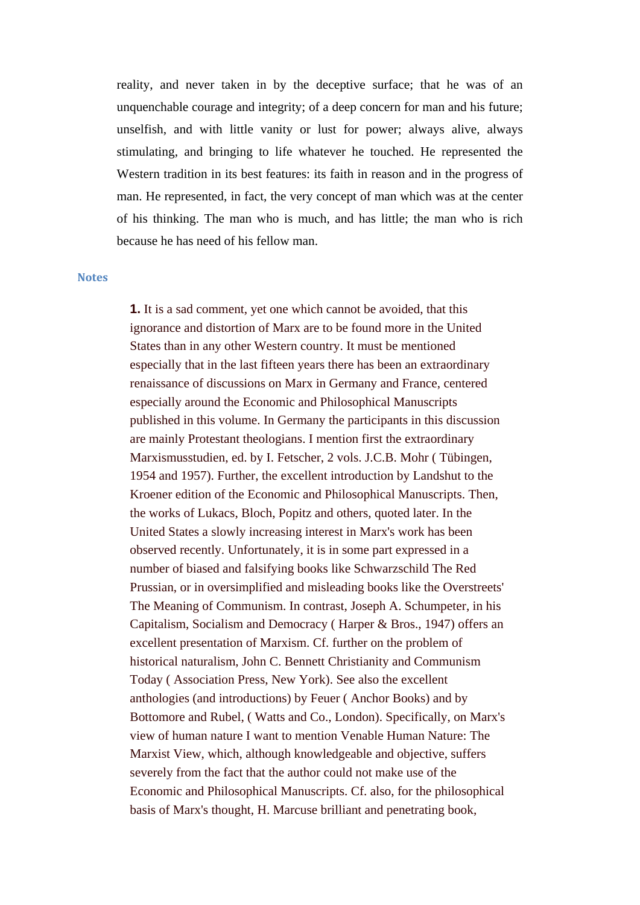reality, and never taken in by the deceptive surface; that he was of an unquenchable courage and integrity; of a deep concern for man and his future; unselfish, and with little vanity or lust for power; always alive, always stimulating, and bringing to life whatever he touched. He represented the Western tradition in its best features: its faith in reason and in the progress of man. He represented, in fact, the very concept of man which was at the center of his thinking. The man who is much, and has little; the man who is rich because he has need of his fellow man.

## Notes

**1.** It is a sad comment, yet one which cannot be avoided, that this ignorance and distortion of Marx are to be found more in the United States than in any other Western country. It must be mentioned especially that in the last fifteen years there has been an extraordinary renaissance of discussions on Marx in Germany and France, centered especially around the Economic and Philosophical Manuscripts published in this volume. In Germany the participants in this discussion are mainly Protestant theologians. I mention first the extraordinary Marxismusstudien, ed. by I. Fetscher, 2 vols. J.C.B. Mohr ( Tübingen, 1954 and 1957). Further, the excellent introduction by Landshut to the Kroener edition of the Economic and Philosophical Manuscripts. Then, the works of Lukacs, Bloch, Popitz and others, quoted later. In the United States a slowly increasing interest in Marx's work has been observed recently. Unfortunately, it is in some part expressed in a number of biased and falsifying books like Schwarzschild The Red Prussian, or in oversimplified and misleading books like the Overstreets' The Meaning of Communism. In contrast, Joseph A. Schumpeter, in his Capitalism, Socialism and Democracy ( Harper & Bros., 1947) offers an excellent presentation of Marxism. Cf. further on the problem of historical naturalism, John C. Bennett Christianity and Communism Today ( Association Press, New York). See also the excellent anthologies (and introductions) by Feuer ( Anchor Books) and by Bottomore and Rubel, ( Watts and Co., London). Specifically, on Marx's view of human nature I want to mention Venable Human Nature: The Marxist View, which, although knowledgeable and objective, suffers severely from the fact that the author could not make use of the Economic and Philosophical Manuscripts. Cf. also, for the philosophical basis of Marx's thought, H. Marcuse brilliant and penetrating book,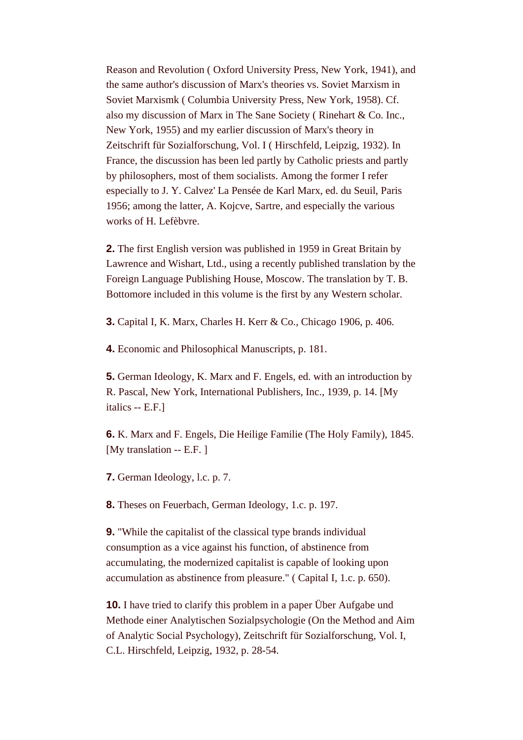Reason and Revolution ( Oxford University Press, New York, 1941), and the same author's discussion of Marx's theories vs. Soviet Marxism in Soviet Marxismk ( Columbia University Press, New York, 1958). Cf. also my discussion of Marx in The Sane Society ( Rinehart & Co. Inc., New York, 1955) and my earlier discussion of Marx's theory in Zeitschrift für Sozialforschung, Vol. I ( Hirschfeld, Leipzig, 1932). In France, the discussion has been led partly by Catholic priests and partly by philosophers, most of them socialists. Among the former I refer especially to J. Y. Calvez' La Pensée de Karl Marx, ed. du Seuil, Paris 1956; among the latter, A. Kojcve, Sartre, and especially the various works of H. Lefèbvre.

**2.** The first English version was published in 1959 in Great Britain by Lawrence and Wishart, Ltd., using a recently published translation by the Foreign Language Publishing House, Moscow. The translation by T. B. Bottomore included in this volume is the first by any Western scholar.

**3.** Capital I, K. Marx, Charles H. Kerr & Co., Chicago 1906, p. 406.

**4.** Economic and Philosophical Manuscripts, p. 181.

**5.** German Ideology, K. Marx and F. Engels, ed. with an introduction by R. Pascal, New York, International Publishers, Inc., 1939, p. 14. [My italics -- E.F.]

**6.** K. Marx and F. Engels, Die Heilige Familie (The Holy Family), 1845. [My translation -- E.F. ]

**7.** German Ideology, l.c. p. 7.

**8.** Theses on Feuerbach, German Ideology, 1.c. p. 197.

**9.** "While the capitalist of the classical type brands individual consumption as a vice against his function, of abstinence from accumulating, the modernized capitalist is capable of looking upon accumulation as abstinence from pleasure." ( Capital I, 1.c. p. 650).

**10.** I have tried to clarify this problem in a paper Über Aufgabe und Methode einer Analytischen Sozialpsychologie (On the Method and Aim of Analytic Social Psychology), Zeitschrift für Sozialforschung, Vol. I, C.L. Hirschfeld, Leipzig, 1932, p. 28-54.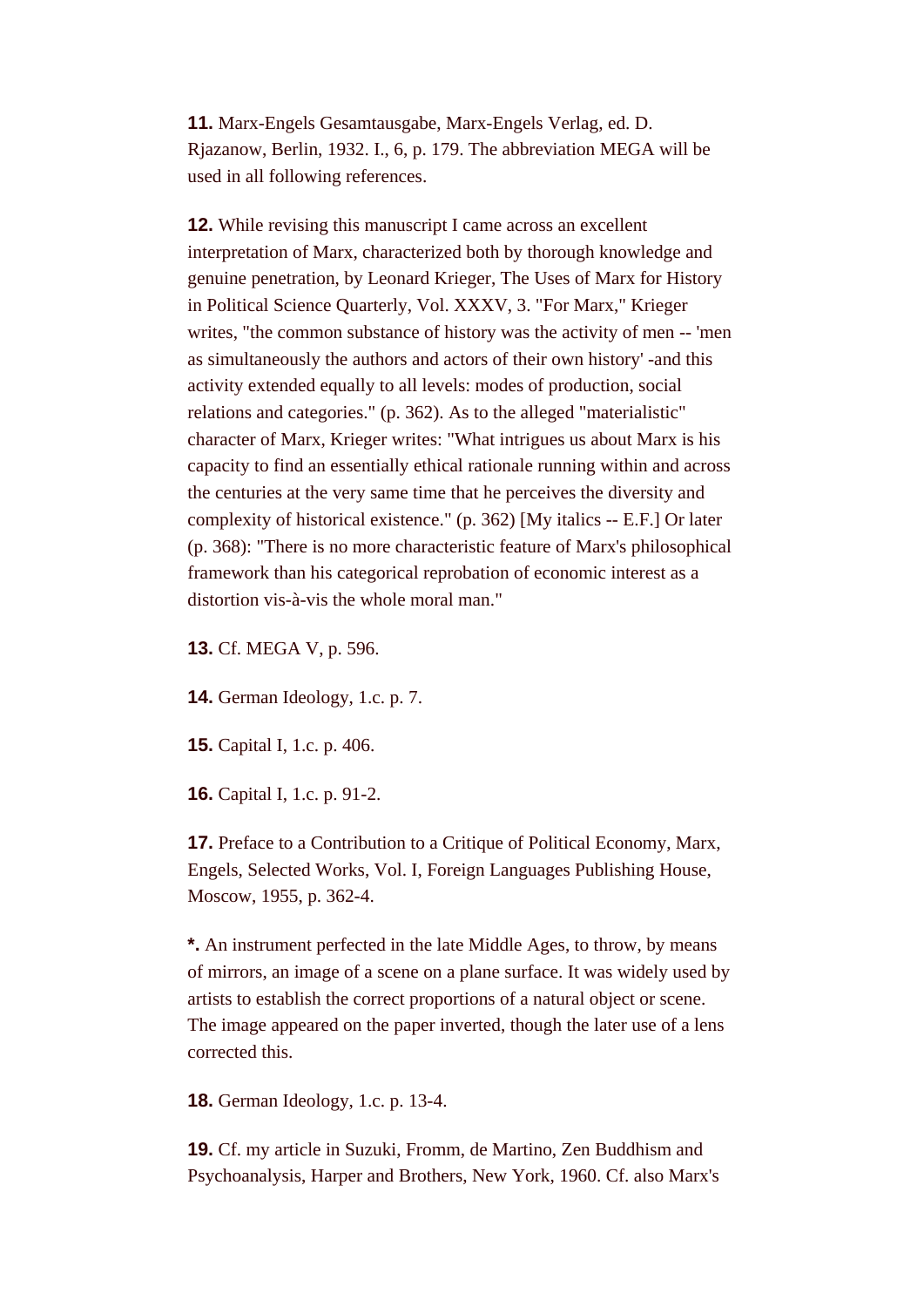**11.** Marx-Engels Gesamtausgabe, Marx-Engels Verlag, ed. D. Rjazanow, Berlin, 1932. I., 6, p. 179. The abbreviation MEGA will be used in all following references.

**12.** While revising this manuscript I came across an excellent interpretation of Marx, characterized both by thorough knowledge and genuine penetration, by Leonard Krieger, The Uses of Marx for History in Political Science Quarterly, Vol. XXXV, 3. "For Marx," Krieger writes, "the common substance of history was the activity of men -- 'men as simultaneously the authors and actors of their own history' -and this activity extended equally to all levels: modes of production, social relations and categories." (p. 362). As to the alleged "materialistic" character of Marx, Krieger writes: "What intrigues us about Marx is his capacity to find an essentially ethical rationale running within and across the centuries at the very same time that he perceives the diversity and complexity of historical existence." (p. 362) [My italics -- E.F.] Or later (p. 368): "There is no more characteristic feature of Marx's philosophical framework than his categorical reprobation of economic interest as a distortion vis-à-vis the whole moral man."

**13.** Cf. MEGA V, p. 596.

**14.** German Ideology, 1.c. p. 7.

**15.** Capital I, 1.c. p. 406.

**16.** Capital I, 1.c. p. 91-2.

**17.** Preface to a Contribution to a Critique of Political Economy, Marx, Engels, Selected Works, Vol. I, Foreign Languages Publishing House, Moscow, 1955, p. 362-4.

**\*.** An instrument perfected in the late Middle Ages, to throw, by means of mirrors, an image of a scene on a plane surface. It was widely used by artists to establish the correct proportions of a natural object or scene. The image appeared on the paper inverted, though the later use of a lens corrected this.

**18.** German Ideology, 1.c. p. 13-4.

**19.** Cf. my article in Suzuki, Fromm, de Martino, Zen Buddhism and Psychoanalysis, Harper and Brothers, New York, 1960. Cf. also Marx's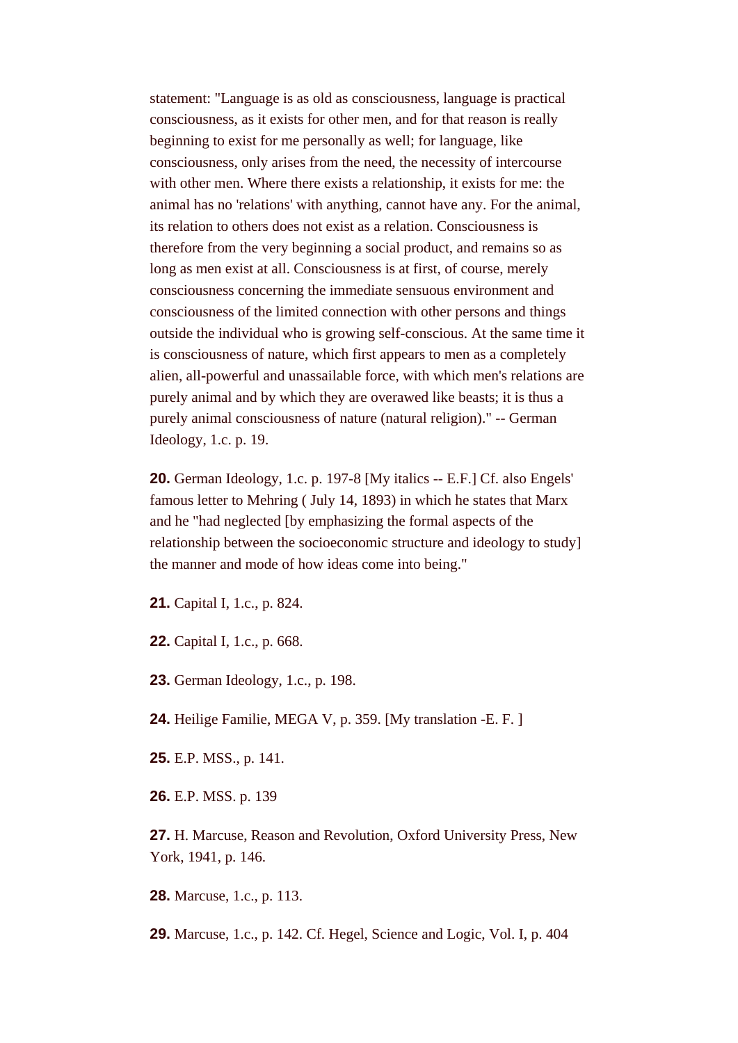statement: "Language is as old as consciousness, language is practical consciousness, as it exists for other men, and for that reason is really beginning to exist for me personally as well; for language, like consciousness, only arises from the need, the necessity of intercourse with other men. Where there exists a relationship, it exists for me: the animal has no 'relations' with anything, cannot have any. For the animal, its relation to others does not exist as a relation. Consciousness is therefore from the very beginning a social product, and remains so as long as men exist at all. Consciousness is at first, of course, merely consciousness concerning the immediate sensuous environment and consciousness of the limited connection with other persons and things outside the individual who is growing self-conscious. At the same time it is consciousness of nature, which first appears to men as a completely alien, all-powerful and unassailable force, with which men's relations are purely animal and by which they are overawed like beasts; it is thus a purely animal consciousness of nature (natural religion)." -- German Ideology, 1.c. p. 19.

**20.** German Ideology, 1.c. p. 197-8 [My italics -- E.F.] Cf. also Engels' famous letter to Mehring ( July 14, 1893) in which he states that Marx and he "had neglected [by emphasizing the formal aspects of the relationship between the socioeconomic structure and ideology to study] the manner and mode of how ideas come into being."

**21.** Capital I, 1.c., p. 824.

**22.** Capital I, 1.c., p. 668.

**23.** German Ideology, 1.c., p. 198.

**24.** Heilige Familie, MEGA V, p. 359. [My translation -E. F. ]

**25.** E.P. MSS., p. 141.

**26.** E.P. MSS. p. 139

**27.** H. Marcuse, Reason and Revolution, Oxford University Press, New York, 1941, p. 146.

**28.** Marcuse, 1.c., p. 113.

**29.** Marcuse, 1.c., p. 142. Cf. Hegel, Science and Logic, Vol. I, p. 404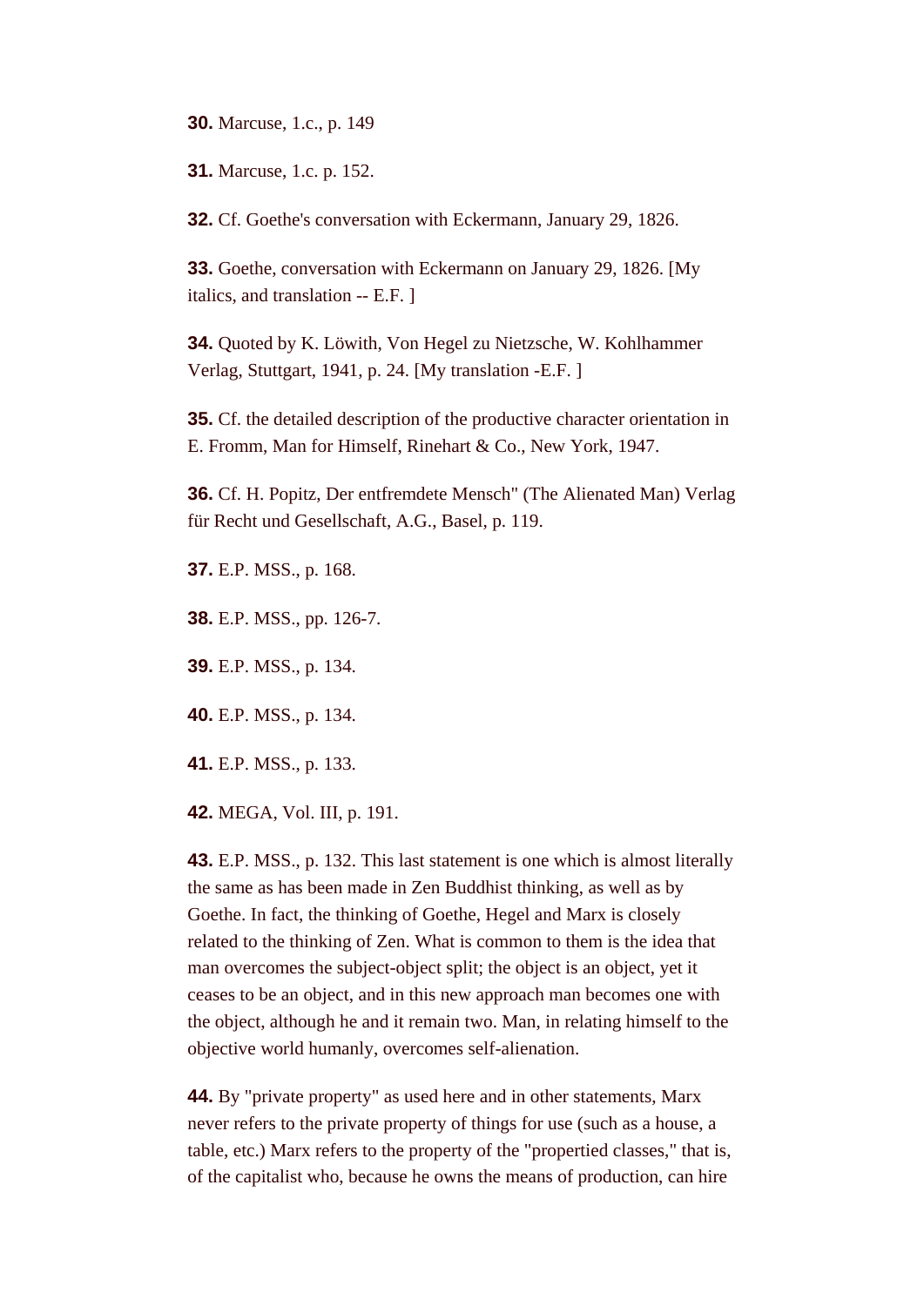**30.** Marcuse, 1.c., p. 149

**31.** Marcuse, 1.c. p. 152.

**32.** Cf. Goethe's conversation with Eckermann, January 29, 1826.

**33.** Goethe, conversation with Eckermann on January 29, 1826. [My italics, and translation -- E.F. ]

**34.** Quoted by K. Löwith, Von Hegel zu Nietzsche, W. Kohlhammer Verlag, Stuttgart, 1941, p. 24. [My translation -E.F. ]

**35.** Cf. the detailed description of the productive character orientation in E. Fromm, Man for Himself, Rinehart & Co., New York, 1947.

**36.** Cf. H. Popitz, Der entfremdete Mensch" (The Alienated Man) Verlag für Recht und Gesellschaft, A.G., Basel, p. 119.

**37.** E.P. MSS., p. 168.

**38.** E.P. MSS., pp. 126-7.

**39.** E.P. MSS., p. 134.

**40.** E.P. MSS., p. 134.

**41.** E.P. MSS., p. 133.

**42.** MEGA, Vol. III, p. 191.

**43.** E.P. MSS., p. 132. This last statement is one which is almost literally the same as has been made in Zen Buddhist thinking, as well as by Goethe. In fact, the thinking of Goethe, Hegel and Marx is closely related to the thinking of Zen. What is common to them is the idea that man overcomes the subject-object split; the object is an object, yet it ceases to be an object, and in this new approach man becomes one with the object, although he and it remain two. Man, in relating himself to the objective world humanly, overcomes self-alienation.

**44.** By "private property" as used here and in other statements, Marx never refers to the private property of things for use (such as a house, a table, etc.) Marx refers to the property of the "propertied classes," that is, of the capitalist who, because he owns the means of production, can hire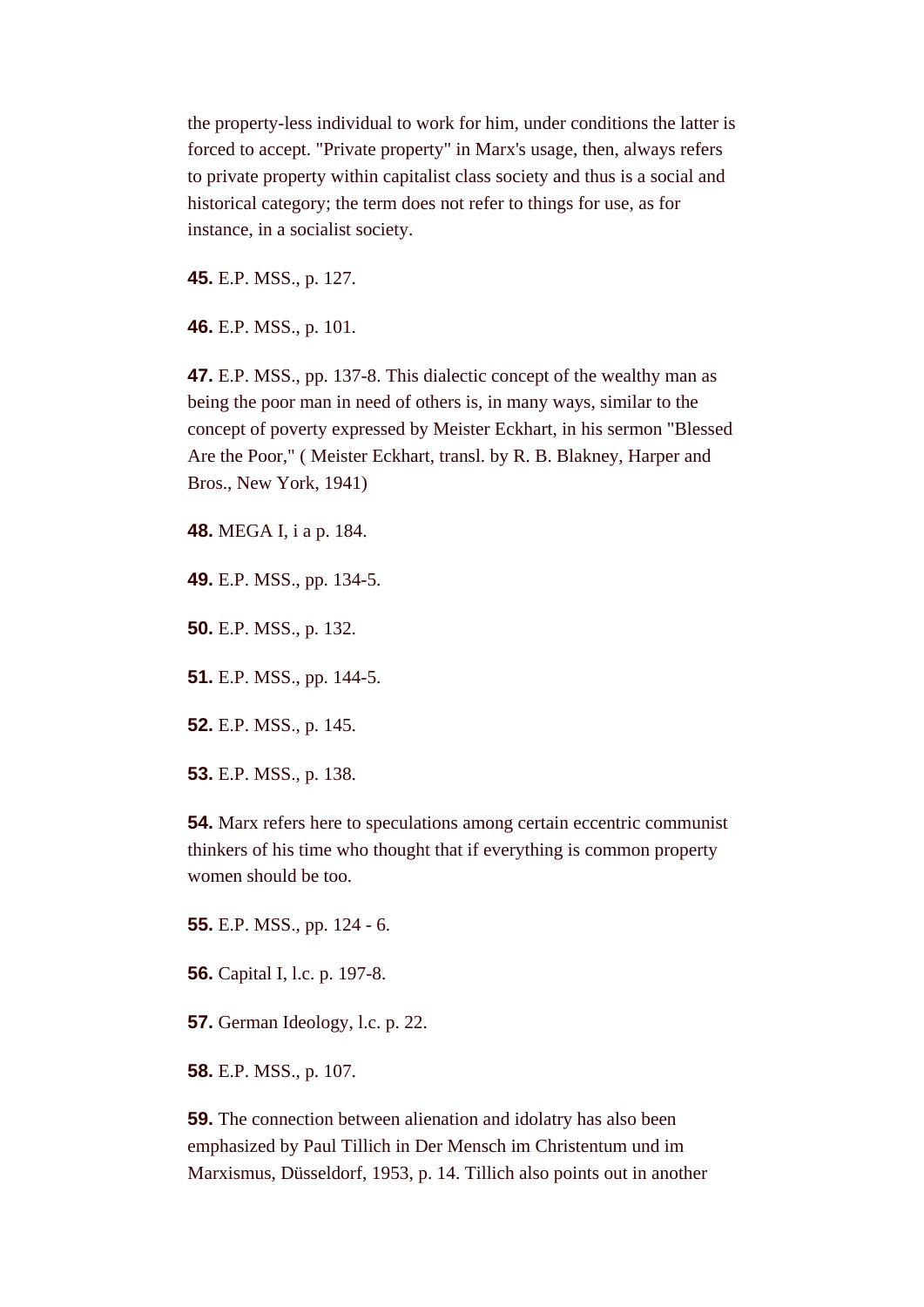the property-less individual to work for him, under conditions the latter is forced to accept. "Private property" in Marx's usage, then, always refers to private property within capitalist class society and thus is a social and historical category; the term does not refer to things for use, as for instance, in a socialist society.

**45.** E.P. MSS., p. 127.

**46.** E.P. MSS., p. 101.

**47.** E.P. MSS., pp. 137-8. This dialectic concept of the wealthy man as being the poor man in need of others is, in many ways, similar to the concept of poverty expressed by Meister Eckhart, in his sermon "Blessed Are the Poor," ( Meister Eckhart, transl. by R. B. Blakney, Harper and Bros., New York, 1941)

**48.** MEGA I, i a p. 184.

**49.** E.P. MSS., pp. 134-5.

**50.** E.P. MSS., p. 132.

**51.** E.P. MSS., pp. 144-5.

**52.** E.P. MSS., p. 145.

**53.** E.P. MSS., p. 138.

**54.** Marx refers here to speculations among certain eccentric communist thinkers of his time who thought that if everything is common property women should be too.

**55.** E.P. MSS., pp. 124 - 6.

**56.** Capital I, l.c. p. 197-8.

**57.** German Ideology, l.c. p. 22.

**58.** E.P. MSS., p. 107.

**59.** The connection between alienation and idolatry has also been emphasized by Paul Tillich in Der Mensch im Christentum und im Marxismus, Düsseldorf, 1953, p. 14. Tillich also points out in another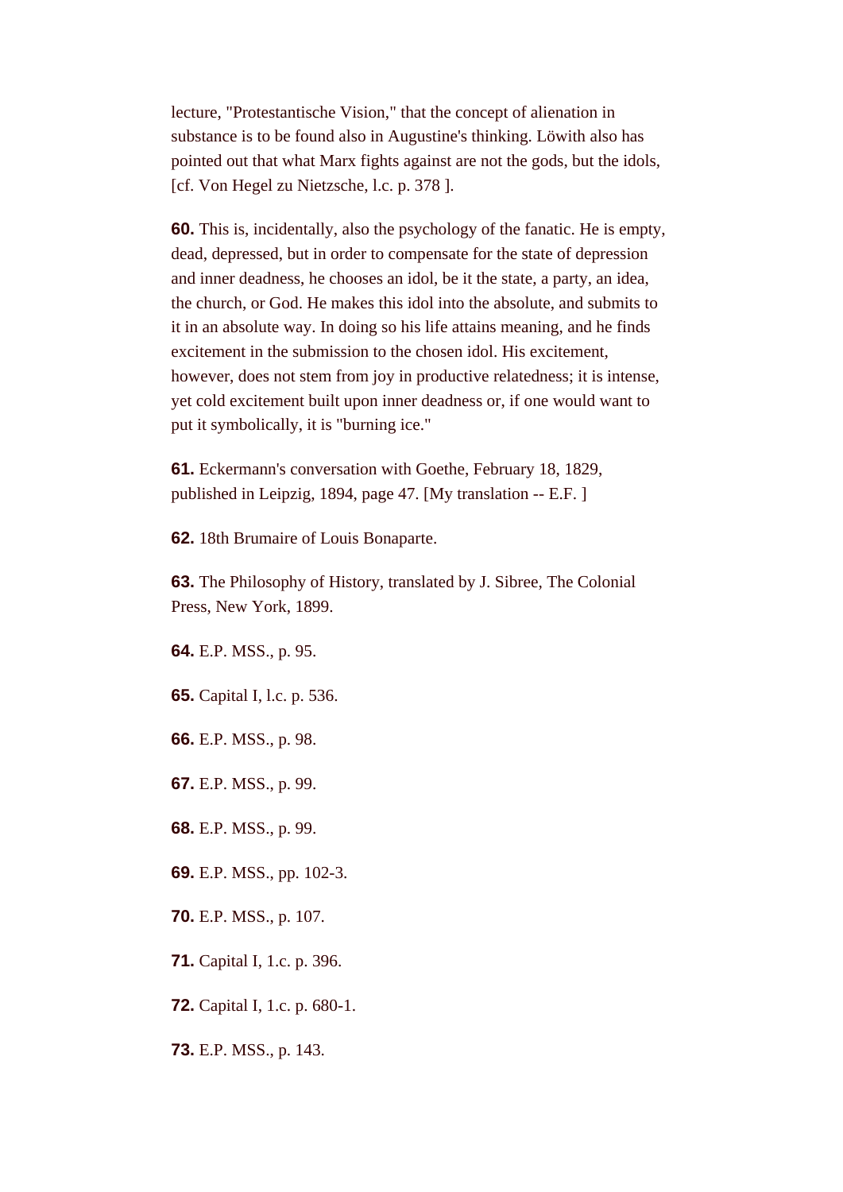lecture, "Protestantische Vision," that the concept of alienation in substance is to be found also in Augustine's thinking. Löwith also has pointed out that what Marx fights against are not the gods, but the idols, [cf. Von Hegel zu Nietzsche, l.c. p. 378 ].

**60.** This is, incidentally, also the psychology of the fanatic. He is empty, dead, depressed, but in order to compensate for the state of depression and inner deadness, he chooses an idol, be it the state, a party, an idea, the church, or God. He makes this idol into the absolute, and submits to it in an absolute way. In doing so his life attains meaning, and he finds excitement in the submission to the chosen idol. His excitement, however, does not stem from joy in productive relatedness; it is intense, yet cold excitement built upon inner deadness or, if one would want to put it symbolically, it is "burning ice."

**61.** Eckermann's conversation with Goethe, February 18, 1829, published in Leipzig, 1894, page 47. [My translation -- E.F. ]

**62.** 18th Brumaire of Louis Bonaparte.

**63.** The Philosophy of History, translated by J. Sibree, The Colonial Press, New York, 1899.

**64.** E.P. MSS., p. 95.

**65.** Capital I, l.c. p. 536.

**66.** E.P. MSS., p. 98.

**67.** E.P. MSS., p. 99.

**68.** E.P. MSS., p. 99.

**69.** E.P. MSS., pp. 102-3.

**70.** E.P. MSS., p. 107.

**71.** Capital I, 1.c. p. 396.

**72.** Capital I, 1.c. p. 680-1.

**73.** E.P. MSS., p. 143.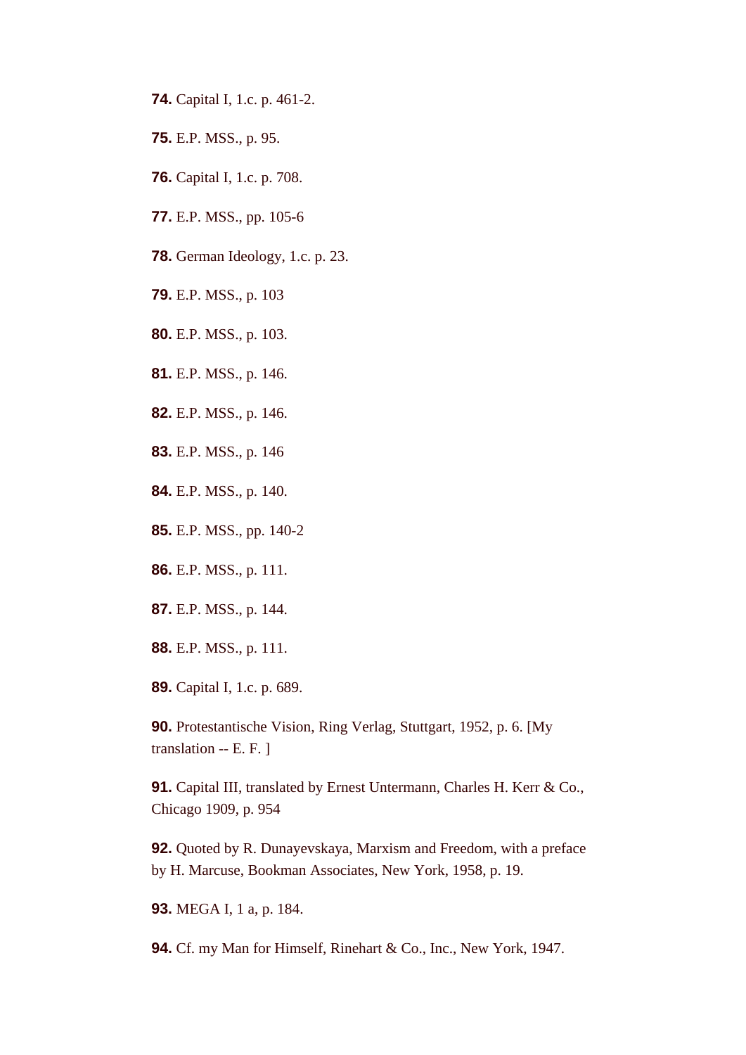**74.** Capital I, 1.c. p. 461-2.

**75.** E.P. MSS., p. 95.

**76.** Capital I, 1.c. p. 708.

**77.** E.P. MSS., pp. 105-6

**78.** German Ideology, 1.c. p. 23.

**79.** E.P. MSS., p. 103

**80.** E.P. MSS., p. 103.

**81.** E.P. MSS., p. 146.

**82.** E.P. MSS., p. 146.

**83.** E.P. MSS., p. 146

**84.** E.P. MSS., p. 140.

**85.** E.P. MSS., pp. 140-2

**86.** E.P. MSS., p. 111.

**87.** E.P. MSS., p. 144.

**88.** E.P. MSS., p. 111.

**89.** Capital I, 1.c. p. 689.

**90.** Protestantische Vision, Ring Verlag, Stuttgart, 1952, p. 6. [My translation -- E. F. ]

**91.** Capital III, translated by Ernest Untermann, Charles H. Kerr & Co., Chicago 1909, p. 954

**92.** Quoted by R. Dunayevskaya, Marxism and Freedom, with a preface by H. Marcuse, Bookman Associates, New York, 1958, p. 19.

**93.** MEGA I, 1 a, p. 184.

**94.** Cf. my Man for Himself, Rinehart & Co., Inc., New York, 1947.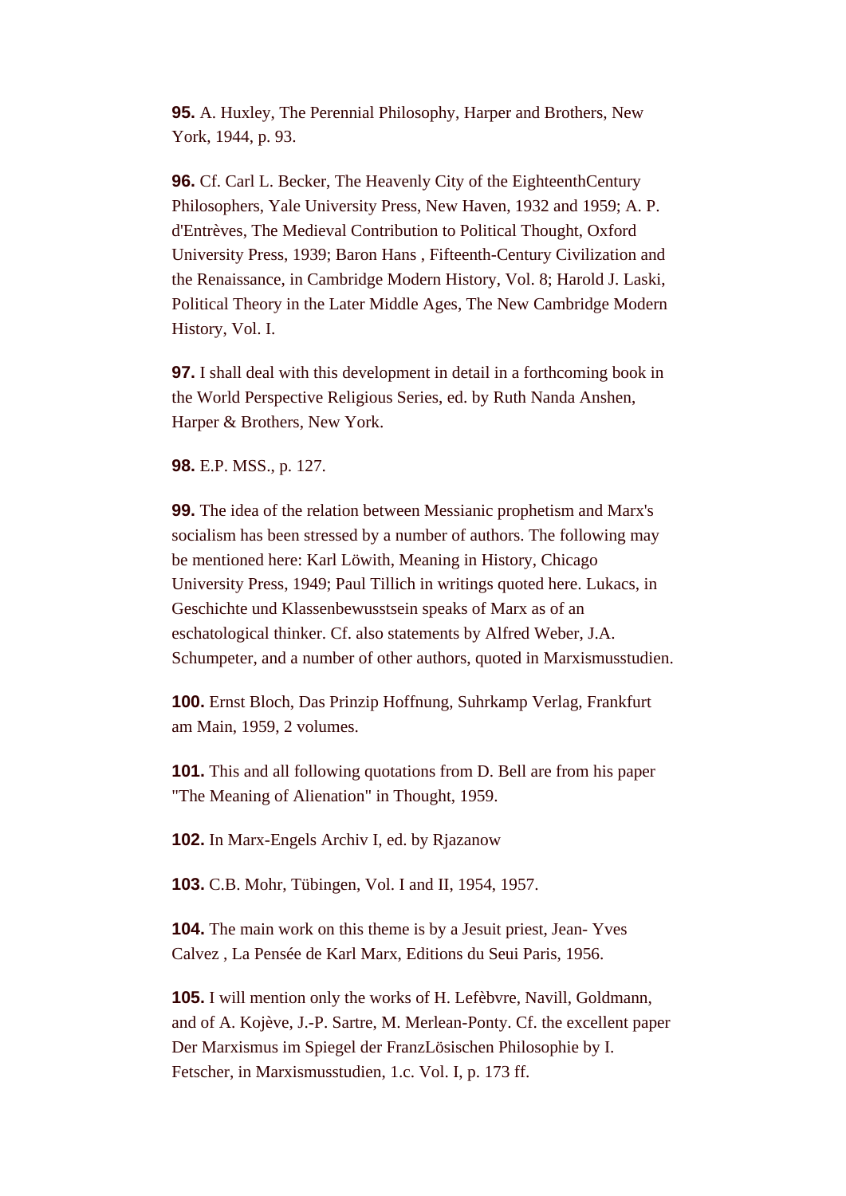**95.** A. Huxley, The Perennial Philosophy, Harper and Brothers, New York, 1944, p. 93.

**96.** Cf. Carl L. Becker, The Heavenly City of the EighteenthCentury Philosophers, Yale University Press, New Haven, 1932 and 1959; A. P. d'Entrèves, The Medieval Contribution to Political Thought, Oxford University Press, 1939; Baron Hans , Fifteenth-Century Civilization and the Renaissance, in Cambridge Modern History, Vol. 8; Harold J. Laski, Political Theory in the Later Middle Ages, The New Cambridge Modern History, Vol. I.

**97.** I shall deal with this development in detail in a forthcoming book in the World Perspective Religious Series, ed. by Ruth Nanda Anshen, Harper & Brothers, New York.

**98.** E.P. MSS., p. 127.

**99.** The idea of the relation between Messianic prophetism and Marx's socialism has been stressed by a number of authors. The following may be mentioned here: Karl Löwith, Meaning in History, Chicago University Press, 1949; Paul Tillich in writings quoted here. Lukacs, in Geschichte und Klassenbewusstsein speaks of Marx as of an eschatological thinker. Cf. also statements by Alfred Weber, J.A. Schumpeter, and a number of other authors, quoted in Marxismusstudien.

**100.** Ernst Bloch, Das Prinzip Hoffnung, Suhrkamp Verlag, Frankfurt am Main, 1959, 2 volumes.

**101.** This and all following quotations from D. Bell are from his paper "The Meaning of Alienation" in Thought, 1959.

**102.** In Marx-Engels Archiv I, ed. by Rjazanow

**103.** C.B. Mohr, Tübingen, Vol. I and II, 1954, 1957.

**104.** The main work on this theme is by a Jesuit priest, Jean- Yves Calvez , La Pensée de Karl Marx, Editions du Seui Paris, 1956.

**105.** I will mention only the works of H. Lefèbvre, Navill, Goldmann, and of A. Kojève, J.-P. Sartre, M. Merlean-Ponty. Cf. the excellent paper Der Marxismus im Spiegel der FranzLösischen Philosophie by I. Fetscher, in Marxismusstudien, 1.c. Vol. I, p. 173 ff.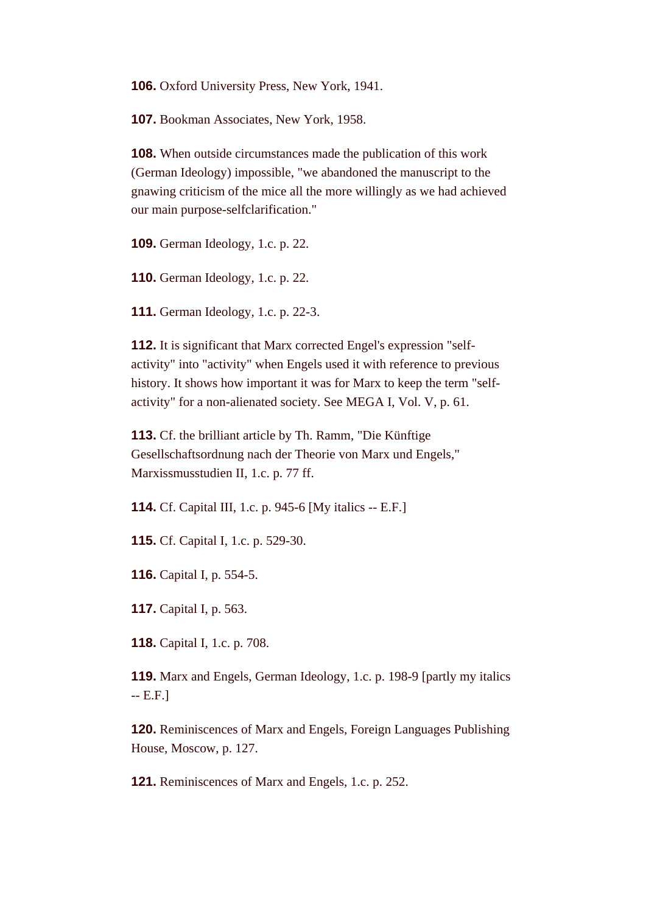**106.** Oxford University Press, New York, 1941.

**107.** Bookman Associates, New York, 1958.

**108.** When outside circumstances made the publication of this work (German Ideology) impossible, "we abandoned the manuscript to the gnawing criticism of the mice all the more willingly as we had achieved our main purpose-selfclarification."

**109.** German Ideology, 1.c. p. 22.

**110.** German Ideology, 1.c. p. 22.

**111.** German Ideology, 1.c. p. 22-3.

**112.** It is significant that Marx corrected Engel's expression "self-activity" into "activity" when Engels used it with reference to previous history. It shows how important it was for Marx to keep the term "self-activity" for a non-alienated society. See MEGA I, Vol. V, p. 61.

**113.** Cf. the brilliant article by Th. Ramm, "Die Künftige Gesellschaftsordnung nach der Theorie von Marx und Engels," Marxissmusstudien II, 1.c. p. 77 ff.

**114.** Cf. Capital III, 1.c. p. 945-6 [My italics -- E.F.]

**115.** Cf. Capital I, 1.c. p. 529-30.

**116.** Capital I, p. 554-5.

**117.** Capital I, p. 563.

**118.** Capital I, 1.c. p. 708.

**119.** Marx and Engels, German Ideology, 1.c. p. 198-9 [partly my italics -- E.F.]

**120.** Reminiscences of Marx and Engels, Foreign Languages Publishing House, Moscow, p. 127.

**121.** Reminiscences of Marx and Engels, 1.c. p. 252.